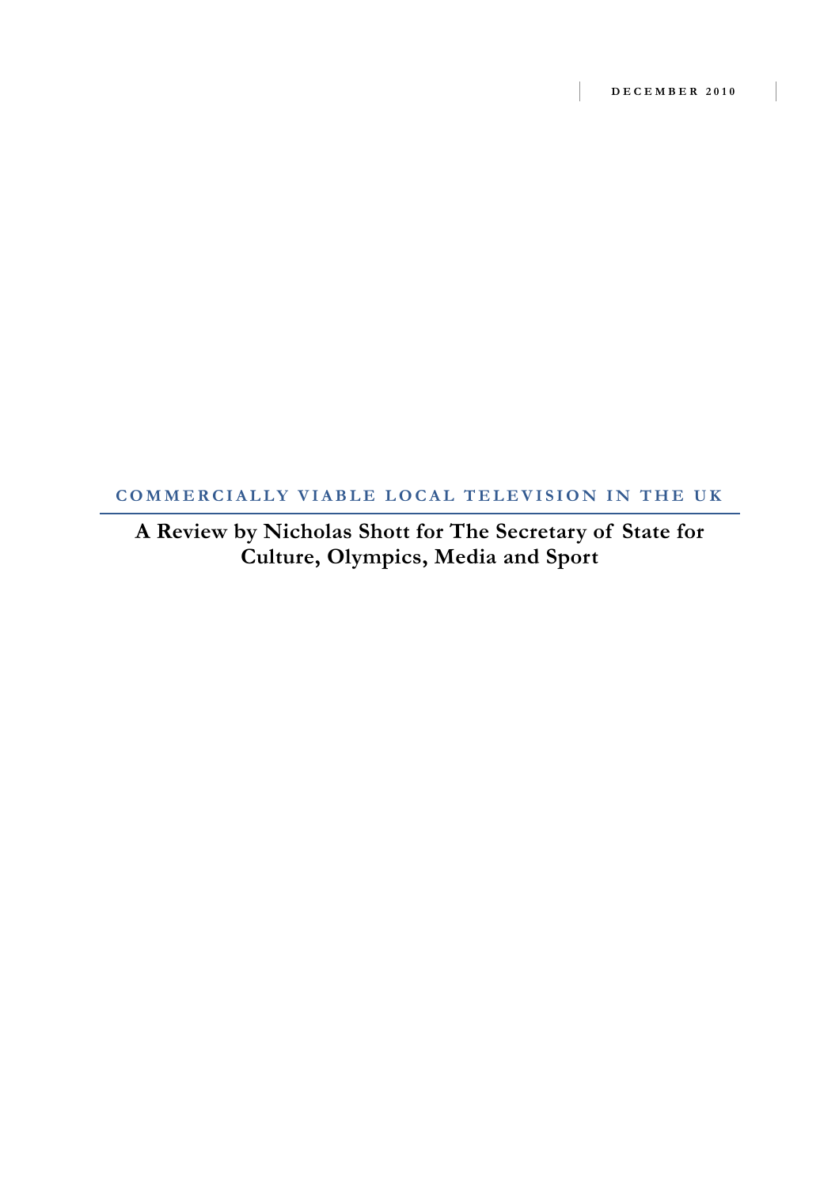DECEMBER 2010

# COMMERCIALLY VIABLE LOCAL TELEVISION IN THE UK

## A Review by Nicholas Shott for The Secretary of State for Culture, Olympics, Media and Sport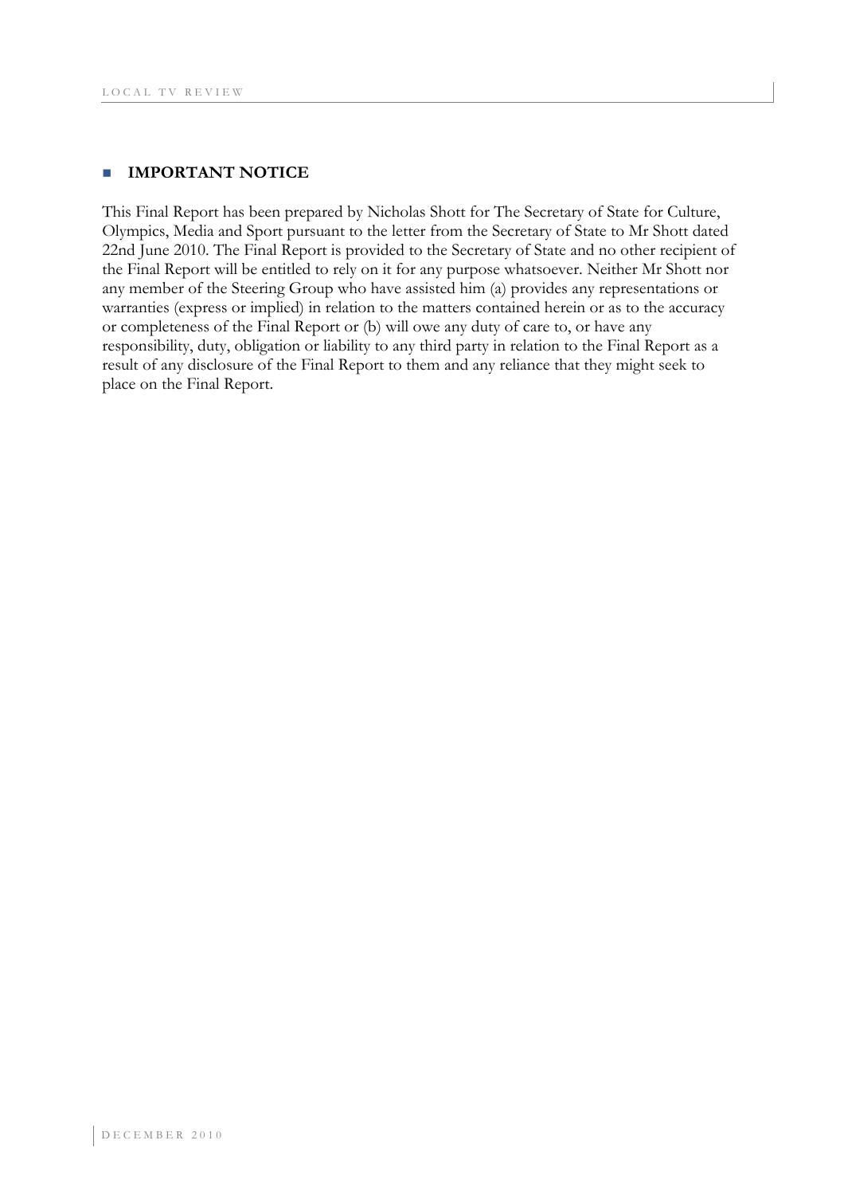## IMPORTANT NOTICE

This Final Report has been prepared by Nicholas Shott for The Secretary of State for Culture, Olympics, Media and Sport pursuant to the letter from the Secretary of State to Mr Shott dated 22nd June 2010. The Final Report is provided to the Secretary of State and no other recipient of the Final Report will be entitled to rely on it for any purpose whatsoever. Neither Mr Shott nor any member of the Steering Group who have assisted him (a) provides any representations or warranties (express or implied) in relation to the matters contained herein or as to the accuracy or completeness of the Final Report or (b) will owe any duty of care to, or have any responsibility, duty, obligation or liability to any third party in relation to the Final Report as a result of any disclosure of the Final Report to them and any reliance that they might seek to place on the Final Report.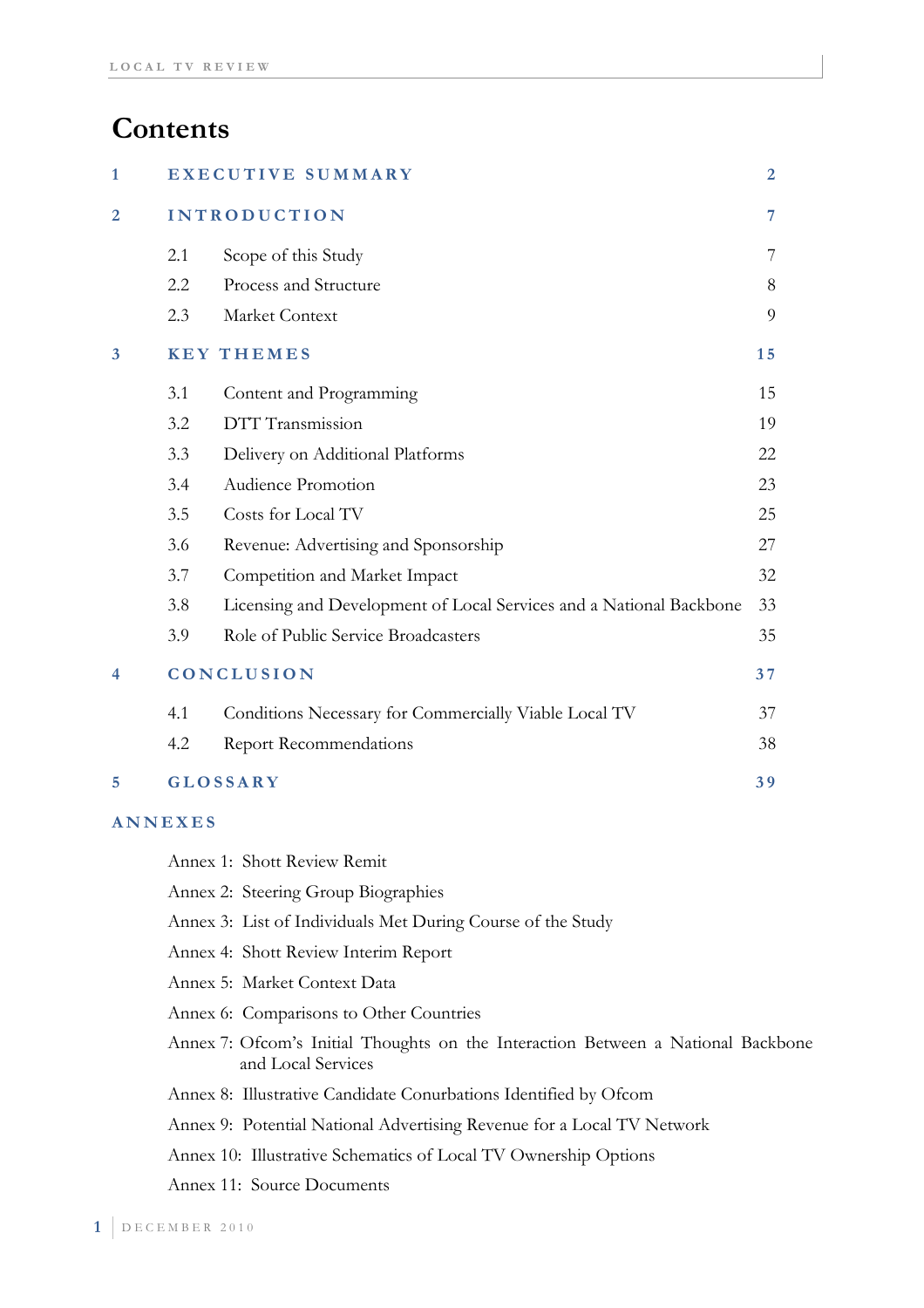# Contents

| | | |
|---|---|---|
| 1 | **EXECUTIVE SUMMARY** | 2 |
| 2 | **INTRODUCTION** | 7 |
| | 2.1 Scope of this Study | 7 |
| | 2.2 Process and Structure | 8 |
| | 2.3 Market Context | 9 |
| 3 | **KEY THEMES** | 15 |
| | 3.1 Content and Programming | 15 |
| | 3.2 DTT Transmission | 19 |
| | 3.3 Delivery on Additional Platforms | 22 |
| | 3.4 Audience Promotion | 23 |
| | 3.5 Costs for Local TV | 25 |
| | 3.6 Revenue: Advertising and Sponsorship | 27 |
| | 3.7 Competition and Market Impact | 32 |
| | 3.8 Licensing and Development of Local Services and a National Backbone | 33 |
| | 3.9 Role of Public Service Broadcasters | 35 |
| 4 | **CONCLUSION** | 37 |
| | 4.1 Conditions Necessary for Commercially Viable Local TV | 37 |
| | 4.2 Report Recommendations | 38 |
| 5 | **GLOSSARY** | 39 |

**ANNEXES**

- Annex 1: Shott Review Remit
- Annex 2: Steering Group Biographies
- Annex 3: List of Individuals Met During Course of the Study
- Annex 4: Shott Review Interim Report
- Annex 5: Market Context Data
- Annex 6: Comparisons to Other Countries
- Annex 7: Ofcom's Initial Thoughts on the Interaction Between a National Backbone and Local Services
- Annex 8: Illustrative Candidate Conurbations Identified by Ofcom
- Annex 9: Potential National Advertising Revenue for a Local TV Network
- Annex 10: Illustrative Schematics of Local TV Ownership Options
- Annex 11: Source Documents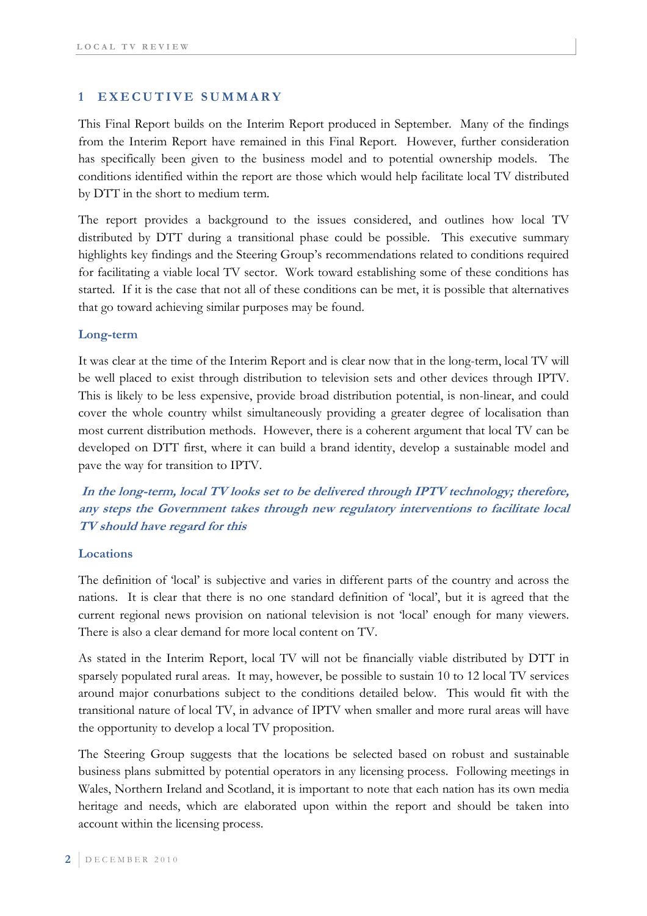# 1 EXECUTIVE SUMMARY

This Final Report builds on the Interim Report produced in September. Many of the findings from the Interim Report have remained in this Final Report. However, further consideration has specifically been given to the business model and to potential ownership models. The conditions identified within the report are those which would help facilitate local TV distributed by DTT in the short to medium term.

The report provides a background to the issues considered, and outlines how local TV distributed by DTT during a transitional phase could be possible. This executive summary highlights key findings and the Steering Group's recommendations related to conditions required for facilitating a viable local TV sector. Work toward establishing some of these conditions has started. If it is the case that not all of these conditions can be met, it is possible that alternatives that go toward achieving similar purposes may be found.

### Long-term

It was clear at the time of the Interim Report and is clear now that in the long-term, local TV will be well placed to exist through distribution to television sets and other devices through IPTV. This is likely to be less expensive, provide broad distribution potential, is non-linear, and could cover the whole country whilst simultaneously providing a greater degree of localisation than most current distribution methods. However, there is a coherent argument that local TV can be developed on DTT first, where it can build a brand identity, develop a sustainable model and pave the way for transition to IPTV.

***In the long-term, local TV looks set to be delivered through IPTV technology; therefore, any steps the Government takes through new regulatory interventions to facilitate local TV should have regard for this***

### Locations

The definition of 'local' is subjective and varies in different parts of the country and across the nations. It is clear that there is no one standard definition of 'local', but it is agreed that the current regional news provision on national television is not 'local' enough for many viewers. There is also a clear demand for more local content on TV.

As stated in the Interim Report, local TV will not be financially viable distributed by DTT in sparsely populated rural areas. It may, however, be possible to sustain 10 to 12 local TV services around major conurbations subject to the conditions detailed below. This would fit with the transitional nature of local TV, in advance of IPTV when smaller and more rural areas will have the opportunity to develop a local TV proposition.

The Steering Group suggests that the locations be selected based on robust and sustainable business plans submitted by potential operators in any licensing process. Following meetings in Wales, Northern Ireland and Scotland, it is important to note that each nation has its own media heritage and needs, which are elaborated upon within the report and should be taken into account within the licensing process.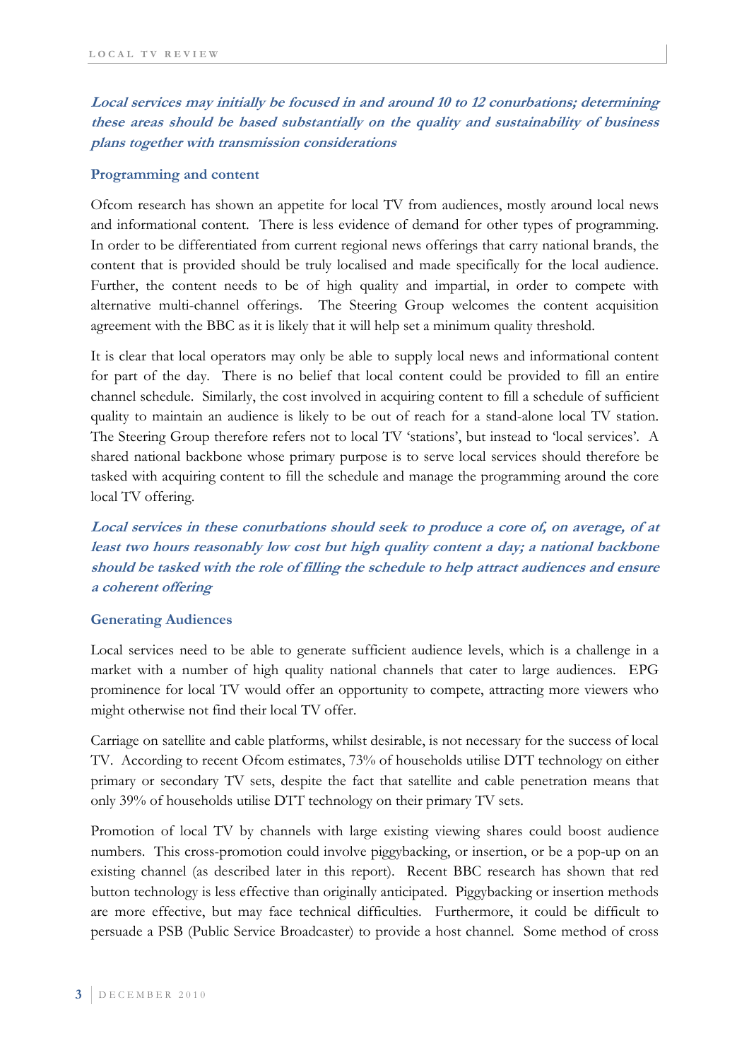***Local services may initially be focused in and around 10 to 12 conurbations; determining these areas should be based substantially on the quality and sustainability of business plans together with transmission considerations***

### Programming and content

Ofcom research has shown an appetite for local TV from audiences, mostly around local news and informational content. There is less evidence of demand for other types of programming. In order to be differentiated from current regional news offerings that carry national brands, the content that is provided should be truly localised and made specifically for the local audience. Further, the content needs to be of high quality and impartial, in order to compete with alternative multi-channel offerings. The Steering Group welcomes the content acquisition agreement with the BBC as it is likely that it will help set a minimum quality threshold.

It is clear that local operators may only be able to supply local news and informational content for part of the day. There is no belief that local content could be provided to fill an entire channel schedule. Similarly, the cost involved in acquiring content to fill a schedule of sufficient quality to maintain an audience is likely to be out of reach for a stand-alone local TV station. The Steering Group therefore refers not to local TV 'stations', but instead to 'local services'. A shared national backbone whose primary purpose is to serve local services should therefore be tasked with acquiring content to fill the schedule and manage the programming around the core local TV offering.

***Local services in these conurbations should seek to produce a core of, on average, of at least two hours reasonably low cost but high quality content a day; a national backbone should be tasked with the role of filling the schedule to help attract audiences and ensure a coherent offering***

### Generating Audiences

Local services need to be able to generate sufficient audience levels, which is a challenge in a market with a number of high quality national channels that cater to large audiences. EPG prominence for local TV would offer an opportunity to compete, attracting more viewers who might otherwise not find their local TV offer.

Carriage on satellite and cable platforms, whilst desirable, is not necessary for the success of local TV. According to recent Ofcom estimates, 73% of households utilise DTT technology on either primary or secondary TV sets, despite the fact that satellite and cable penetration means that only 39% of households utilise DTT technology on their primary TV sets.

Promotion of local TV by channels with large existing viewing shares could boost audience numbers. This cross-promotion could involve piggybacking, or insertion, or be a pop-up on an existing channel (as described later in this report). Recent BBC research has shown that red button technology is less effective than originally anticipated. Piggybacking or insertion methods are more effective, but may face technical difficulties. Furthermore, it could be difficult to persuade a PSB (Public Service Broadcaster) to provide a host channel. Some method of cross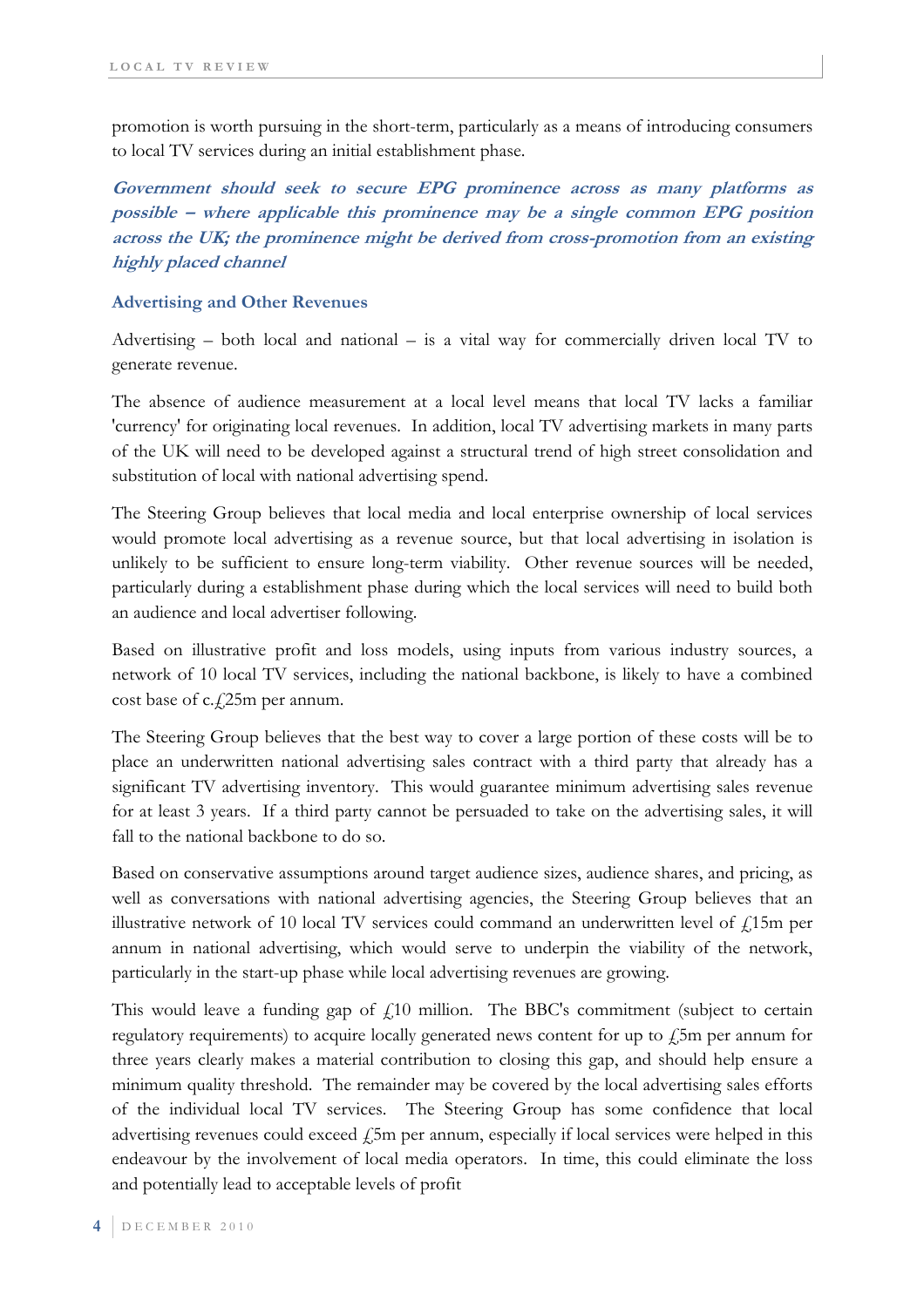promotion is worth pursuing in the short-term, particularly as a means of introducing consumers to local TV services during an initial establishment phase.

***Government should seek to secure EPG prominence across as many platforms as possible – where applicable this prominence may be a single common EPG position across the UK; the prominence might be derived from cross-promotion from an existing highly placed channel***

### Advertising and Other Revenues

Advertising – both local and national – is a vital way for commercially driven local TV to generate revenue.

The absence of audience measurement at a local level means that local TV lacks a familiar 'currency' for originating local revenues. In addition, local TV advertising markets in many parts of the UK will need to be developed against a structural trend of high street consolidation and substitution of local with national advertising spend.

The Steering Group believes that local media and local enterprise ownership of local services would promote local advertising as a revenue source, but that local advertising in isolation is unlikely to be sufficient to ensure long-term viability. Other revenue sources will be needed, particularly during a establishment phase during which the local services will need to build both an audience and local advertiser following.

Based on illustrative profit and loss models, using inputs from various industry sources, a network of 10 local TV services, including the national backbone, is likely to have a combined cost base of c.£25m per annum.

The Steering Group believes that the best way to cover a large portion of these costs will be to place an underwritten national advertising sales contract with a third party that already has a significant TV advertising inventory. This would guarantee minimum advertising sales revenue for at least 3 years. If a third party cannot be persuaded to take on the advertising sales, it will fall to the national backbone to do so.

Based on conservative assumptions around target audience sizes, audience shares, and pricing, as well as conversations with national advertising agencies, the Steering Group believes that an illustrative network of 10 local TV services could command an underwritten level of £15m per annum in national advertising, which would serve to underpin the viability of the network, particularly in the start-up phase while local advertising revenues are growing.

This would leave a funding gap of £10 million. The BBC's commitment (subject to certain regulatory requirements) to acquire locally generated news content for up to £5m per annum for three years clearly makes a material contribution to closing this gap, and should help ensure a minimum quality threshold. The remainder may be covered by the local advertising sales efforts of the individual local TV services. The Steering Group has some confidence that local advertising revenues could exceed £5m per annum, especially if local services were helped in this endeavour by the involvement of local media operators. In time, this could eliminate the loss and potentially lead to acceptable levels of profit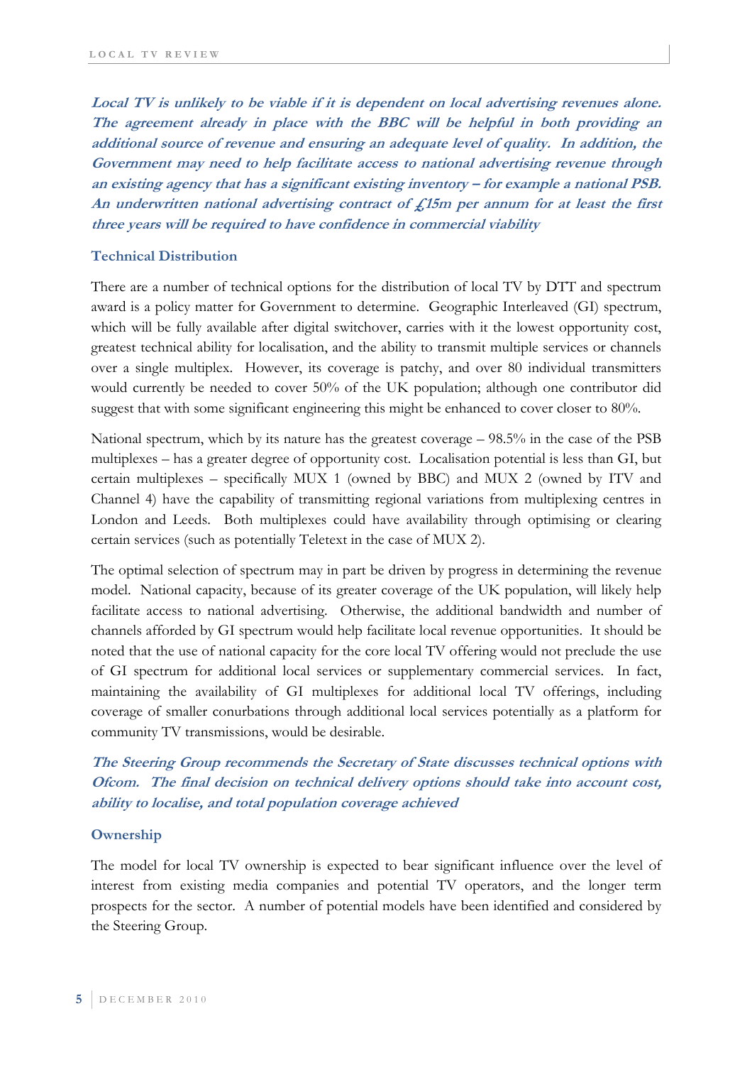***Local TV is unlikely to be viable if it is dependent on local advertising revenues alone. The agreement already in place with the BBC will be helpful in both providing an additional source of revenue and ensuring an adequate level of quality. In addition, the Government may need to help facilitate access to national advertising revenue through an existing agency that has a significant existing inventory – for example a national PSB. An underwritten national advertising contract of £15m per annum for at least the first three years will be required to have confidence in commercial viability***

### Technical Distribution

There are a number of technical options for the distribution of local TV by DTT and spectrum award is a policy matter for Government to determine. Geographic Interleaved (GI) spectrum, which will be fully available after digital switchover, carries with it the lowest opportunity cost, greatest technical ability for localisation, and the ability to transmit multiple services or channels over a single multiplex. However, its coverage is patchy, and over 80 individual transmitters would currently be needed to cover 50% of the UK population; although one contributor did suggest that with some significant engineering this might be enhanced to cover closer to 80%.

National spectrum, which by its nature has the greatest coverage – 98.5% in the case of the PSB multiplexes – has a greater degree of opportunity cost. Localisation potential is less than GI, but certain multiplexes – specifically MUX 1 (owned by BBC) and MUX 2 (owned by ITV and Channel 4) have the capability of transmitting regional variations from multiplexing centres in London and Leeds. Both multiplexes could have availability through optimising or clearing certain services (such as potentially Teletext in the case of MUX 2).

The optimal selection of spectrum may in part be driven by progress in determining the revenue model. National capacity, because of its greater coverage of the UK population, will likely help facilitate access to national advertising. Otherwise, the additional bandwidth and number of channels afforded by GI spectrum would help facilitate local revenue opportunities. It should be noted that the use of national capacity for the core local TV offering would not preclude the use of GI spectrum for additional local services or supplementary commercial services. In fact, maintaining the availability of GI multiplexes for additional local TV offerings, including coverage of smaller conurbations through additional local services potentially as a platform for community TV transmissions, would be desirable.

***The Steering Group recommends the Secretary of State discusses technical options with Ofcom. The final decision on technical delivery options should take into account cost, ability to localise, and total population coverage achieved***

### Ownership

The model for local TV ownership is expected to bear significant influence over the level of interest from existing media companies and potential TV operators, and the longer term prospects for the sector. A number of potential models have been identified and considered by the Steering Group.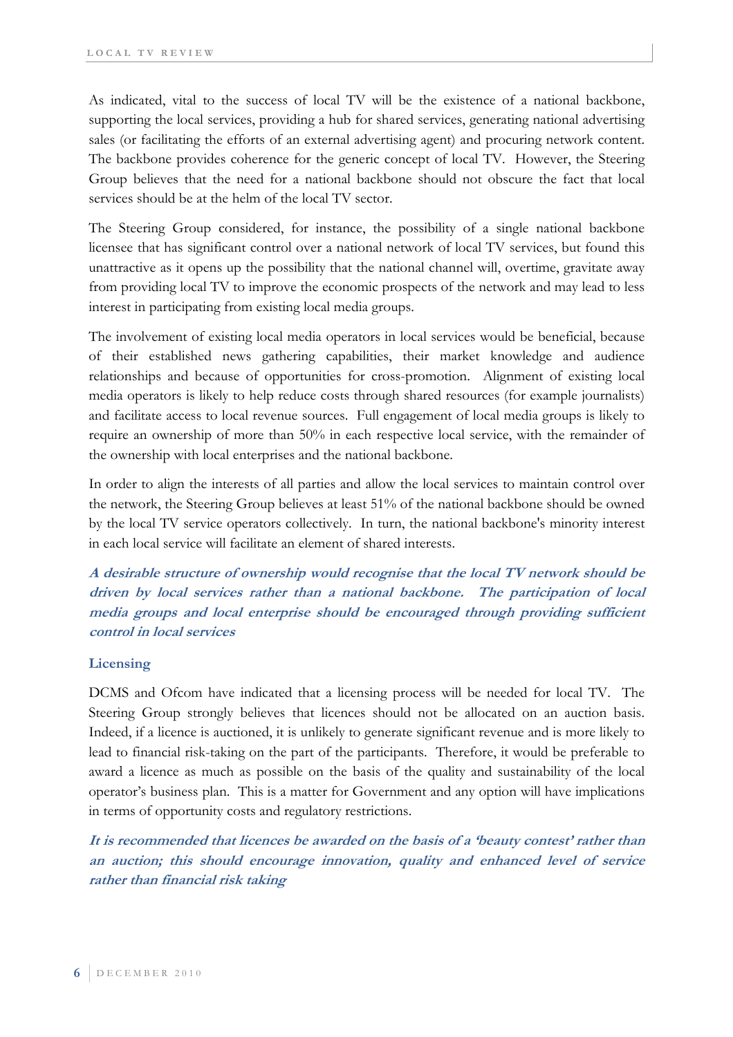As indicated, vital to the success of local TV will be the existence of a national backbone, supporting the local services, providing a hub for shared services, generating national advertising sales (or facilitating the efforts of an external advertising agent) and procuring network content. The backbone provides coherence for the generic concept of local TV. However, the Steering Group believes that the need for a national backbone should not obscure the fact that local services should be at the helm of the local TV sector.

The Steering Group considered, for instance, the possibility of a single national backbone licensee that has significant control over a national network of local TV services, but found this unattractive as it opens up the possibility that the national channel will, overtime, gravitate away from providing local TV to improve the economic prospects of the network and may lead to less interest in participating from existing local media groups.

The involvement of existing local media operators in local services would be beneficial, because of their established news gathering capabilities, their market knowledge and audience relationships and because of opportunities for cross-promotion. Alignment of existing local media operators is likely to help reduce costs through shared resources (for example journalists) and facilitate access to local revenue sources. Full engagement of local media groups is likely to require an ownership of more than 50% in each respective local service, with the remainder of the ownership with local enterprises and the national backbone.

In order to align the interests of all parties and allow the local services to maintain control over the network, the Steering Group believes at least 51% of the national backbone should be owned by the local TV service operators collectively. In turn, the national backbone's minority interest in each local service will facilitate an element of shared interests.

***A desirable structure of ownership would recognise that the local TV network should be driven by local services rather than a national backbone. The participation of local media groups and local enterprise should be encouraged through providing sufficient control in local services***

### Licensing

DCMS and Ofcom have indicated that a licensing process will be needed for local TV. The Steering Group strongly believes that licences should not be allocated on an auction basis. Indeed, if a licence is auctioned, it is unlikely to generate significant revenue and is more likely to lead to financial risk-taking on the part of the participants. Therefore, it would be preferable to award a licence as much as possible on the basis of the quality and sustainability of the local operator's business plan. This is a matter for Government and any option will have implications in terms of opportunity costs and regulatory restrictions.

***It is recommended that licences be awarded on the basis of a 'beauty contest' rather than an auction; this should encourage innovation, quality and enhanced level of service rather than financial risk taking***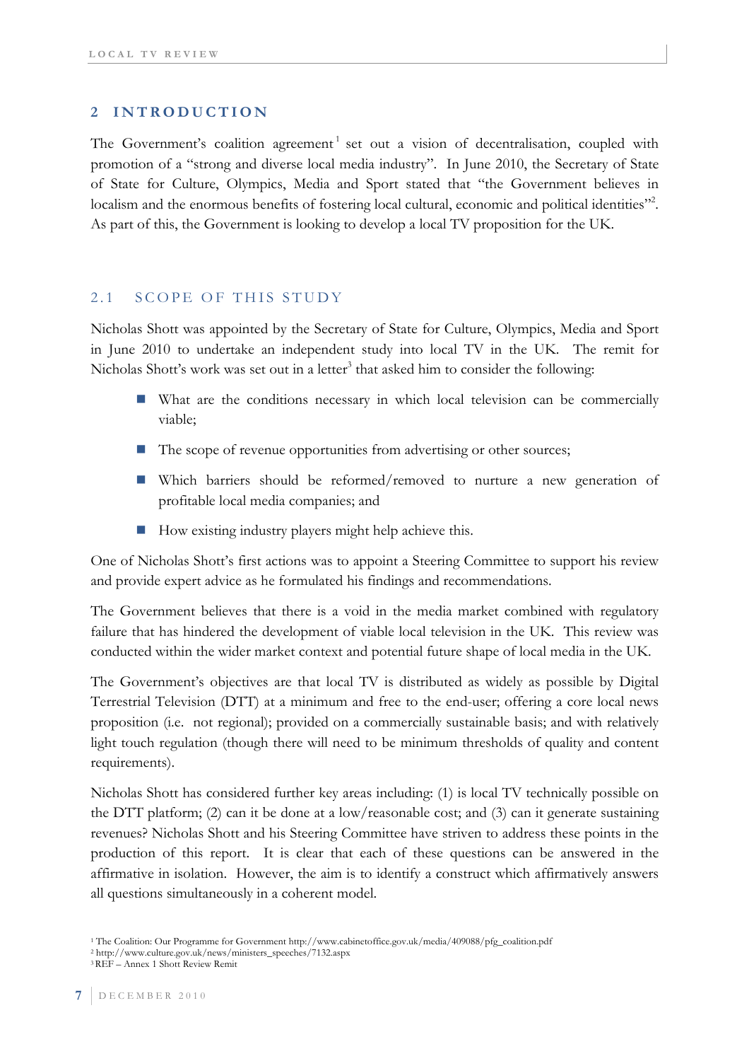## 2 INTRODUCTION

The Government's coalition agreement[1] set out a vision of decentralisation, coupled with promotion of a "strong and diverse local media industry". In June 2010, the Secretary of State of State for Culture, Olympics, Media and Sport stated that "the Government believes in localism and the enormous benefits of fostering local cultural, economic and political identities"[2]. As part of this, the Government is looking to develop a local TV proposition for the UK.

### 2.1 SCOPE OF THIS STUDY

Nicholas Shott was appointed by the Secretary of State for Culture, Olympics, Media and Sport in June 2010 to undertake an independent study into local TV in the UK. The remit for Nicholas Shott's work was set out in a letter[3] that asked him to consider the following:

- What are the conditions necessary in which local television can be commercially viable;
- The scope of revenue opportunities from advertising or other sources;
- Which barriers should be reformed/removed to nurture a new generation of profitable local media companies; and
- How existing industry players might help achieve this.

One of Nicholas Shott's first actions was to appoint a Steering Committee to support his review and provide expert advice as he formulated his findings and recommendations.

The Government believes that there is a void in the media market combined with regulatory failure that has hindered the development of viable local television in the UK. This review was conducted within the wider market context and potential future shape of local media in the UK.

The Government's objectives are that local TV is distributed as widely as possible by Digital Terrestrial Television (DTT) at a minimum and free to the end-user; offering a core local news proposition (i.e. not regional); provided on a commercially sustainable basis; and with relatively light touch regulation (though there will need to be minimum thresholds of quality and content requirements).

Nicholas Shott has considered further key areas including: (1) is local TV technically possible on the DTT platform; (2) can it be done at a low/reasonable cost; and (3) can it generate sustaining revenues? Nicholas Shott and his Steering Committee have striven to address these points in the production of this report. It is clear that each of these questions can be answered in the affirmative in isolation. However, the aim is to identify a construct which affirmatively answers all questions simultaneously in a coherent model.

[1] The Coalition: Our Programme for Government http://www.cabinetoffice.gov.uk/media/409088/pfg_coalition.pdf
[2] http://www.culture.gov.uk/news/ministers_speeches/7132.aspx
[3] REF – Annex 1 Shott Review Remit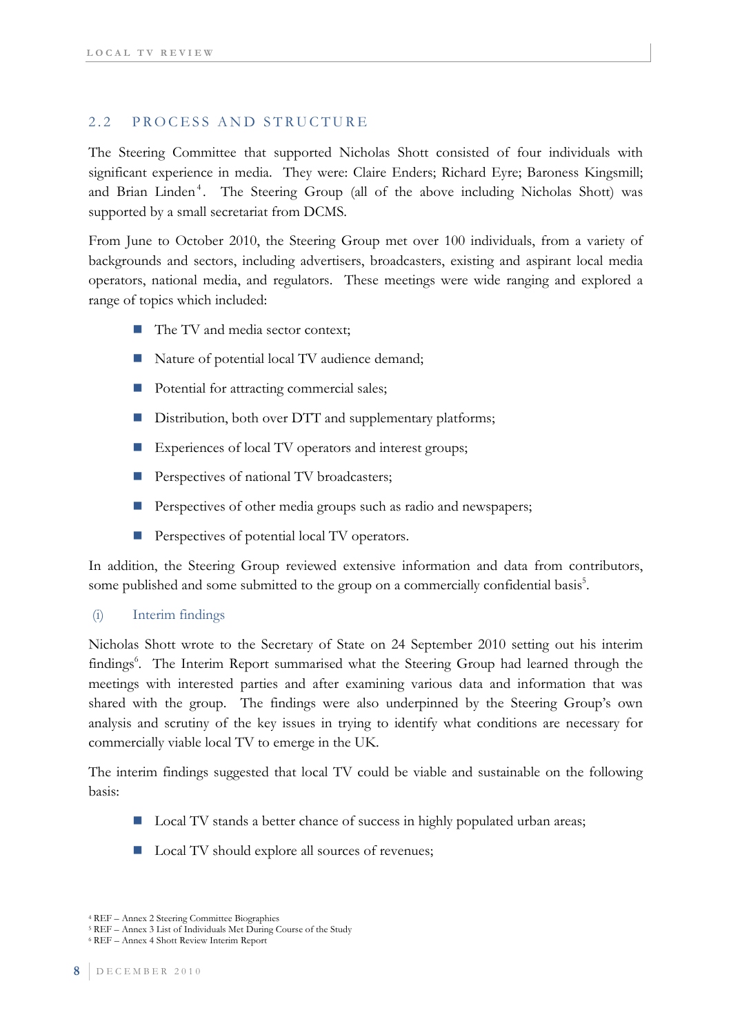## 2.2 PROCESS AND STRUCTURE

The Steering Committee that supported Nicholas Shott consisted of four individuals with significant experience in media. They were: Claire Enders; Richard Eyre; Baroness Kingsmill; and Brian Linden[4]. The Steering Group (all of the above including Nicholas Shott) was supported by a small secretariat from DCMS.

From June to October 2010, the Steering Group met over 100 individuals, from a variety of backgrounds and sectors, including advertisers, broadcasters, existing and aspirant local media operators, national media, and regulators. These meetings were wide ranging and explored a range of topics which included:

- The TV and media sector context;
- Nature of potential local TV audience demand;
- Potential for attracting commercial sales;
- Distribution, both over DTT and supplementary platforms;
- Experiences of local TV operators and interest groups;
- Perspectives of national TV broadcasters;
- Perspectives of other media groups such as radio and newspapers;
- Perspectives of potential local TV operators.

In addition, the Steering Group reviewed extensive information and data from contributors, some published and some submitted to the group on a commercially confidential basis[5].

### (i) Interim findings

Nicholas Shott wrote to the Secretary of State on 24 September 2010 setting out his interim findings[6]. The Interim Report summarised what the Steering Group had learned through the meetings with interested parties and after examining various data and information that was shared with the group. The findings were also underpinned by the Steering Group's own analysis and scrutiny of the key issues in trying to identify what conditions are necessary for commercially viable local TV to emerge in the UK.

The interim findings suggested that local TV could be viable and sustainable on the following basis:

- Local TV stands a better chance of success in highly populated urban areas;
- Local TV should explore all sources of revenues;

[4] REF – Annex 2 Steering Committee Biographies
[5] REF – Annex 3 List of Individuals Met During Course of the Study
[6] REF – Annex 4 Shott Review Interim Report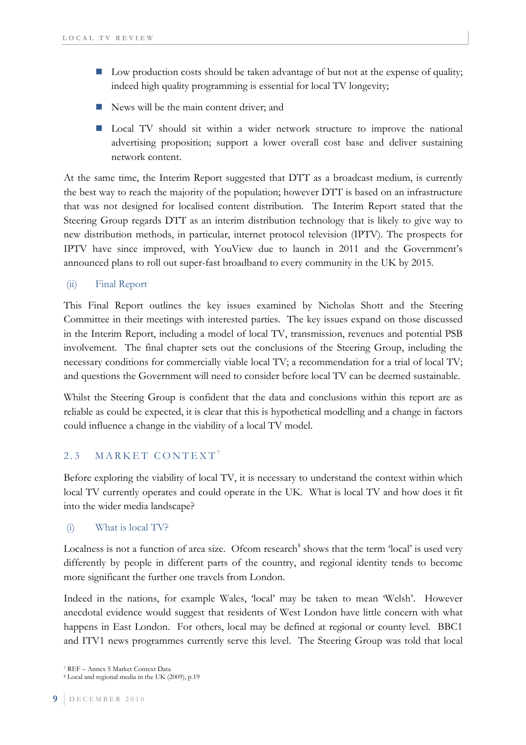- Low production costs should be taken advantage of but not at the expense of quality; indeed high quality programming is essential for local TV longevity;
- News will be the main content driver; and
- Local TV should sit within a wider network structure to improve the national advertising proposition; support a lower overall cost base and deliver sustaining network content.

At the same time, the Interim Report suggested that DTT as a broadcast medium, is currently the best way to reach the majority of the population; however DTT is based on an infrastructure that was not designed for localised content distribution. The Interim Report stated that the Steering Group regards DTT as an interim distribution technology that is likely to give way to new distribution methods, in particular, internet protocol television (IPTV). The prospects for IPTV have since improved, with YouView due to launch in 2011 and the Government's announced plans to roll out super-fast broadband to every community in the UK by 2015.

### (ii) Final Report

This Final Report outlines the key issues examined by Nicholas Shott and the Steering Committee in their meetings with interested parties. The key issues expand on those discussed in the Interim Report, including a model of local TV, transmission, revenues and potential PSB involvement. The final chapter sets out the conclusions of the Steering Group, including the necessary conditions for commercially viable local TV; a recommendation for a trial of local TV; and questions the Government will need to consider before local TV can be deemed sustainable.

Whilst the Steering Group is confident that the data and conclusions within this report are as reliable as could be expected, it is clear that this is hypothetical modelling and a change in factors could influence a change in the viability of a local TV model.

## 2.3 MARKET CONTEXT[7]

Before exploring the viability of local TV, it is necessary to understand the context within which local TV currently operates and could operate in the UK. What is local TV and how does it fit into the wider media landscape?

### (i) What is local TV?

Localness is not a function of area size. Ofcom research[8] shows that the term 'local' is used very differently by people in different parts of the country, and regional identity tends to become more significant the further one travels from London.

Indeed in the nations, for example Wales, 'local' may be taken to mean 'Welsh'. However anecdotal evidence would suggest that residents of West London have little concern with what happens in East London. For others, local may be defined at regional or county level. BBC1 and ITV1 news programmes currently serve this level. The Steering Group was told that local

[7] REF – Annex 5 Market Context Data

[8] Local and regional media in the UK (2009), p.19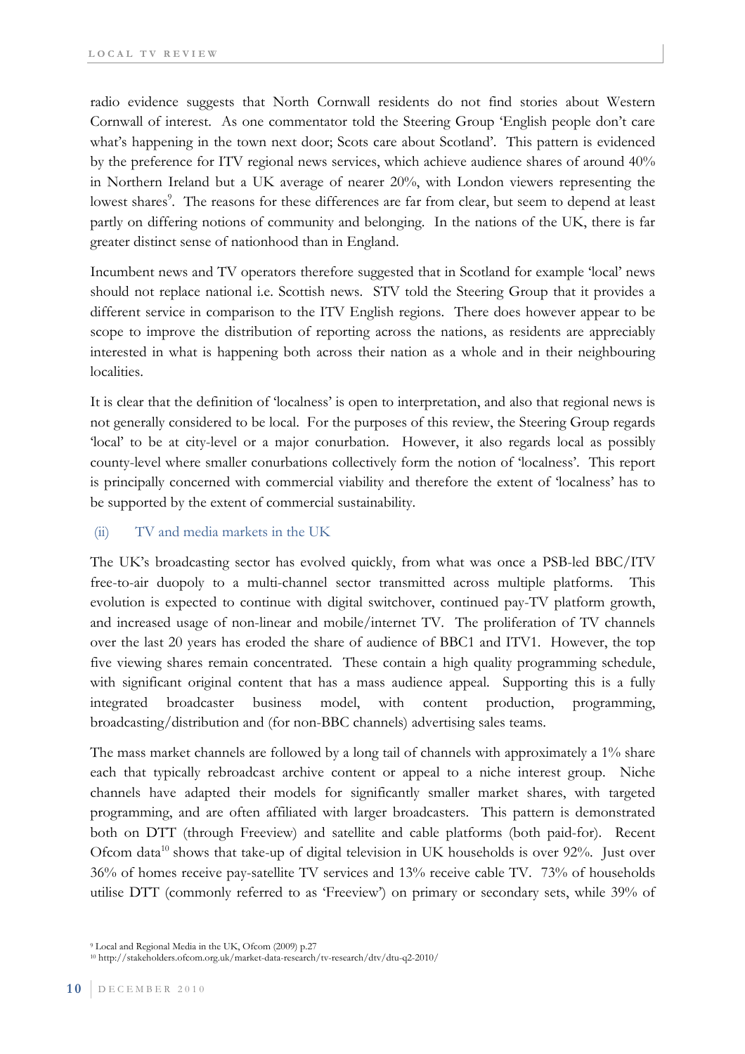radio evidence suggests that North Cornwall residents do not find stories about Western Cornwall of interest. As one commentator told the Steering Group 'English people don't care what's happening in the town next door; Scots care about Scotland'. This pattern is evidenced by the preference for ITV regional news services, which achieve audience shares of around 40% in Northern Ireland but a UK average of nearer 20%, with London viewers representing the lowest shares[9]. The reasons for these differences are far from clear, but seem to depend at least partly on differing notions of community and belonging. In the nations of the UK, there is far greater distinct sense of nationhood than in England.

Incumbent news and TV operators therefore suggested that in Scotland for example 'local' news should not replace national i.e. Scottish news. STV told the Steering Group that it provides a different service in comparison to the ITV English regions. There does however appear to be scope to improve the distribution of reporting across the nations, as residents are appreciably interested in what is happening both across their nation as a whole and in their neighbouring localities.

It is clear that the definition of 'localness' is open to interpretation, and also that regional news is not generally considered to be local. For the purposes of this review, the Steering Group regards 'local' to be at city-level or a major conurbation. However, it also regards local as possibly county-level where smaller conurbations collectively form the notion of 'localness'. This report is principally concerned with commercial viability and therefore the extent of 'localness' has to be supported by the extent of commercial sustainability.

### (ii) TV and media markets in the UK

The UK's broadcasting sector has evolved quickly, from what was once a PSB-led BBC/ITV free-to-air duopoly to a multi-channel sector transmitted across multiple platforms. This evolution is expected to continue with digital switchover, continued pay-TV platform growth, and increased usage of non-linear and mobile/internet TV. The proliferation of TV channels over the last 20 years has eroded the share of audience of BBC1 and ITV1. However, the top five viewing shares remain concentrated. These contain a high quality programming schedule, with significant original content that has a mass audience appeal. Supporting this is a fully integrated broadcaster business model, with content production, programming, broadcasting/distribution and (for non-BBC channels) advertising sales teams.

The mass market channels are followed by a long tail of channels with approximately a 1% share each that typically rebroadcast archive content or appeal to a niche interest group. Niche channels have adapted their models for significantly smaller market shares, with targeted programming, and are often affiliated with larger broadcasters. This pattern is demonstrated both on DTT (through Freeview) and satellite and cable platforms (both paid-for). Recent Ofcom data[10] shows that take-up of digital television in UK households is over 92%. Just over 36% of homes receive pay-satellite TV services and 13% receive cable TV. 73% of households utilise DTT (commonly referred to as 'Freeview') on primary or secondary sets, while 39% of

[9] Local and Regional Media in the UK, Ofcom (2009) p.27

[10] http://stakeholders.ofcom.org.uk/market-data-research/tv-research/dtv/dtu-q2-2010/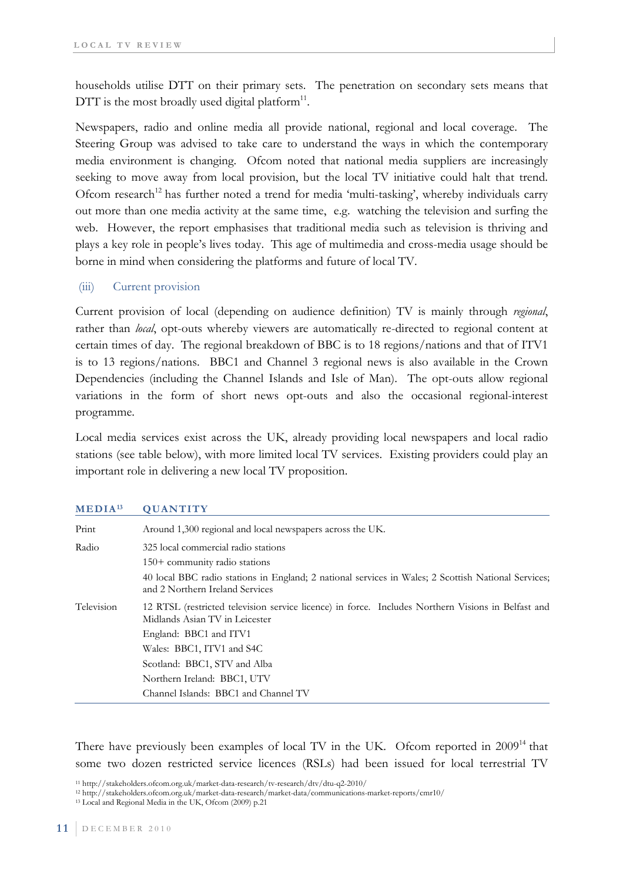households utilise DTT on their primary sets. The penetration on secondary sets means that DTT is the most broadly used digital platform[11].

Newspapers, radio and online media all provide national, regional and local coverage. The Steering Group was advised to take care to understand the ways in which the contemporary media environment is changing. Ofcom noted that national media suppliers are increasingly seeking to move away from local provision, but the local TV initiative could halt that trend. Ofcom research[12] has further noted a trend for media 'multi-tasking', whereby individuals carry out more than one media activity at the same time, e.g. watching the television and surfing the web. However, the report emphasises that traditional media such as television is thriving and plays a key role in people's lives today. This age of multimedia and cross-media usage should be borne in mind when considering the platforms and future of local TV.

### (iii) Current provision

Current provision of local (depending on audience definition) TV is mainly through *regional*, rather than *local*, opt-outs whereby viewers are automatically re-directed to regional content at certain times of day. The regional breakdown of BBC is to 18 regions/nations and that of ITV1 is to 13 regions/nations. BBC1 and Channel 3 regional news is also available in the Crown Dependencies (including the Channel Islands and Isle of Man). The opt-outs allow regional variations in the form of short news opt-outs and also the occasional regional-interest programme.

Local media services exist across the UK, already providing local newspapers and local radio stations (see table below), with more limited local TV services. Existing providers could play an important role in delivering a new local TV proposition.

| MEDIA[13] | QUANTITY |
|---|---|
| Print | Around 1,300 regional and local newspapers across the UK. |
| Radio | 325 local commercial radio stations |
| | 150+ community radio stations |
| | 40 local BBC radio stations in England; 2 national services in Wales; 2 Scottish National Services; and 2 Northern Ireland Services |
| Television | 12 RTSL (restricted television service licence) in force. Includes Northern Visions in Belfast and Midlands Asian TV in Leicester |
| | England: BBC1 and ITV1 |
| | Wales: BBC1, ITV1 and S4C |
| | Scotland: BBC1, STV and Alba |
| | Northern Ireland: BBC1, UTV |
| | Channel Islands: BBC1 and Channel TV |

There have previously been examples of local TV in the UK. Ofcom reported in 2009[14] that some two dozen restricted service licences (RSLs) had been issued for local terrestrial TV

[11] http://stakeholders.ofcom.org.uk/market-data-research/tv-research/dtv/dtu-q2-2010/

[12] http://stakeholders.ofcom.org.uk/market-data-research/market-data/communications-market-reports/cmr10/

[13] Local and Regional Media in the UK, Ofcom (2009) p.21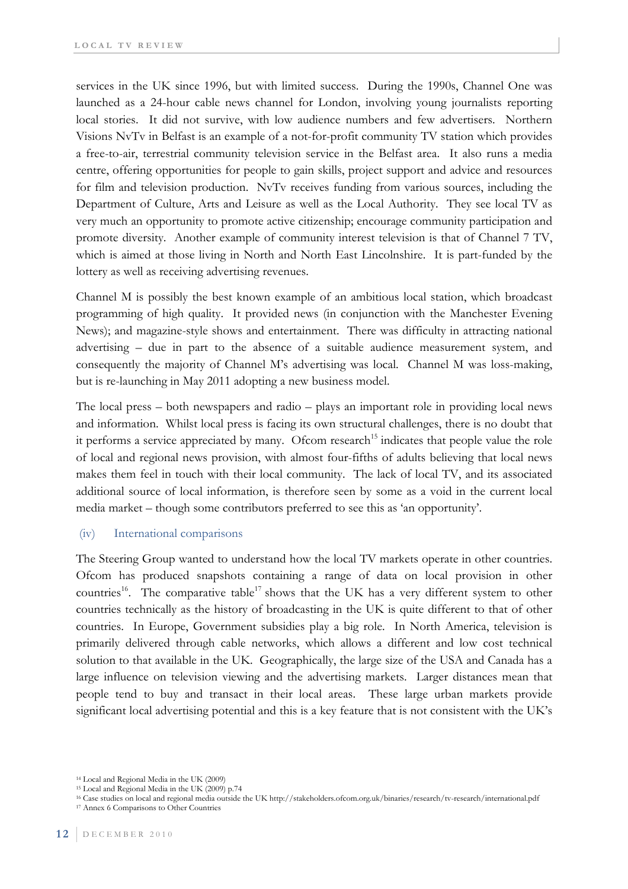services in the UK since 1996, but with limited success. During the 1990s, Channel One was launched as a 24-hour cable news channel for London, involving young journalists reporting local stories. It did not survive, with low audience numbers and few advertisers. Northern Visions NvTv in Belfast is an example of a not-for-profit community TV station which provides a free-to-air, terrestrial community television service in the Belfast area. It also runs a media centre, offering opportunities for people to gain skills, project support and advice and resources for film and television production. NvTv receives funding from various sources, including the Department of Culture, Arts and Leisure as well as the Local Authority. They see local TV as very much an opportunity to promote active citizenship; encourage community participation and promote diversity. Another example of community interest television is that of Channel 7 TV, which is aimed at those living in North and North East Lincolnshire. It is part-funded by the lottery as well as receiving advertising revenues.

Channel M is possibly the best known example of an ambitious local station, which broadcast programming of high quality. It provided news (in conjunction with the Manchester Evening News); and magazine-style shows and entertainment. There was difficulty in attracting national advertising – due in part to the absence of a suitable audience measurement system, and consequently the majority of Channel M's advertising was local. Channel M was loss-making, but is re-launching in May 2011 adopting a new business model.

The local press – both newspapers and radio – plays an important role in providing local news and information. Whilst local press is facing its own structural challenges, there is no doubt that it performs a service appreciated by many. Ofcom research[15] indicates that people value the role of local and regional news provision, with almost four-fifths of adults believing that local news makes them feel in touch with their local community. The lack of local TV, and its associated additional source of local information, is therefore seen by some as a void in the current local media market – though some contributors preferred to see this as 'an opportunity'.

### (iv) International comparisons

The Steering Group wanted to understand how the local TV markets operate in other countries. Ofcom has produced snapshots containing a range of data on local provision in other countries[16]. The comparative table[17] shows that the UK has a very different system to other countries technically as the history of broadcasting in the UK is quite different to that of other countries. In Europe, Government subsidies play a big role. In North America, television is primarily delivered through cable networks, which allows a different and low cost technical solution to that available in the UK. Geographically, the large size of the USA and Canada has a large influence on television viewing and the advertising markets. Larger distances mean that people tend to buy and transact in their local areas. These large urban markets provide significant local advertising potential and this is a key feature that is not consistent with the UK's

---

[14] Local and Regional Media in the UK (2009)

[15] Local and Regional Media in the UK (2009) p.74

[16] Case studies on local and regional media outside the UK http://stakeholders.ofcom.org.uk/binaries/research/tv-research/international.pdf

[17] Annex 6 Comparisons to Other Countries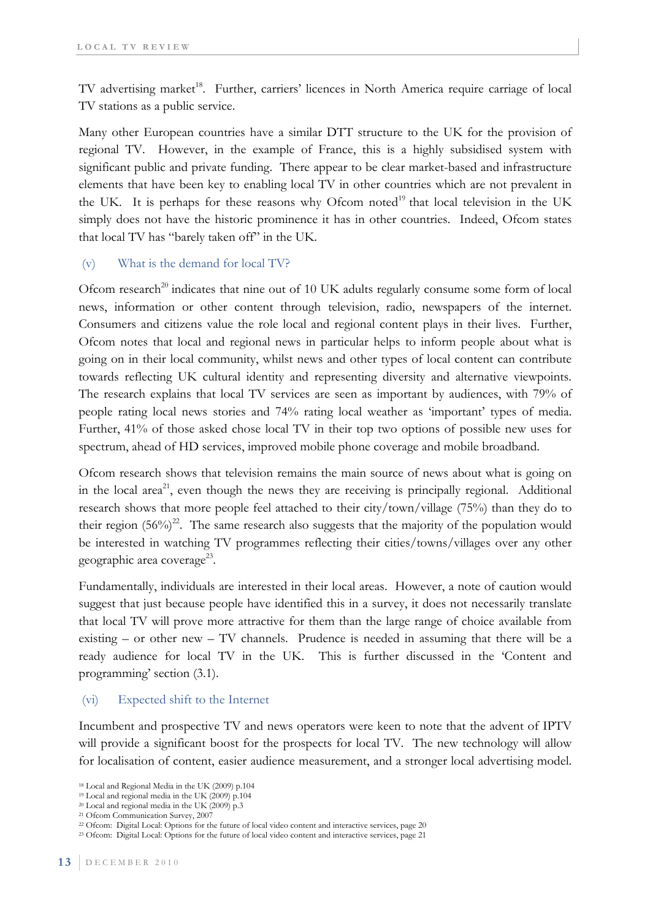TV advertising market[18]. Further, carriers' licences in North America require carriage of local TV stations as a public service.

Many other European countries have a similar DTT structure to the UK for the provision of regional TV. However, in the example of France, this is a highly subsidised system with significant public and private funding. There appear to be clear market-based and infrastructure elements that have been key to enabling local TV in other countries which are not prevalent in the UK. It is perhaps for these reasons why Ofcom noted[19] that local television in the UK simply does not have the historic prominence it has in other countries. Indeed, Ofcom states that local TV has "barely taken off" in the UK.

### (v) What is the demand for local TV?

Ofcom research[20] indicates that nine out of 10 UK adults regularly consume some form of local news, information or other content through television, radio, newspapers of the internet. Consumers and citizens value the role local and regional content plays in their lives. Further, Ofcom notes that local and regional news in particular helps to inform people about what is going on in their local community, whilst news and other types of local content can contribute towards reflecting UK cultural identity and representing diversity and alternative viewpoints. The research explains that local TV services are seen as important by audiences, with 79% of people rating local news stories and 74% rating local weather as 'important' types of media. Further, 41% of those asked chose local TV in their top two options of possible new uses for spectrum, ahead of HD services, improved mobile phone coverage and mobile broadband.

Ofcom research shows that television remains the main source of news about what is going on in the local area[21], even though the news they are receiving is principally regional. Additional research shows that more people feel attached to their city/town/village (75%) than they do to their region (56%)[22]. The same research also suggests that the majority of the population would be interested in watching TV programmes reflecting their cities/towns/villages over any other geographic area coverage[23].

Fundamentally, individuals are interested in their local areas. However, a note of caution would suggest that just because people have identified this in a survey, it does not necessarily translate that local TV will prove more attractive for them than the large range of choice available from existing – or other new – TV channels. Prudence is needed in assuming that there will be a ready audience for local TV in the UK. This is further discussed in the 'Content and programming' section (3.1).

### (vi) Expected shift to the Internet

Incumbent and prospective TV and news operators were keen to note that the advent of IPTV will provide a significant boost for the prospects for local TV. The new technology will allow for localisation of content, easier audience measurement, and a stronger local advertising model.

[18] Local and Regional Media in the UK (2009) p.104
[19] Local and regional media in the UK (2009) p.104
[20] Local and regional media in the UK (2009) p.3
[21] Ofcom Communication Survey, 2007
[22] Ofcom: Digital Local: Options for the future of local video content and interactive services, page 20
[23] Ofcom: Digital Local: Options for the future of local video content and interactive services, page 21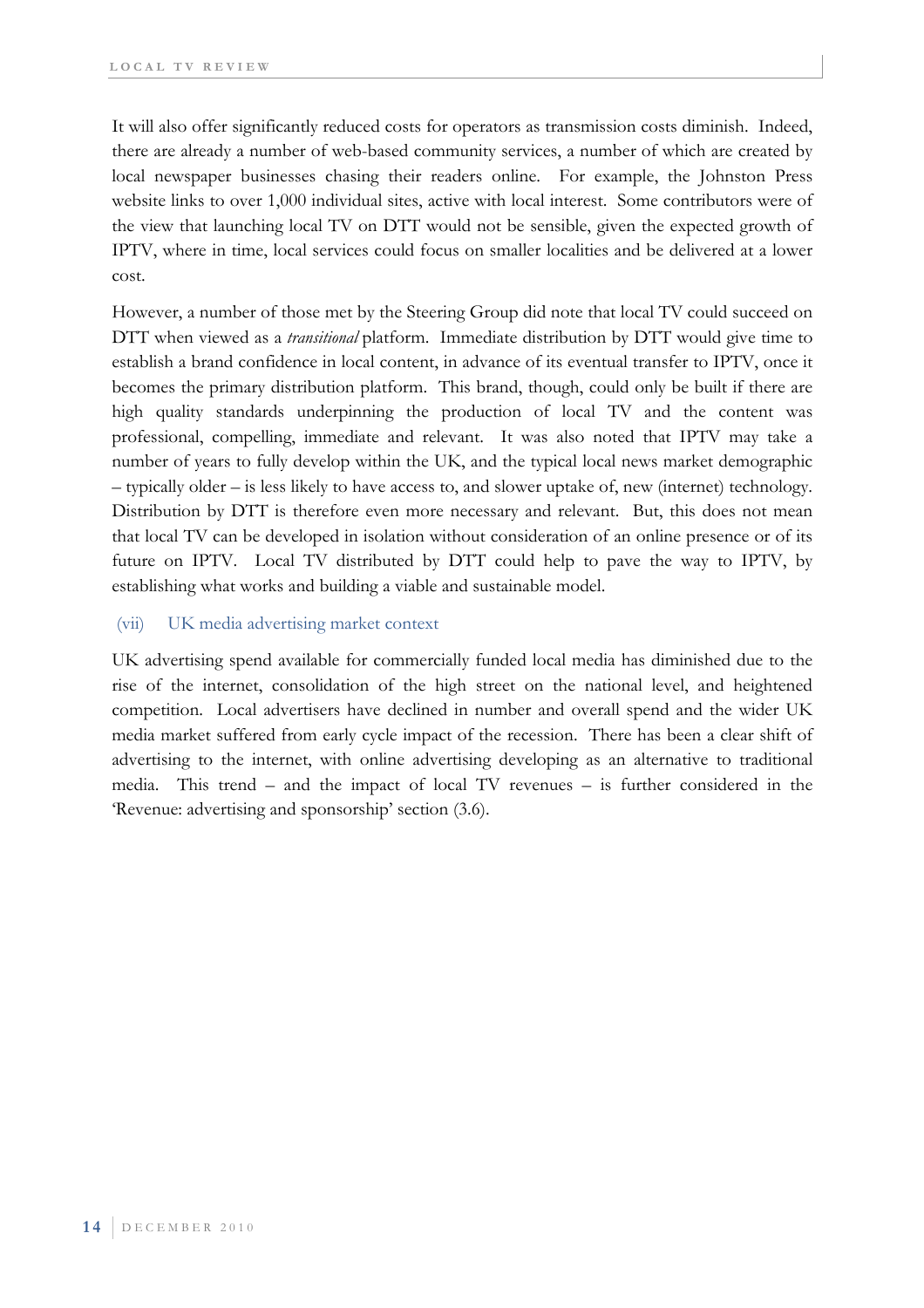It will also offer significantly reduced costs for operators as transmission costs diminish. Indeed, there are already a number of web-based community services, a number of which are created by local newspaper businesses chasing their readers online. For example, the Johnston Press website links to over 1,000 individual sites, active with local interest. Some contributors were of the view that launching local TV on DTT would not be sensible, given the expected growth of IPTV, where in time, local services could focus on smaller localities and be delivered at a lower cost.

However, a number of those met by the Steering Group did note that local TV could succeed on DTT when viewed as a *transitional* platform. Immediate distribution by DTT would give time to establish a brand confidence in local content, in advance of its eventual transfer to IPTV, once it becomes the primary distribution platform. This brand, though, could only be built if there are high quality standards underpinning the production of local TV and the content was professional, compelling, immediate and relevant. It was also noted that IPTV may take a number of years to fully develop within the UK, and the typical local news market demographic – typically older – is less likely to have access to, and slower uptake of, new (internet) technology. Distribution by DTT is therefore even more necessary and relevant. But, this does not mean that local TV can be developed in isolation without consideration of an online presence or of its future on IPTV. Local TV distributed by DTT could help to pave the way to IPTV, by establishing what works and building a viable and sustainable model.

### (vii) UK media advertising market context

UK advertising spend available for commercially funded local media has diminished due to the rise of the internet, consolidation of the high street on the national level, and heightened competition. Local advertisers have declined in number and overall spend and the wider UK media market suffered from early cycle impact of the recession. There has been a clear shift of advertising to the internet, with online advertising developing as an alternative to traditional media. This trend – and the impact of local TV revenues – is further considered in the 'Revenue: advertising and sponsorship' section (3.6).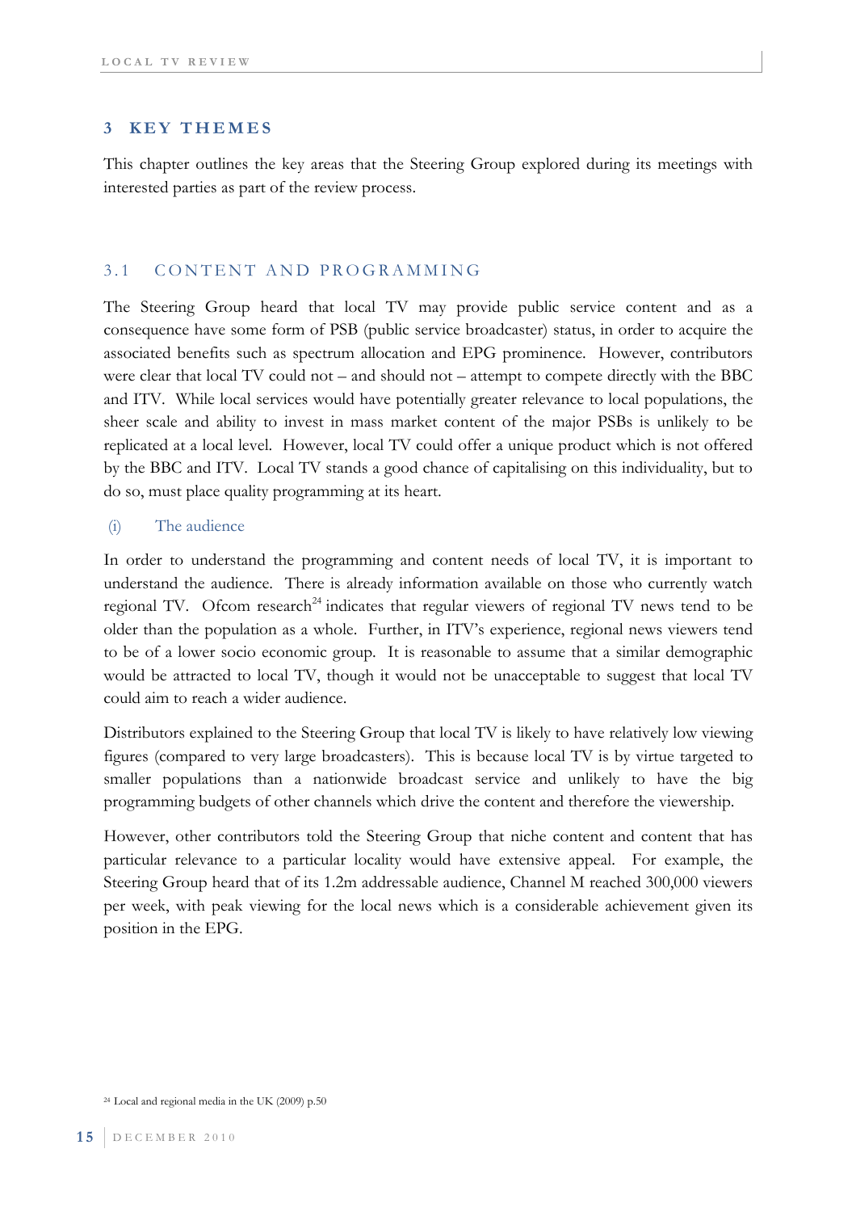# 3 KEY THEMES

This chapter outlines the key areas that the Steering Group explored during its meetings with interested parties as part of the review process.

## 3.1 CONTENT AND PROGRAMMING

The Steering Group heard that local TV may provide public service content and as a consequence have some form of PSB (public service broadcaster) status, in order to acquire the associated benefits such as spectrum allocation and EPG prominence. However, contributors were clear that local TV could not – and should not – attempt to compete directly with the BBC and ITV. While local services would have potentially greater relevance to local populations, the sheer scale and ability to invest in mass market content of the major PSBs is unlikely to be replicated at a local level. However, local TV could offer a unique product which is not offered by the BBC and ITV. Local TV stands a good chance of capitalising on this individuality, but to do so, must place quality programming at its heart.

### (i) The audience

In order to understand the programming and content needs of local TV, it is important to understand the audience. There is already information available on those who currently watch regional TV. Ofcom research[24] indicates that regular viewers of regional TV news tend to be older than the population as a whole. Further, in ITV's experience, regional news viewers tend to be of a lower socio economic group. It is reasonable to assume that a similar demographic would be attracted to local TV, though it would not be unacceptable to suggest that local TV could aim to reach a wider audience.

Distributors explained to the Steering Group that local TV is likely to have relatively low viewing figures (compared to very large broadcasters). This is because local TV is by virtue targeted to smaller populations than a nationwide broadcast service and unlikely to have the big programming budgets of other channels which drive the content and therefore the viewership.

However, other contributors told the Steering Group that niche content and content that has particular relevance to a particular locality would have extensive appeal. For example, the Steering Group heard that of its 1.2m addressable audience, Channel M reached 300,000 viewers per week, with peak viewing for the local news which is a considerable achievement given its position in the EPG.

[24] Local and regional media in the UK (2009) p.50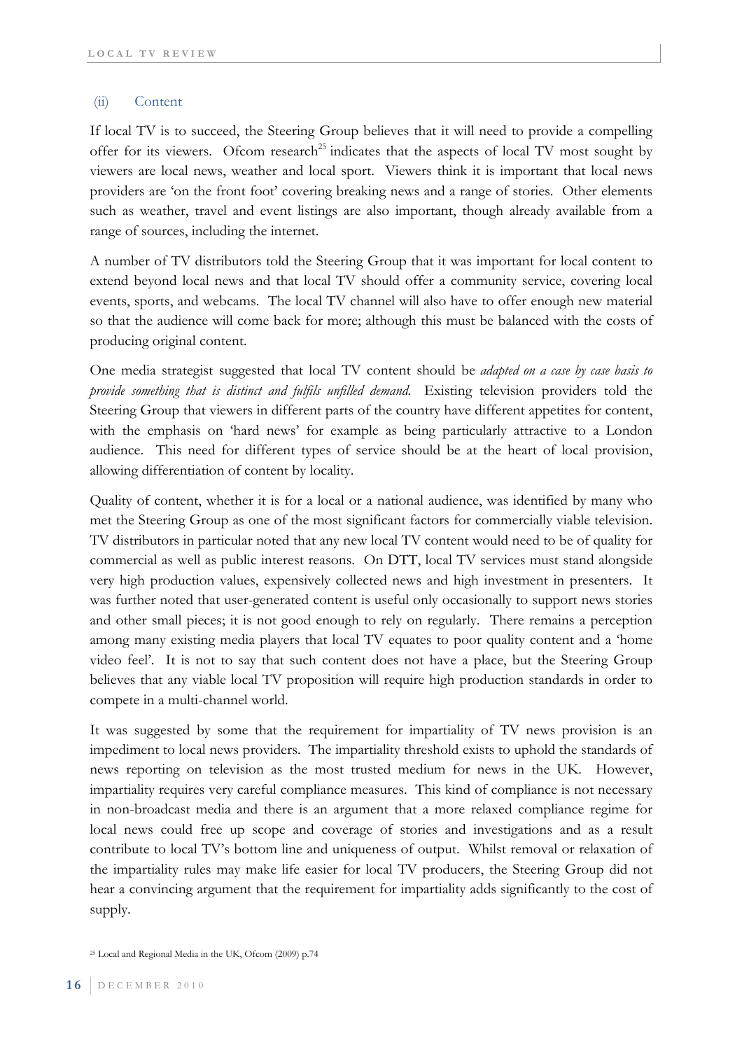### (ii) Content

If local TV is to succeed, the Steering Group believes that it will need to provide a compelling offer for its viewers. Ofcom research[25] indicates that the aspects of local TV most sought by viewers are local news, weather and local sport. Viewers think it is important that local news providers are 'on the front foot' covering breaking news and a range of stories. Other elements such as weather, travel and event listings are also important, though already available from a range of sources, including the internet.

A number of TV distributors told the Steering Group that it was important for local content to extend beyond local news and that local TV should offer a community service, covering local events, sports, and webcams. The local TV channel will also have to offer enough new material so that the audience will come back for more; although this must be balanced with the costs of producing original content.

One media strategist suggested that local TV content should be *adapted on a case by case basis to provide something that is distinct and fulfils unfilled demand.* Existing television providers told the Steering Group that viewers in different parts of the country have different appetites for content, with the emphasis on 'hard news' for example as being particularly attractive to a London audience. This need for different types of service should be at the heart of local provision, allowing differentiation of content by locality.

Quality of content, whether it is for a local or a national audience, was identified by many who met the Steering Group as one of the most significant factors for commercially viable television. TV distributors in particular noted that any new local TV content would need to be of quality for commercial as well as public interest reasons. On DTT, local TV services must stand alongside very high production values, expensively collected news and high investment in presenters. It was further noted that user-generated content is useful only occasionally to support news stories and other small pieces; it is not good enough to rely on regularly. There remains a perception among many existing media players that local TV equates to poor quality content and a 'home video feel'. It is not to say that such content does not have a place, but the Steering Group believes that any viable local TV proposition will require high production standards in order to compete in a multi-channel world.

It was suggested by some that the requirement for impartiality of TV news provision is an impediment to local news providers. The impartiality threshold exists to uphold the standards of news reporting on television as the most trusted medium for news in the UK. However, impartiality requires very careful compliance measures. This kind of compliance is not necessary in non-broadcast media and there is an argument that a more relaxed compliance regime for local news could free up scope and coverage of stories and investigations and as a result contribute to local TV's bottom line and uniqueness of output. Whilst removal or relaxation of the impartiality rules may make life easier for local TV producers, the Steering Group did not hear a convincing argument that the requirement for impartiality adds significantly to the cost of supply.

[25] Local and Regional Media in the UK, Ofcom (2009) p.74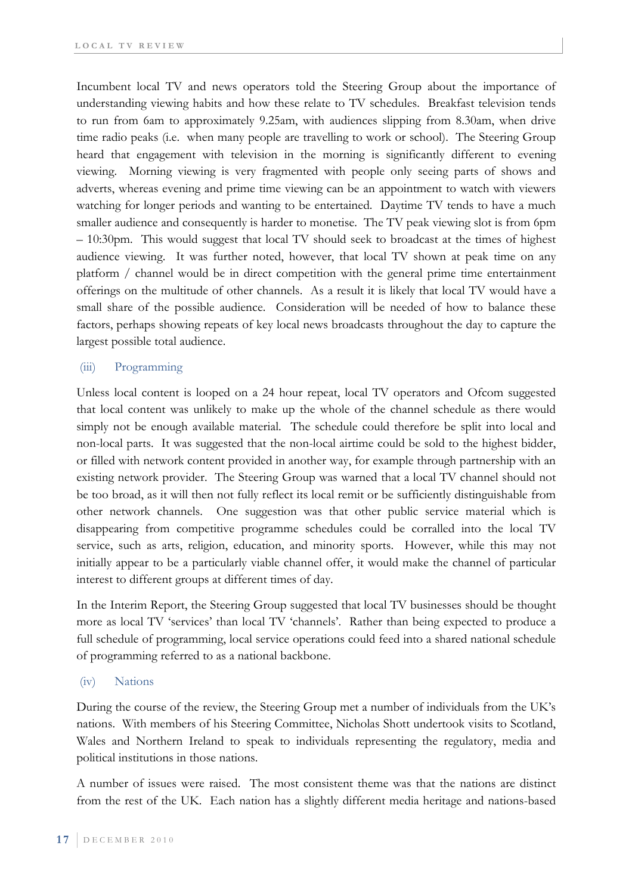Incumbent local TV and news operators told the Steering Group about the importance of understanding viewing habits and how these relate to TV schedules. Breakfast television tends to run from 6am to approximately 9.25am, with audiences slipping from 8.30am, when drive time radio peaks (i.e. when many people are travelling to work or school). The Steering Group heard that engagement with television in the morning is significantly different to evening viewing. Morning viewing is very fragmented with people only seeing parts of shows and adverts, whereas evening and prime time viewing can be an appointment to watch with viewers watching for longer periods and wanting to be entertained. Daytime TV tends to have a much smaller audience and consequently is harder to monetise. The TV peak viewing slot is from 6pm – 10:30pm. This would suggest that local TV should seek to broadcast at the times of highest audience viewing. It was further noted, however, that local TV shown at peak time on any platform / channel would be in direct competition with the general prime time entertainment offerings on the multitude of other channels. As a result it is likely that local TV would have a small share of the possible audience. Consideration will be needed of how to balance these factors, perhaps showing repeats of key local news broadcasts throughout the day to capture the largest possible total audience.

### (iii) Programming

Unless local content is looped on a 24 hour repeat, local TV operators and Ofcom suggested that local content was unlikely to make up the whole of the channel schedule as there would simply not be enough available material. The schedule could therefore be split into local and non-local parts. It was suggested that the non-local airtime could be sold to the highest bidder, or filled with network content provided in another way, for example through partnership with an existing network provider. The Steering Group was warned that a local TV channel should not be too broad, as it will then not fully reflect its local remit or be sufficiently distinguishable from other network channels. One suggestion was that other public service material which is disappearing from competitive programme schedules could be corralled into the local TV service, such as arts, religion, education, and minority sports. However, while this may not initially appear to be a particularly viable channel offer, it would make the channel of particular interest to different groups at different times of day.

In the Interim Report, the Steering Group suggested that local TV businesses should be thought more as local TV 'services' than local TV 'channels'. Rather than being expected to produce a full schedule of programming, local service operations could feed into a shared national schedule of programming referred to as a national backbone.

### (iv) Nations

During the course of the review, the Steering Group met a number of individuals from the UK's nations. With members of his Steering Committee, Nicholas Shott undertook visits to Scotland, Wales and Northern Ireland to speak to individuals representing the regulatory, media and political institutions in those nations.

A number of issues were raised. The most consistent theme was that the nations are distinct from the rest of the UK. Each nation has a slightly different media heritage and nations-based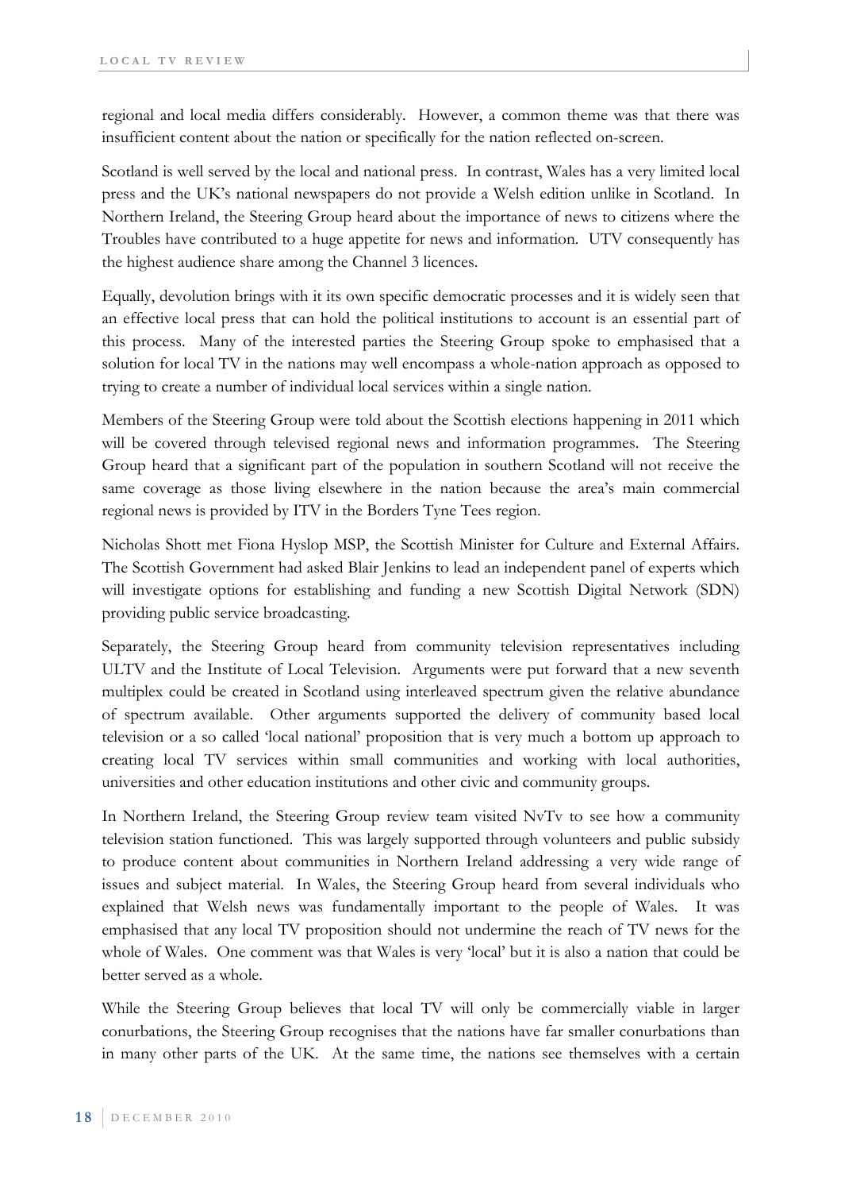regional and local media differs considerably. However, a common theme was that there was insufficient content about the nation or specifically for the nation reflected on-screen.

Scotland is well served by the local and national press. In contrast, Wales has a very limited local press and the UK's national newspapers do not provide a Welsh edition unlike in Scotland. In Northern Ireland, the Steering Group heard about the importance of news to citizens where the Troubles have contributed to a huge appetite for news and information. UTV consequently has the highest audience share among the Channel 3 licences.

Equally, devolution brings with it its own specific democratic processes and it is widely seen that an effective local press that can hold the political institutions to account is an essential part of this process. Many of the interested parties the Steering Group spoke to emphasised that a solution for local TV in the nations may well encompass a whole-nation approach as opposed to trying to create a number of individual local services within a single nation.

Members of the Steering Group were told about the Scottish elections happening in 2011 which will be covered through televised regional news and information programmes. The Steering Group heard that a significant part of the population in southern Scotland will not receive the same coverage as those living elsewhere in the nation because the area's main commercial regional news is provided by ITV in the Borders Tyne Tees region.

Nicholas Shott met Fiona Hyslop MSP, the Scottish Minister for Culture and External Affairs. The Scottish Government had asked Blair Jenkins to lead an independent panel of experts which will investigate options for establishing and funding a new Scottish Digital Network (SDN) providing public service broadcasting.

Separately, the Steering Group heard from community television representatives including ULTV and the Institute of Local Television. Arguments were put forward that a new seventh multiplex could be created in Scotland using interleaved spectrum given the relative abundance of spectrum available. Other arguments supported the delivery of community based local television or a so called 'local national' proposition that is very much a bottom up approach to creating local TV services within small communities and working with local authorities, universities and other education institutions and other civic and community groups.

In Northern Ireland, the Steering Group review team visited NvTv to see how a community television station functioned. This was largely supported through volunteers and public subsidy to produce content about communities in Northern Ireland addressing a very wide range of issues and subject material. In Wales, the Steering Group heard from several individuals who explained that Welsh news was fundamentally important to the people of Wales. It was emphasised that any local TV proposition should not undermine the reach of TV news for the whole of Wales. One comment was that Wales is very 'local' but it is also a nation that could be better served as a whole.

While the Steering Group believes that local TV will only be commercially viable in larger conurbations, the Steering Group recognises that the nations have far smaller conurbations than in many other parts of the UK. At the same time, the nations see themselves with a certain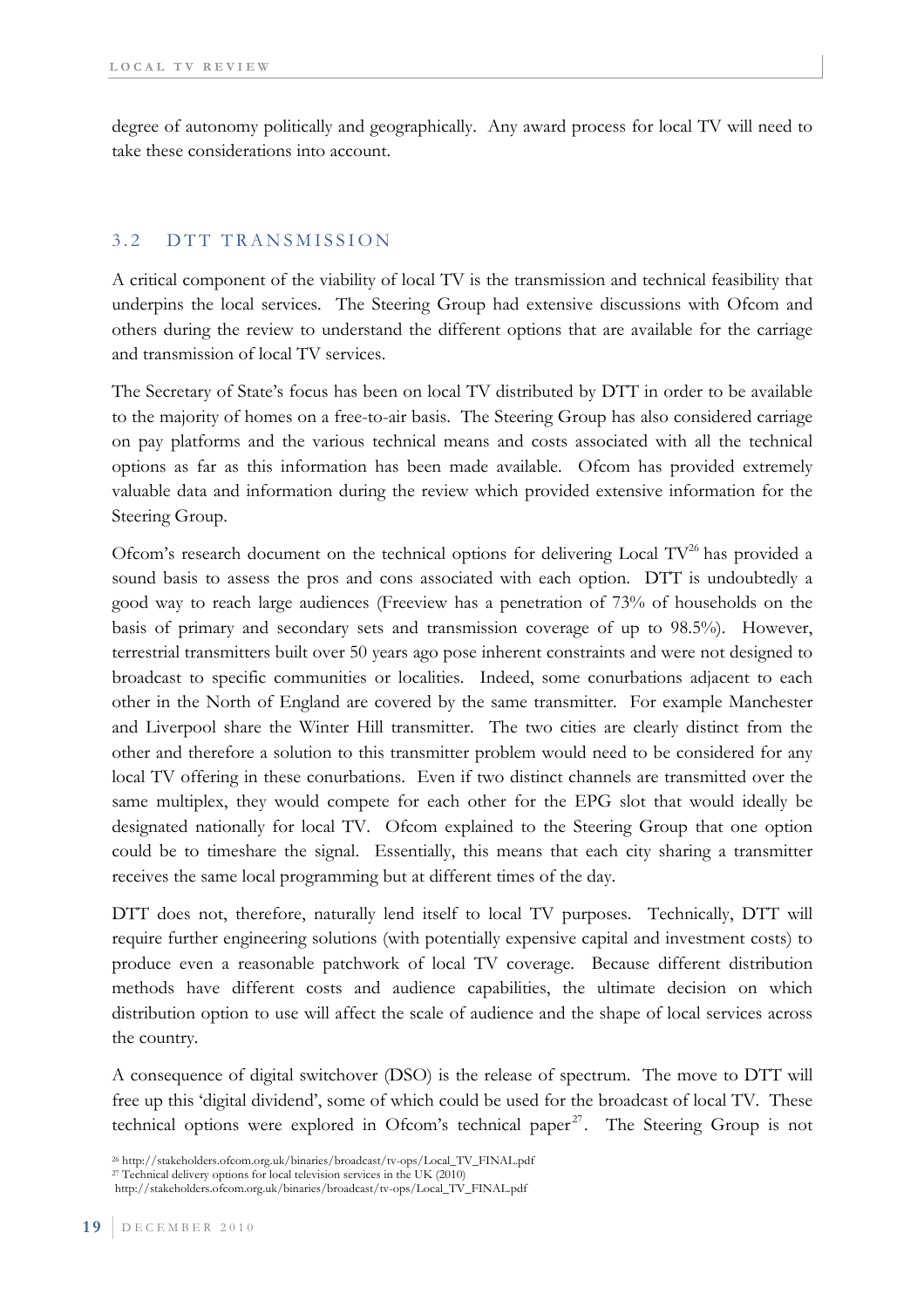degree of autonomy politically and geographically. Any award process for local TV will need to take these considerations into account.

## 3.2 DTT TRANSMISSION

A critical component of the viability of local TV is the transmission and technical feasibility that underpins the local services. The Steering Group had extensive discussions with Ofcom and others during the review to understand the different options that are available for the carriage and transmission of local TV services.

The Secretary of State's focus has been on local TV distributed by DTT in order to be available to the majority of homes on a free-to-air basis. The Steering Group has also considered carriage on pay platforms and the various technical means and costs associated with all the technical options as far as this information has been made available. Ofcom has provided extremely valuable data and information during the review which provided extensive information for the Steering Group.

Ofcom's research document on the technical options for delivering Local TV[26] has provided a sound basis to assess the pros and cons associated with each option. DTT is undoubtedly a good way to reach large audiences (Freeview has a penetration of 73% of households on the basis of primary and secondary sets and transmission coverage of up to 98.5%). However, terrestrial transmitters built over 50 years ago pose inherent constraints and were not designed to broadcast to specific communities or localities. Indeed, some conurbations adjacent to each other in the North of England are covered by the same transmitter. For example Manchester and Liverpool share the Winter Hill transmitter. The two cities are clearly distinct from the other and therefore a solution to this transmitter problem would need to be considered for any local TV offering in these conurbations. Even if two distinct channels are transmitted over the same multiplex, they would compete for each other for the EPG slot that would ideally be designated nationally for local TV. Ofcom explained to the Steering Group that one option could be to timeshare the signal. Essentially, this means that each city sharing a transmitter receives the same local programming but at different times of the day.

DTT does not, therefore, naturally lend itself to local TV purposes. Technically, DTT will require further engineering solutions (with potentially expensive capital and investment costs) to produce even a reasonable patchwork of local TV coverage. Because different distribution methods have different costs and audience capabilities, the ultimate decision on which distribution option to use will affect the scale of audience and the shape of local services across the country.

A consequence of digital switchover (DSO) is the release of spectrum. The move to DTT will free up this 'digital dividend', some of which could be used for the broadcast of local TV. These technical options were explored in Ofcom's technical paper[27]. The Steering Group is not

[26] http://stakeholders.ofcom.org.uk/binaries/broadcast/tv-ops/Local_TV_FINAL.pdf

[27] Technical delivery options for local television services in the UK (2010) http://stakeholders.ofcom.org.uk/binaries/broadcast/tv-ops/Local_TV_FINAL.pdf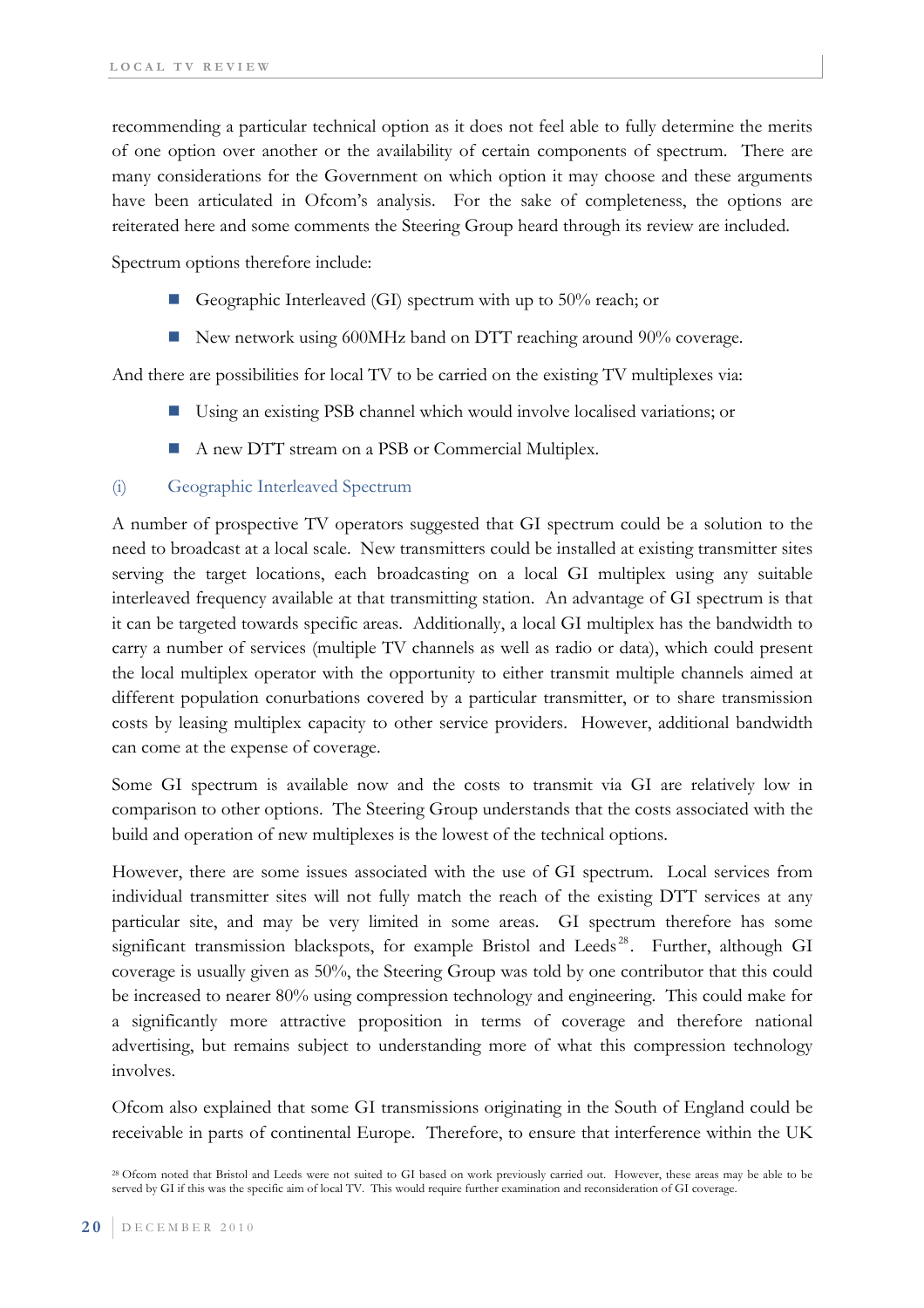recommending a particular technical option as it does not feel able to fully determine the merits of one option over another or the availability of certain components of spectrum. There are many considerations for the Government on which option it may choose and these arguments have been articulated in Ofcom's analysis. For the sake of completeness, the options are reiterated here and some comments the Steering Group heard through its review are included.

Spectrum options therefore include:

- Geographic Interleaved (GI) spectrum with up to 50% reach; or
- New network using 600MHz band on DTT reaching around 90% coverage.

And there are possibilities for local TV to be carried on the existing TV multiplexes via:

- Using an existing PSB channel which would involve localised variations; or
- A new DTT stream on a PSB or Commercial Multiplex.

### (i) Geographic Interleaved Spectrum

A number of prospective TV operators suggested that GI spectrum could be a solution to the need to broadcast at a local scale. New transmitters could be installed at existing transmitter sites serving the target locations, each broadcasting on a local GI multiplex using any suitable interleaved frequency available at that transmitting station. An advantage of GI spectrum is that it can be targeted towards specific areas. Additionally, a local GI multiplex has the bandwidth to carry a number of services (multiple TV channels as well as radio or data), which could present the local multiplex operator with the opportunity to either transmit multiple channels aimed at different population conurbations covered by a particular transmitter, or to share transmission costs by leasing multiplex capacity to other service providers. However, additional bandwidth can come at the expense of coverage.

Some GI spectrum is available now and the costs to transmit via GI are relatively low in comparison to other options. The Steering Group understands that the costs associated with the build and operation of new multiplexes is the lowest of the technical options.

However, there are some issues associated with the use of GI spectrum. Local services from individual transmitter sites will not fully match the reach of the existing DTT services at any particular site, and may be very limited in some areas. GI spectrum therefore has some significant transmission blackspots, for example Bristol and Leeds[28]. Further, although GI coverage is usually given as 50%, the Steering Group was told by one contributor that this could be increased to nearer 80% using compression technology and engineering. This could make for a significantly more attractive proposition in terms of coverage and therefore national advertising, but remains subject to understanding more of what this compression technology involves.

Ofcom also explained that some GI transmissions originating in the South of England could be receivable in parts of continental Europe. Therefore, to ensure that interference within the UK

[28] Ofcom noted that Bristol and Leeds were not suited to GI based on work previously carried out. However, these areas may be able to be served by GI if this was the specific aim of local TV. This would require further examination and reconsideration of GI coverage.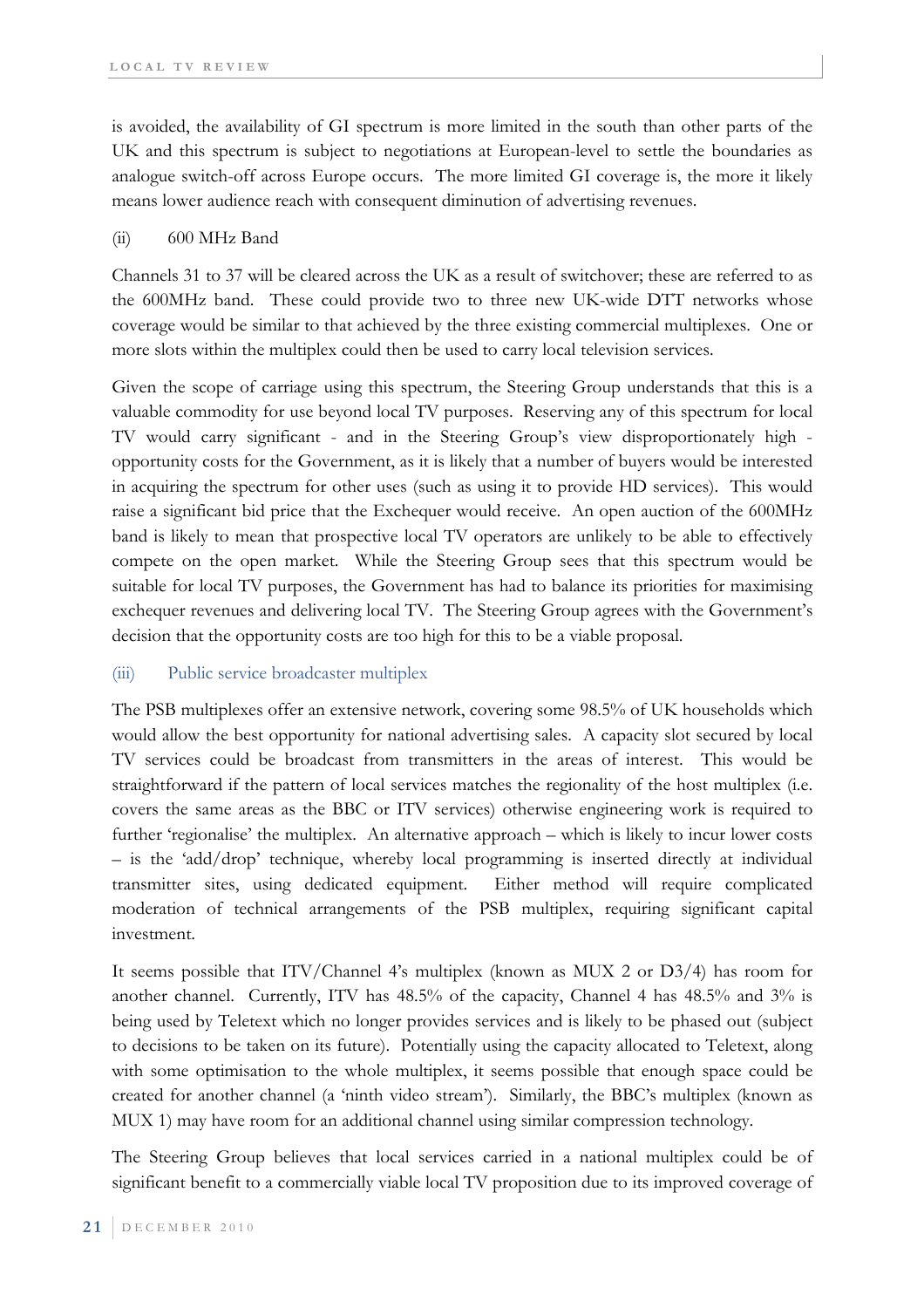is avoided, the availability of GI spectrum is more limited in the south than other parts of the UK and this spectrum is subject to negotiations at European-level to settle the boundaries as analogue switch-off across Europe occurs. The more limited GI coverage is, the more it likely means lower audience reach with consequent diminution of advertising revenues.

(ii) 600 MHz Band

Channels 31 to 37 will be cleared across the UK as a result of switchover; these are referred to as the 600MHz band. These could provide two to three new UK-wide DTT networks whose coverage would be similar to that achieved by the three existing commercial multiplexes. One or more slots within the multiplex could then be used to carry local television services.

Given the scope of carriage using this spectrum, the Steering Group understands that this is a valuable commodity for use beyond local TV purposes. Reserving any of this spectrum for local TV would carry significant - and in the Steering Group's view disproportionately high - opportunity costs for the Government, as it is likely that a number of buyers would be interested in acquiring the spectrum for other uses (such as using it to provide HD services). This would raise a significant bid price that the Exchequer would receive. An open auction of the 600MHz band is likely to mean that prospective local TV operators are unlikely to be able to effectively compete on the open market. While the Steering Group sees that this spectrum would be suitable for local TV purposes, the Government has had to balance its priorities for maximising exchequer revenues and delivering local TV. The Steering Group agrees with the Government's decision that the opportunity costs are too high for this to be a viable proposal.

(iii) Public service broadcaster multiplex

The PSB multiplexes offer an extensive network, covering some 98.5% of UK households which would allow the best opportunity for national advertising sales. A capacity slot secured by local TV services could be broadcast from transmitters in the areas of interest. This would be straightforward if the pattern of local services matches the regionality of the host multiplex (i.e. covers the same areas as the BBC or ITV services) otherwise engineering work is required to further 'regionalise' the multiplex. An alternative approach – which is likely to incur lower costs – is the 'add/drop' technique, whereby local programming is inserted directly at individual transmitter sites, using dedicated equipment. Either method will require complicated moderation of technical arrangements of the PSB multiplex, requiring significant capital investment.

It seems possible that ITV/Channel 4's multiplex (known as MUX 2 or D3/4) has room for another channel. Currently, ITV has 48.5% of the capacity, Channel 4 has 48.5% and 3% is being used by Teletext which no longer provides services and is likely to be phased out (subject to decisions to be taken on its future). Potentially using the capacity allocated to Teletext, along with some optimisation to the whole multiplex, it seems possible that enough space could be created for another channel (a 'ninth video stream'). Similarly, the BBC's multiplex (known as MUX 1) may have room for an additional channel using similar compression technology.

The Steering Group believes that local services carried in a national multiplex could be of significant benefit to a commercially viable local TV proposition due to its improved coverage of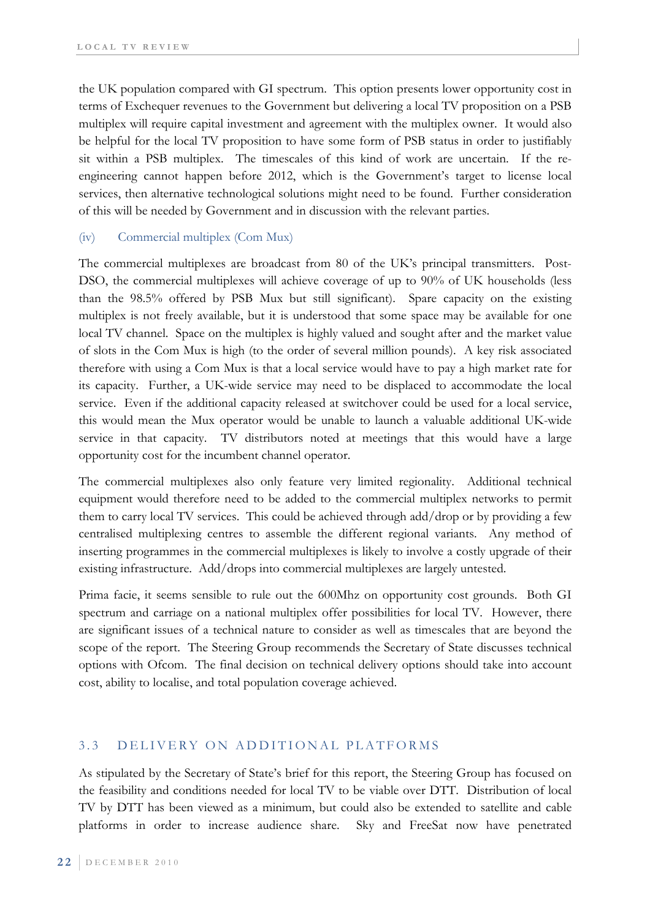the UK population compared with GI spectrum. This option presents lower opportunity cost in terms of Exchequer revenues to the Government but delivering a local TV proposition on a PSB multiplex will require capital investment and agreement with the multiplex owner. It would also be helpful for the local TV proposition to have some form of PSB status in order to justifiably sit within a PSB multiplex. The timescales of this kind of work are uncertain. If the re-engineering cannot happen before 2012, which is the Government's target to license local services, then alternative technological solutions might need to be found. Further consideration of this will be needed by Government and in discussion with the relevant parties.

#### (iv) Commercial multiplex (Com Mux)

The commercial multiplexes are broadcast from 80 of the UK's principal transmitters. Post-DSO, the commercial multiplexes will achieve coverage of up to 90% of UK households (less than the 98.5% offered by PSB Mux but still significant). Spare capacity on the existing multiplex is not freely available, but it is understood that some space may be available for one local TV channel. Space on the multiplex is highly valued and sought after and the market value of slots in the Com Mux is high (to the order of several million pounds). A key risk associated therefore with using a Com Mux is that a local service would have to pay a high market rate for its capacity. Further, a UK-wide service may need to be displaced to accommodate the local service. Even if the additional capacity released at switchover could be used for a local service, this would mean the Mux operator would be unable to launch a valuable additional UK-wide service in that capacity. TV distributors noted at meetings that this would have a large opportunity cost for the incumbent channel operator.

The commercial multiplexes also only feature very limited regionality. Additional technical equipment would therefore need to be added to the commercial multiplex networks to permit them to carry local TV services. This could be achieved through add/drop or by providing a few centralised multiplexing centres to assemble the different regional variants. Any method of inserting programmes in the commercial multiplexes is likely to involve a costly upgrade of their existing infrastructure. Add/drops into commercial multiplexes are largely untested.

Prima facie, it seems sensible to rule out the 600Mhz on opportunity cost grounds. Both GI spectrum and carriage on a national multiplex offer possibilities for local TV. However, there are significant issues of a technical nature to consider as well as timescales that are beyond the scope of the report. The Steering Group recommends the Secretary of State discusses technical options with Ofcom. The final decision on technical delivery options should take into account cost, ability to localise, and total population coverage achieved.

## 3.3 DELIVERY ON ADDITIONAL PLATFORMS

As stipulated by the Secretary of State's brief for this report, the Steering Group has focused on the feasibility and conditions needed for local TV to be viable over DTT. Distribution of local TV by DTT has been viewed as a minimum, but could also be extended to satellite and cable platforms in order to increase audience share. Sky and FreeSat now have penetrated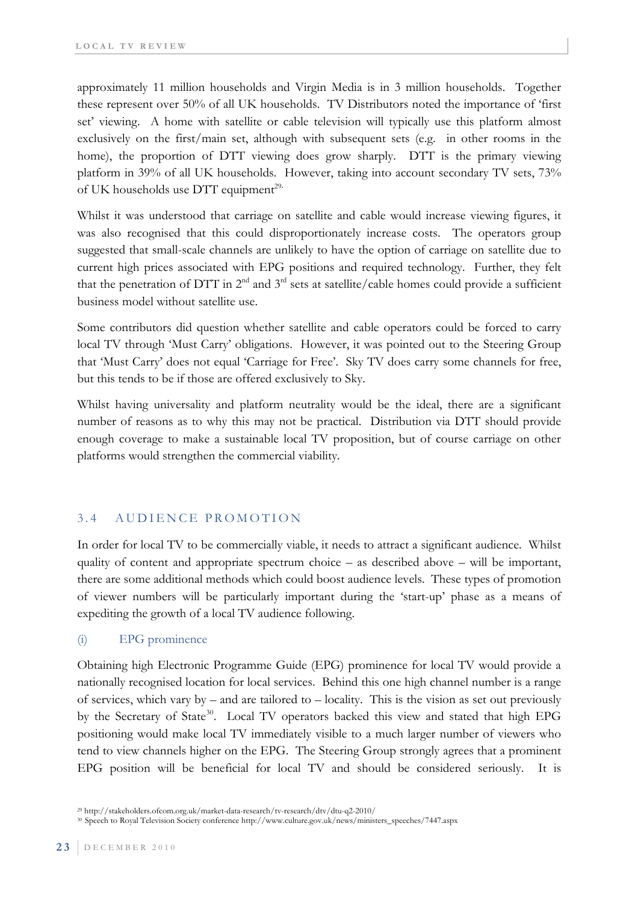approximately 11 million households and Virgin Media is in 3 million households. Together these represent over 50% of all UK households. TV Distributors noted the importance of 'first set' viewing. A home with satellite or cable television will typically use this platform almost exclusively on the first/main set, although with subsequent sets (e.g. in other rooms in the home), the proportion of DTT viewing does grow sharply. DTT is the primary viewing platform in 39% of all UK households. However, taking into account secondary TV sets, 73% of UK households use DTT equipment[29].

Whilst it was understood that carriage on satellite and cable would increase viewing figures, it was also recognised that this could disproportionately increase costs. The operators group suggested that small-scale channels are unlikely to have the option of carriage on satellite due to current high prices associated with EPG positions and required technology. Further, they felt that the penetration of DTT in 2nd and 3rd sets at satellite/cable homes could provide a sufficient business model without satellite use.

Some contributors did question whether satellite and cable operators could be forced to carry local TV through 'Must Carry' obligations. However, it was pointed out to the Steering Group that 'Must Carry' does not equal 'Carriage for Free'. Sky TV does carry some channels for free, but this tends to be if those are offered exclusively to Sky.

Whilst having universality and platform neutrality would be the ideal, there are a significant number of reasons as to why this may not be practical. Distribution via DTT should provide enough coverage to make a sustainable local TV proposition, but of course carriage on other platforms would strengthen the commercial viability.

## 3.4 AUDIENCE PROMOTION

In order for local TV to be commercially viable, it needs to attract a significant audience. Whilst quality of content and appropriate spectrum choice – as described above – will be important, there are some additional methods which could boost audience levels. These types of promotion of viewer numbers will be particularly important during the 'start-up' phase as a means of expediting the growth of a local TV audience following.

### (i) EPG prominence

Obtaining high Electronic Programme Guide (EPG) prominence for local TV would provide a nationally recognised location for local services. Behind this one high channel number is a range of services, which vary by – and are tailored to – locality. This is the vision as set out previously by the Secretary of State[30]. Local TV operators backed this view and stated that high EPG positioning would make local TV immediately visible to a much larger number of viewers who tend to view channels higher on the EPG. The Steering Group strongly agrees that a prominent EPG position will be beneficial for local TV and should be considered seriously. It is

[29] http://stakeholders.ofcom.org.uk/market-data-research/tv-research/dtv/dtu-q2-2010/

[30] Speech to Royal Television Society conference http://www.culture.gov.uk/news/ministers_speeches/7447.aspx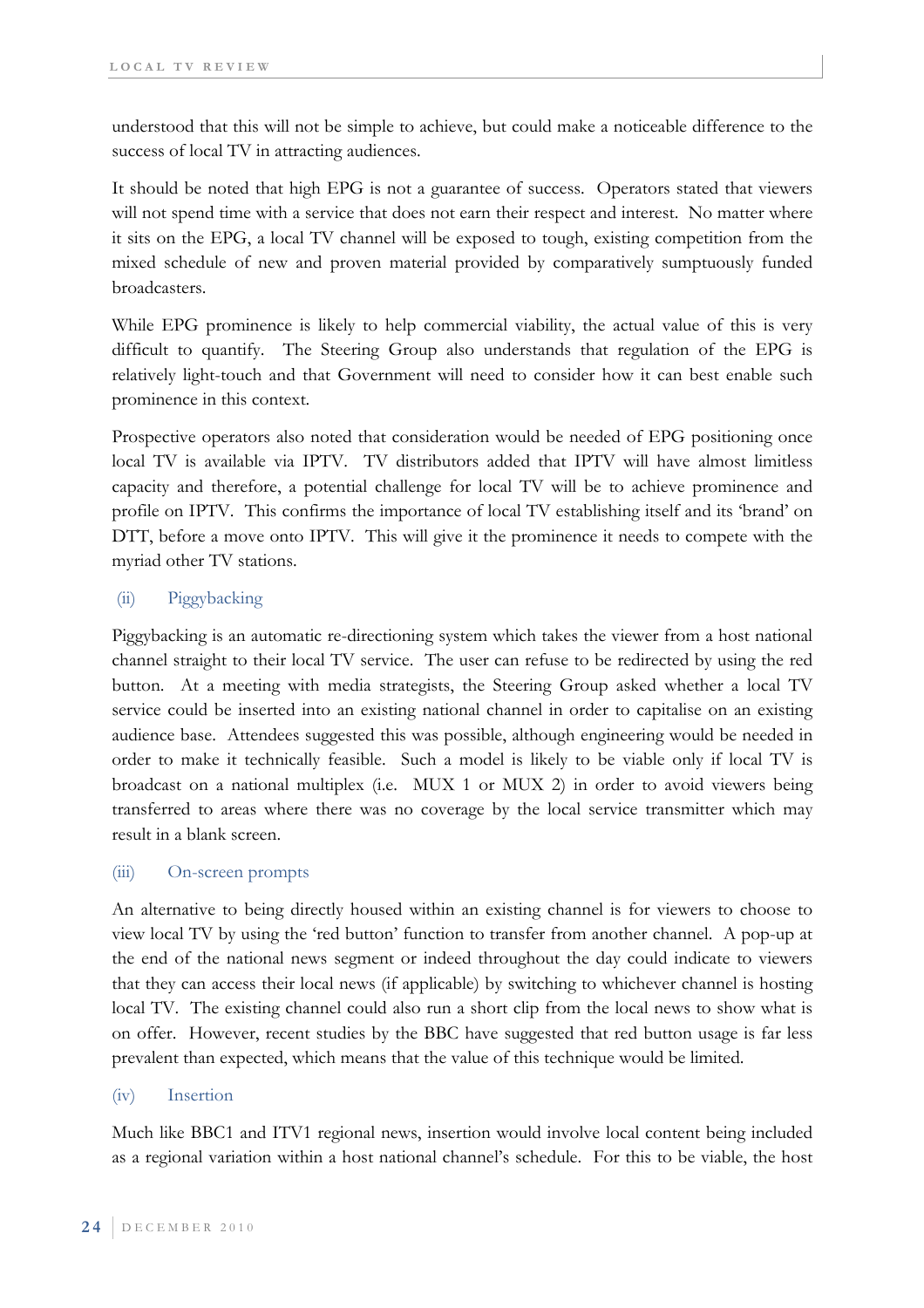understood that this will not be simple to achieve, but could make a noticeable difference to the success of local TV in attracting audiences.

It should be noted that high EPG is not a guarantee of success. Operators stated that viewers will not spend time with a service that does not earn their respect and interest. No matter where it sits on the EPG, a local TV channel will be exposed to tough, existing competition from the mixed schedule of new and proven material provided by comparatively sumptuously funded broadcasters.

While EPG prominence is likely to help commercial viability, the actual value of this is very difficult to quantify. The Steering Group also understands that regulation of the EPG is relatively light-touch and that Government will need to consider how it can best enable such prominence in this context.

Prospective operators also noted that consideration would be needed of EPG positioning once local TV is available via IPTV. TV distributors added that IPTV will have almost limitless capacity and therefore, a potential challenge for local TV will be to achieve prominence and profile on IPTV. This confirms the importance of local TV establishing itself and its 'brand' on DTT, before a move onto IPTV. This will give it the prominence it needs to compete with the myriad other TV stations.

### (ii) Piggybacking

Piggybacking is an automatic re-directioning system which takes the viewer from a host national channel straight to their local TV service. The user can refuse to be redirected by using the red button. At a meeting with media strategists, the Steering Group asked whether a local TV service could be inserted into an existing national channel in order to capitalise on an existing audience base. Attendees suggested this was possible, although engineering would be needed in order to make it technically feasible. Such a model is likely to be viable only if local TV is broadcast on a national multiplex (i.e. MUX 1 or MUX 2) in order to avoid viewers being transferred to areas where there was no coverage by the local service transmitter which may result in a blank screen.

### (iii) On-screen prompts

An alternative to being directly housed within an existing channel is for viewers to choose to view local TV by using the 'red button' function to transfer from another channel. A pop-up at the end of the national news segment or indeed throughout the day could indicate to viewers that they can access their local news (if applicable) by switching to whichever channel is hosting local TV. The existing channel could also run a short clip from the local news to show what is on offer. However, recent studies by the BBC have suggested that red button usage is far less prevalent than expected, which means that the value of this technique would be limited.

### (iv) Insertion

Much like BBC1 and ITV1 regional news, insertion would involve local content being included as a regional variation within a host national channel's schedule. For this to be viable, the host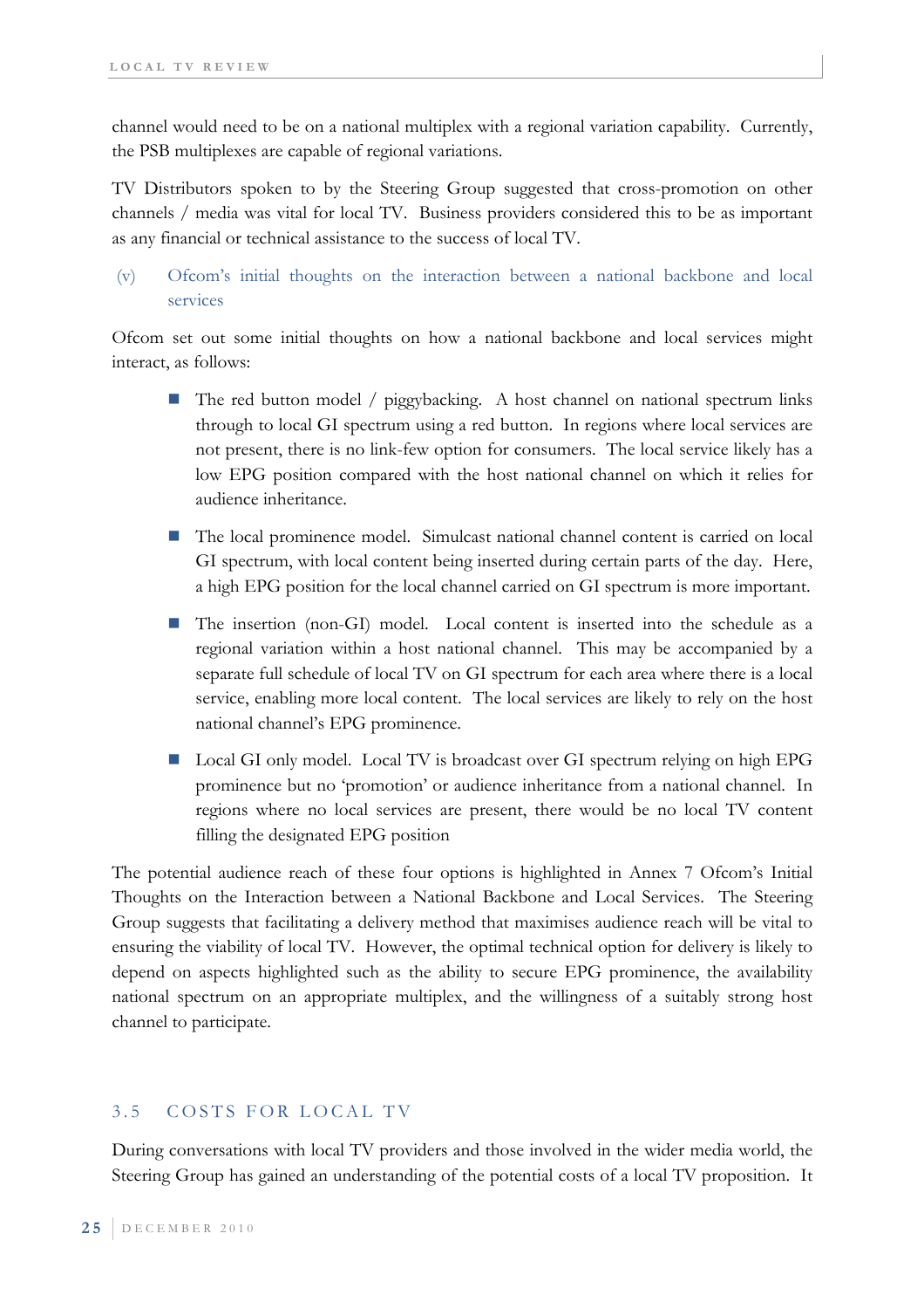channel would need to be on a national multiplex with a regional variation capability. Currently, the PSB multiplexes are capable of regional variations.

TV Distributors spoken to by the Steering Group suggested that cross-promotion on other channels / media was vital for local TV. Business providers considered this to be as important as any financial or technical assistance to the success of local TV.

#### (v) Ofcom's initial thoughts on the interaction between a national backbone and local services

Ofcom set out some initial thoughts on how a national backbone and local services might interact, as follows:

- The red button model / piggybacking. A host channel on national spectrum links through to local GI spectrum using a red button. In regions where local services are not present, there is no link-few option for consumers. The local service likely has a low EPG position compared with the host national channel on which it relies for audience inheritance.

- The local prominence model. Simulcast national channel content is carried on local GI spectrum, with local content being inserted during certain parts of the day. Here, a high EPG position for the local channel carried on GI spectrum is more important.

- The insertion (non-GI) model. Local content is inserted into the schedule as a regional variation within a host national channel. This may be accompanied by a separate full schedule of local TV on GI spectrum for each area where there is a local service, enabling more local content. The local services are likely to rely on the host national channel's EPG prominence.

- Local GI only model. Local TV is broadcast over GI spectrum relying on high EPG prominence but no 'promotion' or audience inheritance from a national channel. In regions where no local services are present, there would be no local TV content filling the designated EPG position

The potential audience reach of these four options is highlighted in Annex 7 Ofcom's Initial Thoughts on the Interaction between a National Backbone and Local Services. The Steering Group suggests that facilitating a delivery method that maximises audience reach will be vital to ensuring the viability of local TV. However, the optimal technical option for delivery is likely to depend on aspects highlighted such as the ability to secure EPG prominence, the availability national spectrum on an appropriate multiplex, and the willingness of a suitably strong host channel to participate.

## 3.5 COSTS FOR LOCAL TV

During conversations with local TV providers and those involved in the wider media world, the Steering Group has gained an understanding of the potential costs of a local TV proposition. It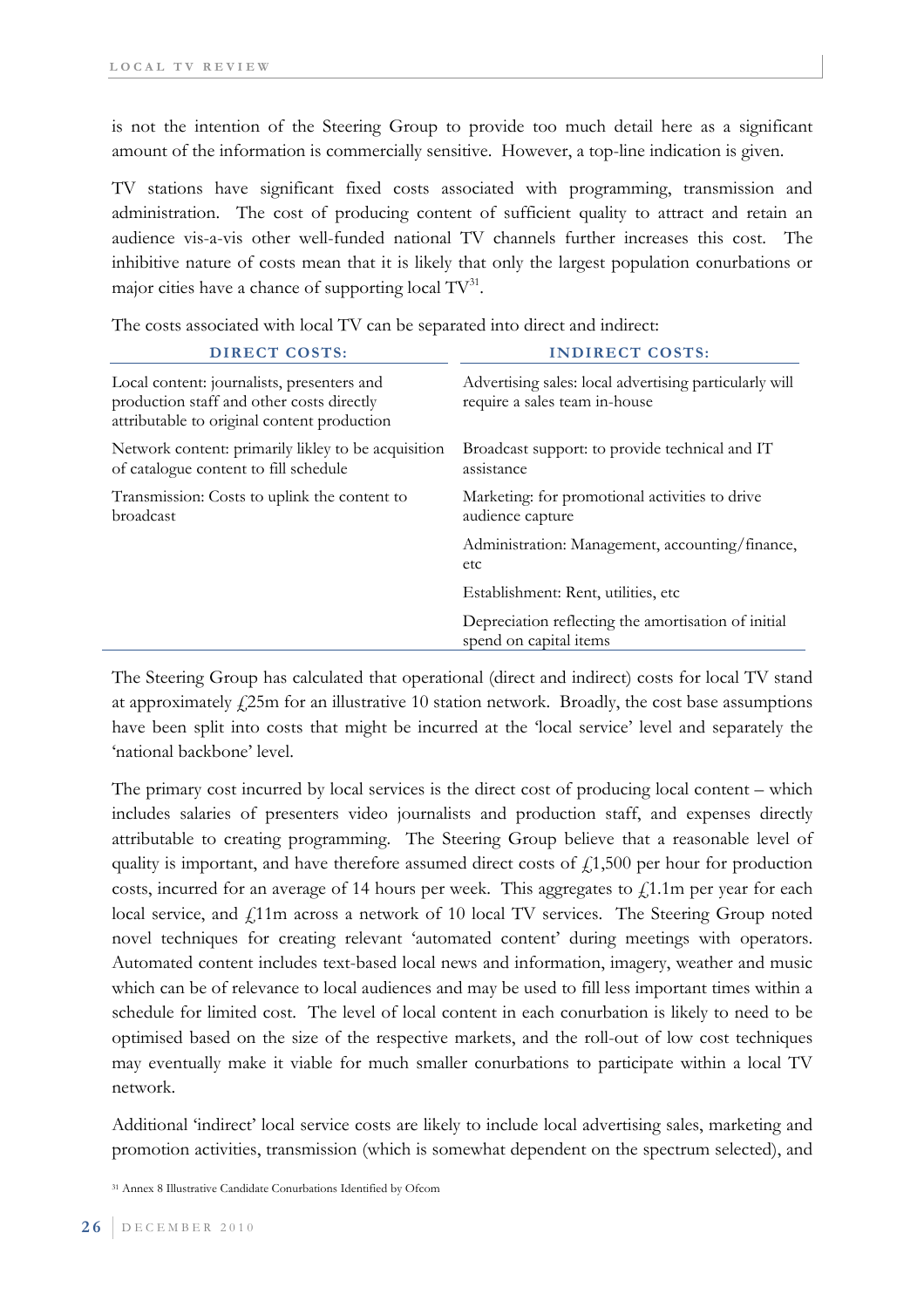is not the intention of the Steering Group to provide too much detail here as a significant amount of the information is commercially sensitive. However, a top-line indication is given.

TV stations have significant fixed costs associated with programming, transmission and administration. The cost of producing content of sufficient quality to attract and retain an audience vis-a-vis other well-funded national TV channels further increases this cost. The inhibitive nature of costs mean that it is likely that only the largest population conurbations or major cities have a chance of supporting local TV[31].

The costs associated with local TV can be separated into direct and indirect:

| DIRECT COSTS: | INDIRECT COSTS: |
|---|---|
| Local content: journalists, presenters and production staff and other costs directly attributable to original content production | Advertising sales: local advertising particularly will require a sales team in-house |
| Network content: primarily likley to be acquisition of catalogue content to fill schedule | Broadcast support: to provide technical and IT assistance |
| Transmission: Costs to uplink the content to broadcast | Marketing: for promotional activities to drive audience capture |
| | Administration: Management, accounting/finance, etc |
| | Establishment: Rent, utilities, etc |
| | Depreciation reflecting the amortisation of initial spend on capital items |

The Steering Group has calculated that operational (direct and indirect) costs for local TV stand at approximately £25m for an illustrative 10 station network. Broadly, the cost base assumptions have been split into costs that might be incurred at the 'local service' level and separately the 'national backbone' level.

The primary cost incurred by local services is the direct cost of producing local content – which includes salaries of presenters video journalists and production staff, and expenses directly attributable to creating programming. The Steering Group believe that a reasonable level of quality is important, and have therefore assumed direct costs of £1,500 per hour for production costs, incurred for an average of 14 hours per week. This aggregates to £1.1m per year for each local service, and £11m across a network of 10 local TV services. The Steering Group noted novel techniques for creating relevant 'automated content' during meetings with operators. Automated content includes text-based local news and information, imagery, weather and music which can be of relevance to local audiences and may be used to fill less important times within a schedule for limited cost. The level of local content in each conurbation is likely to need to be optimised based on the size of the respective markets, and the roll-out of low cost techniques may eventually make it viable for much smaller conurbations to participate within a local TV network.

Additional 'indirect' local service costs are likely to include local advertising sales, marketing and promotion activities, transmission (which is somewhat dependent on the spectrum selected), and

[31] Annex 8 Illustrative Candidate Conurbations Identified by Ofcom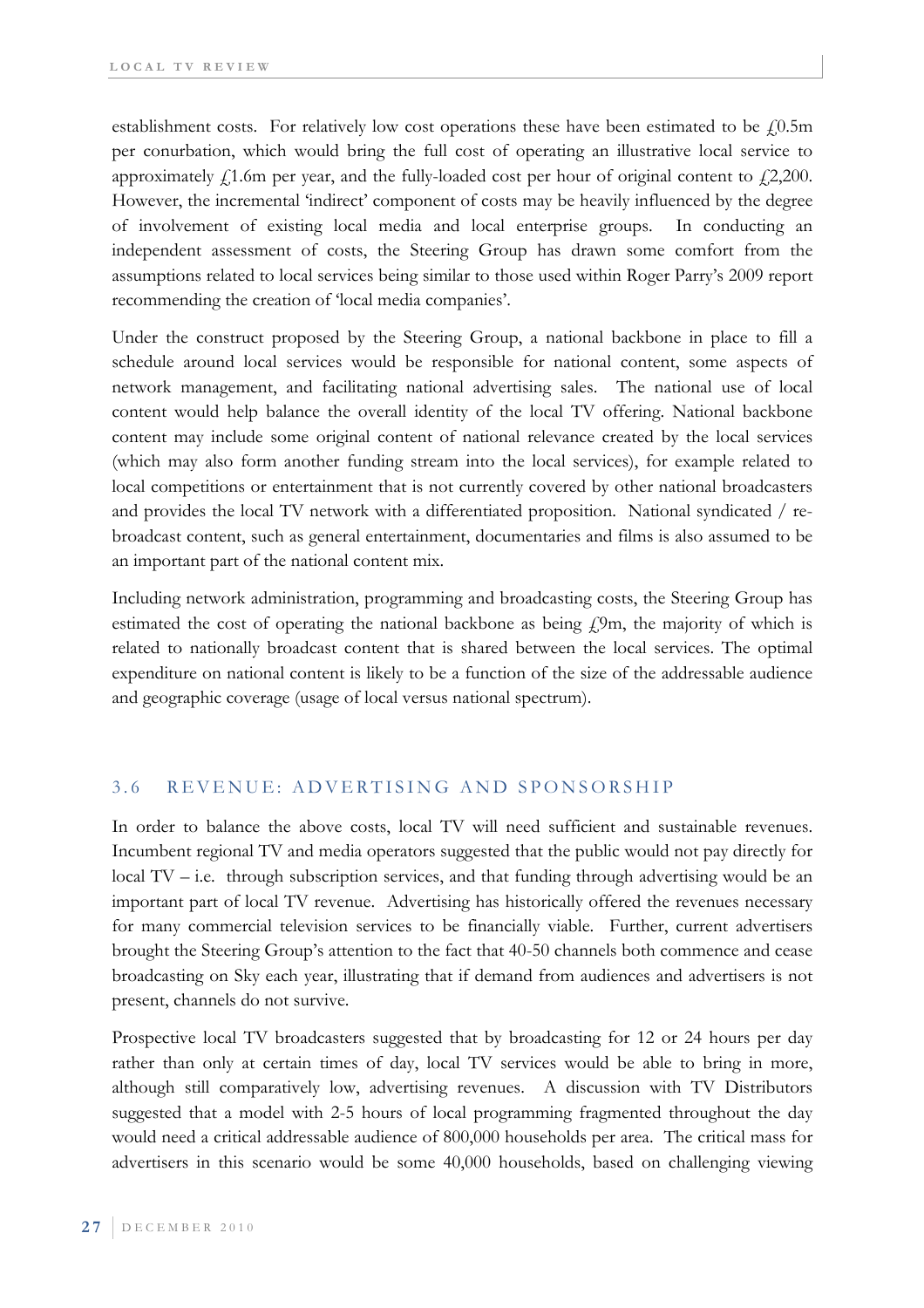establishment costs. For relatively low cost operations these have been estimated to be £0.5m per conurbation, which would bring the full cost of operating an illustrative local service to approximately £1.6m per year, and the fully-loaded cost per hour of original content to £2,200. However, the incremental 'indirect' component of costs may be heavily influenced by the degree of involvement of existing local media and local enterprise groups. In conducting an independent assessment of costs, the Steering Group has drawn some comfort from the assumptions related to local services being similar to those used within Roger Parry's 2009 report recommending the creation of 'local media companies'.

Under the construct proposed by the Steering Group, a national backbone in place to fill a schedule around local services would be responsible for national content, some aspects of network management, and facilitating national advertising sales. The national use of local content would help balance the overall identity of the local TV offering. National backbone content may include some original content of national relevance created by the local services (which may also form another funding stream into the local services), for example related to local competitions or entertainment that is not currently covered by other national broadcasters and provides the local TV network with a differentiated proposition. National syndicated / re-broadcast content, such as general entertainment, documentaries and films is also assumed to be an important part of the national content mix.

Including network administration, programming and broadcasting costs, the Steering Group has estimated the cost of operating the national backbone as being £9m, the majority of which is related to nationally broadcast content that is shared between the local services. The optimal expenditure on national content is likely to be a function of the size of the addressable audience and geographic coverage (usage of local versus national spectrum).

## 3.6 REVENUE: ADVERTISING AND SPONSORSHIP

In order to balance the above costs, local TV will need sufficient and sustainable revenues. Incumbent regional TV and media operators suggested that the public would not pay directly for local TV – i.e. through subscription services, and that funding through advertising would be an important part of local TV revenue. Advertising has historically offered the revenues necessary for many commercial television services to be financially viable. Further, current advertisers brought the Steering Group's attention to the fact that 40-50 channels both commence and cease broadcasting on Sky each year, illustrating that if demand from audiences and advertisers is not present, channels do not survive.

Prospective local TV broadcasters suggested that by broadcasting for 12 or 24 hours per day rather than only at certain times of day, local TV services would be able to bring in more, although still comparatively low, advertising revenues. A discussion with TV Distributors suggested that a model with 2-5 hours of local programming fragmented throughout the day would need a critical addressable audience of 800,000 households per area. The critical mass for advertisers in this scenario would be some 40,000 households, based on challenging viewing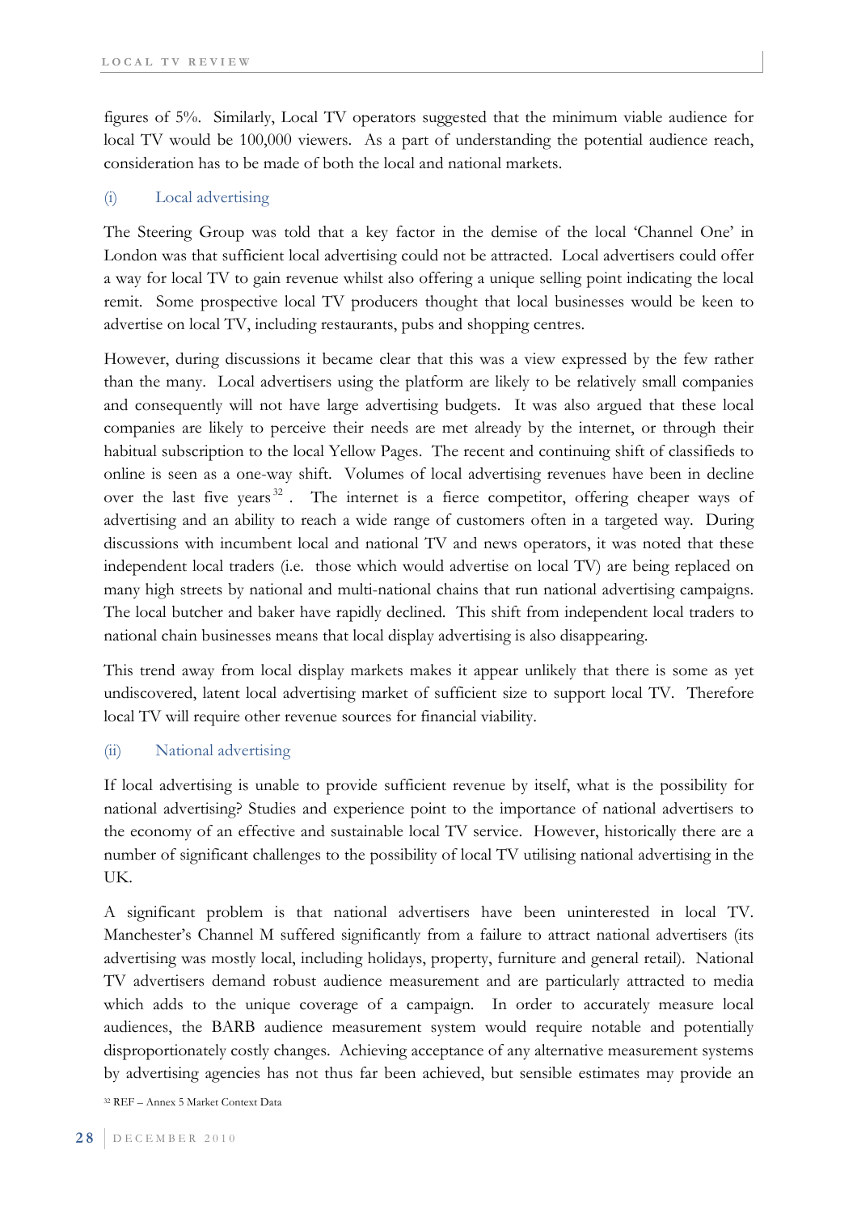figures of 5%. Similarly, Local TV operators suggested that the minimum viable audience for local TV would be 100,000 viewers. As a part of understanding the potential audience reach, consideration has to be made of both the local and national markets.

### (i) Local advertising

The Steering Group was told that a key factor in the demise of the local 'Channel One' in London was that sufficient local advertising could not be attracted. Local advertisers could offer a way for local TV to gain revenue whilst also offering a unique selling point indicating the local remit. Some prospective local TV producers thought that local businesses would be keen to advertise on local TV, including restaurants, pubs and shopping centres.

However, during discussions it became clear that this was a view expressed by the few rather than the many. Local advertisers using the platform are likely to be relatively small companies and consequently will not have large advertising budgets. It was also argued that these local companies are likely to perceive their needs are met already by the internet, or through their habitual subscription to the local Yellow Pages. The recent and continuing shift of classifieds to online is seen as a one-way shift. Volumes of local advertising revenues have been in decline over the last five years[32]. The internet is a fierce competitor, offering cheaper ways of advertising and an ability to reach a wide range of customers often in a targeted way. During discussions with incumbent local and national TV and news operators, it was noted that these independent local traders (i.e. those which would advertise on local TV) are being replaced on many high streets by national and multi-national chains that run national advertising campaigns. The local butcher and baker have rapidly declined. This shift from independent local traders to national chain businesses means that local display advertising is also disappearing.

This trend away from local display markets makes it appear unlikely that there is some as yet undiscovered, latent local advertising market of sufficient size to support local TV. Therefore local TV will require other revenue sources for financial viability.

### (ii) National advertising

If local advertising is unable to provide sufficient revenue by itself, what is the possibility for national advertising? Studies and experience point to the importance of national advertisers to the economy of an effective and sustainable local TV service. However, historically there are a number of significant challenges to the possibility of local TV utilising national advertising in the UK.

A significant problem is that national advertisers have been uninterested in local TV. Manchester's Channel M suffered significantly from a failure to attract national advertisers (its advertising was mostly local, including holidays, property, furniture and general retail). National TV advertisers demand robust audience measurement and are particularly attracted to media which adds to the unique coverage of a campaign. In order to accurately measure local audiences, the BARB audience measurement system would require notable and potentially disproportionately costly changes. Achieving acceptance of any alternative measurement systems by advertising agencies has not thus far been achieved, but sensible estimates may provide an

[32] REF – Annex 5 Market Context Data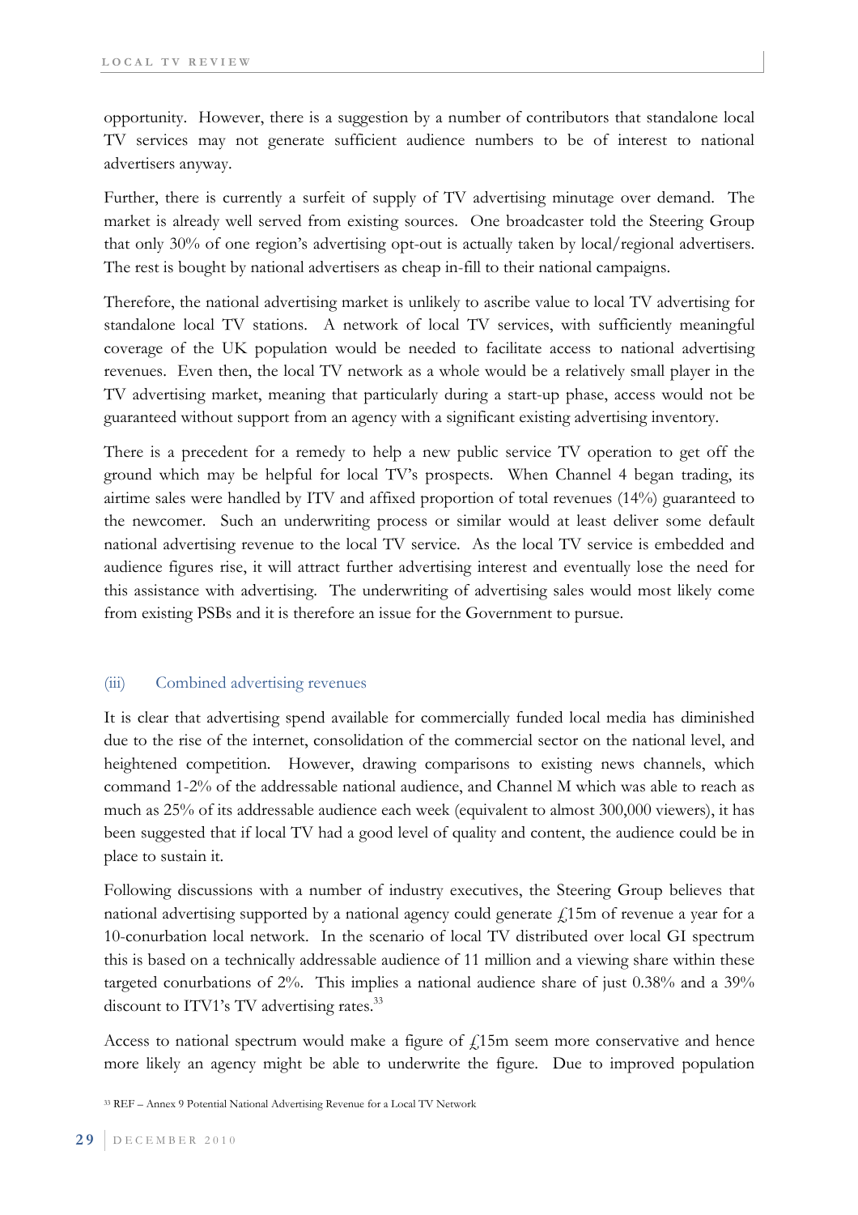opportunity. However, there is a suggestion by a number of contributors that standalone local TV services may not generate sufficient audience numbers to be of interest to national advertisers anyway.

Further, there is currently a surfeit of supply of TV advertising minutage over demand. The market is already well served from existing sources. One broadcaster told the Steering Group that only 30% of one region's advertising opt-out is actually taken by local/regional advertisers. The rest is bought by national advertisers as cheap in-fill to their national campaigns.

Therefore, the national advertising market is unlikely to ascribe value to local TV advertising for standalone local TV stations. A network of local TV services, with sufficiently meaningful coverage of the UK population would be needed to facilitate access to national advertising revenues. Even then, the local TV network as a whole would be a relatively small player in the TV advertising market, meaning that particularly during a start-up phase, access would not be guaranteed without support from an agency with a significant existing advertising inventory.

There is a precedent for a remedy to help a new public service TV operation to get off the ground which may be helpful for local TV's prospects. When Channel 4 began trading, its airtime sales were handled by ITV and affixed proportion of total revenues (14%) guaranteed to the newcomer. Such an underwriting process or similar would at least deliver some default national advertising revenue to the local TV service. As the local TV service is embedded and audience figures rise, it will attract further advertising interest and eventually lose the need for this assistance with advertising. The underwriting of advertising sales would most likely come from existing PSBs and it is therefore an issue for the Government to pursue.

### (iii) Combined advertising revenues

It is clear that advertising spend available for commercially funded local media has diminished due to the rise of the internet, consolidation of the commercial sector on the national level, and heightened competition. However, drawing comparisons to existing news channels, which command 1-2% of the addressable national audience, and Channel M which was able to reach as much as 25% of its addressable audience each week (equivalent to almost 300,000 viewers), it has been suggested that if local TV had a good level of quality and content, the audience could be in place to sustain it.

Following discussions with a number of industry executives, the Steering Group believes that national advertising supported by a national agency could generate £15m of revenue a year for a 10-conurbation local network. In the scenario of local TV distributed over local GI spectrum this is based on a technically addressable audience of 11 million and a viewing share within these targeted conurbations of 2%. This implies a national audience share of just 0.38% and a 39% discount to ITV1's TV advertising rates.[33]

Access to national spectrum would make a figure of £15m seem more conservative and hence more likely an agency might be able to underwrite the figure. Due to improved population

[33] REF – Annex 9 Potential National Advertising Revenue for a Local TV Network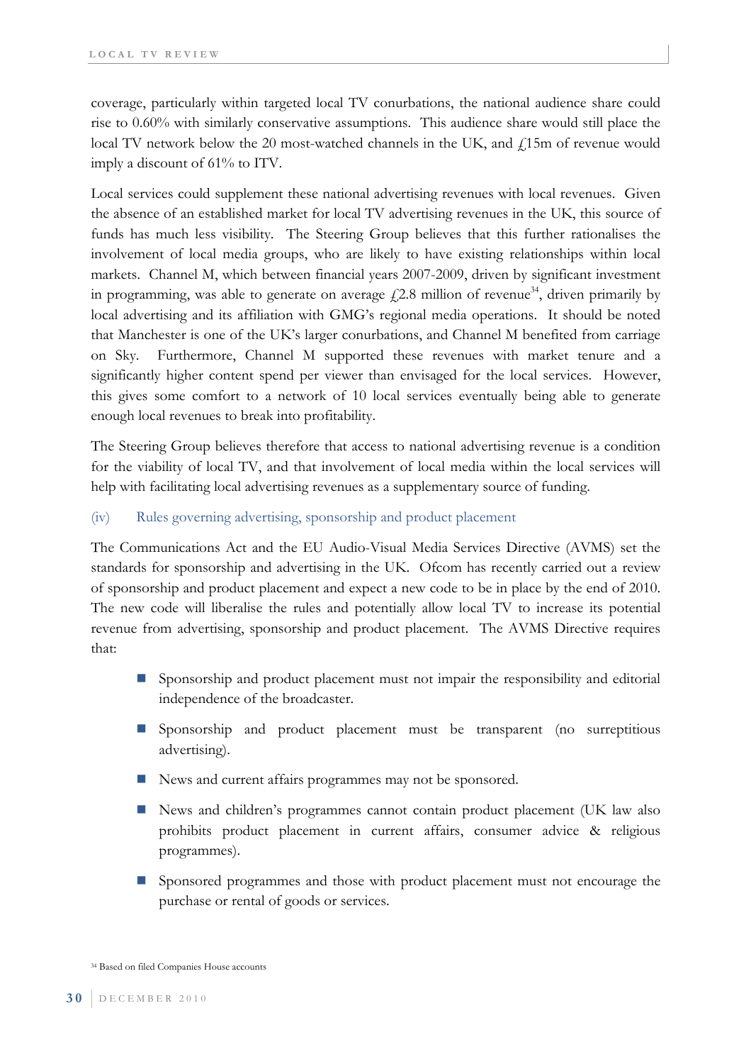coverage, particularly within targeted local TV conurbations, the national audience share could rise to 0.60% with similarly conservative assumptions. This audience share would still place the local TV network below the 20 most-watched channels in the UK, and £15m of revenue would imply a discount of 61% to ITV.

Local services could supplement these national advertising revenues with local revenues. Given the absence of an established market for local TV advertising revenues in the UK, this source of funds has much less visibility. The Steering Group believes that this further rationalises the involvement of local media groups, who are likely to have existing relationships within local markets. Channel M, which between financial years 2007-2009, driven by significant investment in programming, was able to generate on average £2.8 million of revenue[34], driven primarily by local advertising and its affiliation with GMG's regional media operations. It should be noted that Manchester is one of the UK's larger conurbations, and Channel M benefited from carriage on Sky. Furthermore, Channel M supported these revenues with market tenure and a significantly higher content spend per viewer than envisaged for the local services. However, this gives some comfort to a network of 10 local services eventually being able to generate enough local revenues to break into profitability.

The Steering Group believes therefore that access to national advertising revenue is a condition for the viability of local TV, and that involvement of local media within the local services will help with facilitating local advertising revenues as a supplementary source of funding.

### (iv) Rules governing advertising, sponsorship and product placement

The Communications Act and the EU Audio-Visual Media Services Directive (AVMS) set the standards for sponsorship and advertising in the UK. Ofcom has recently carried out a review of sponsorship and product placement and expect a new code to be in place by the end of 2010. The new code will liberalise the rules and potentially allow local TV to increase its potential revenue from advertising, sponsorship and product placement. The AVMS Directive requires that:

- Sponsorship and product placement must not impair the responsibility and editorial independence of the broadcaster.
- Sponsorship and product placement must be transparent (no surreptitious advertising).
- News and current affairs programmes may not be sponsored.
- News and children's programmes cannot contain product placement (UK law also prohibits product placement in current affairs, consumer advice & religious programmes).
- Sponsored programmes and those with product placement must not encourage the purchase or rental of goods or services.

[34] Based on filed Companies House accounts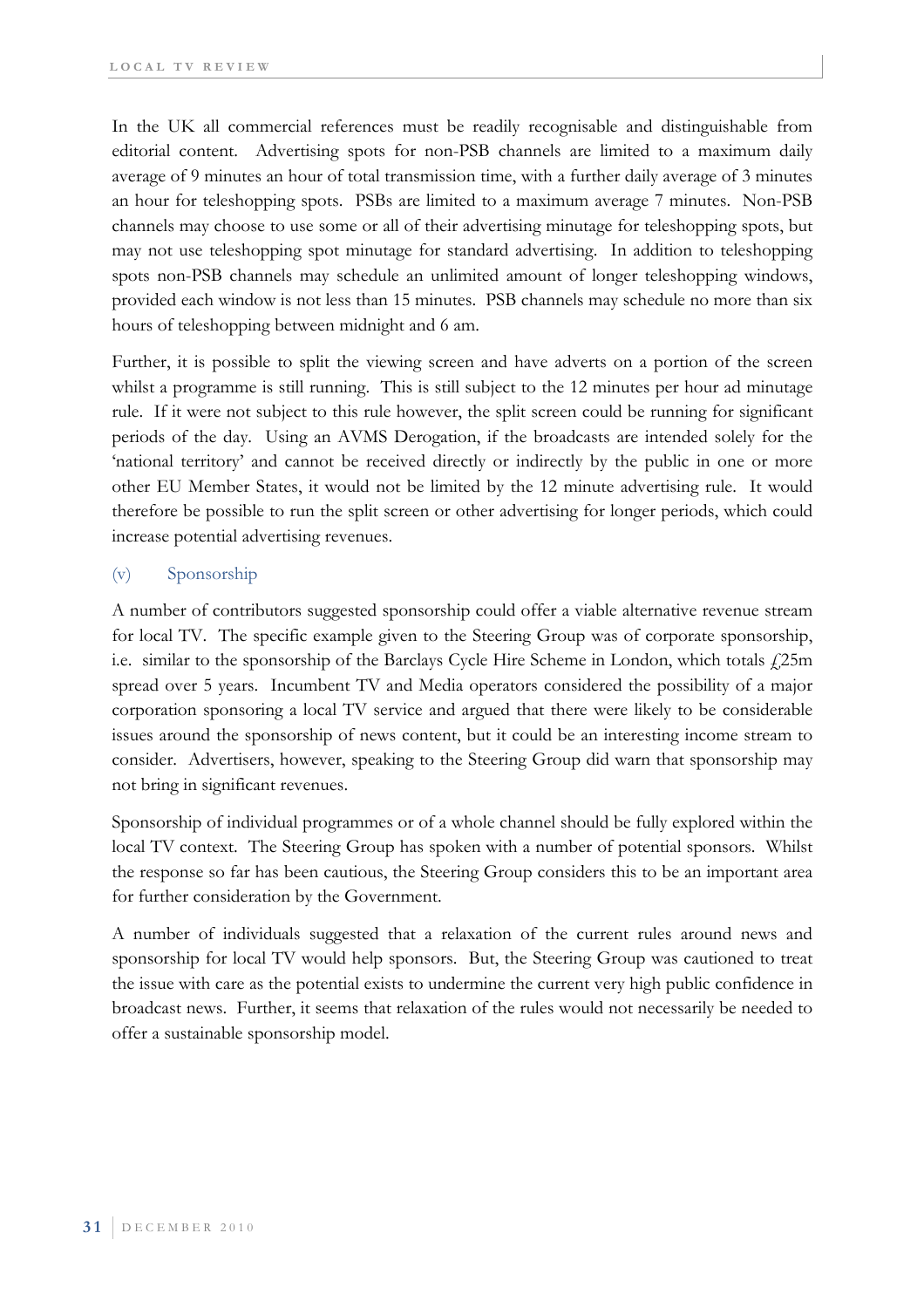In the UK all commercial references must be readily recognisable and distinguishable from editorial content. Advertising spots for non-PSB channels are limited to a maximum daily average of 9 minutes an hour of total transmission time, with a further daily average of 3 minutes an hour for teleshopping spots. PSBs are limited to a maximum average 7 minutes. Non-PSB channels may choose to use some or all of their advertising minutage for teleshopping spots, but may not use teleshopping spot minutage for standard advertising. In addition to teleshopping spots non-PSB channels may schedule an unlimited amount of longer teleshopping windows, provided each window is not less than 15 minutes. PSB channels may schedule no more than six hours of teleshopping between midnight and 6 am.

Further, it is possible to split the viewing screen and have adverts on a portion of the screen whilst a programme is still running. This is still subject to the 12 minutes per hour ad minutage rule. If it were not subject to this rule however, the split screen could be running for significant periods of the day. Using an AVMS Derogation, if the broadcasts are intended solely for the 'national territory' and cannot be received directly or indirectly by the public in one or more other EU Member States, it would not be limited by the 12 minute advertising rule. It would therefore be possible to run the split screen or other advertising for longer periods, which could increase potential advertising revenues.

### (v) Sponsorship

A number of contributors suggested sponsorship could offer a viable alternative revenue stream for local TV. The specific example given to the Steering Group was of corporate sponsorship, i.e. similar to the sponsorship of the Barclays Cycle Hire Scheme in London, which totals £25m spread over 5 years. Incumbent TV and Media operators considered the possibility of a major corporation sponsoring a local TV service and argued that there were likely to be considerable issues around the sponsorship of news content, but it could be an interesting income stream to consider. Advertisers, however, speaking to the Steering Group did warn that sponsorship may not bring in significant revenues.

Sponsorship of individual programmes or of a whole channel should be fully explored within the local TV context. The Steering Group has spoken with a number of potential sponsors. Whilst the response so far has been cautious, the Steering Group considers this to be an important area for further consideration by the Government.

A number of individuals suggested that a relaxation of the current rules around news and sponsorship for local TV would help sponsors. But, the Steering Group was cautioned to treat the issue with care as the potential exists to undermine the current very high public confidence in broadcast news. Further, it seems that relaxation of the rules would not necessarily be needed to offer a sustainable sponsorship model.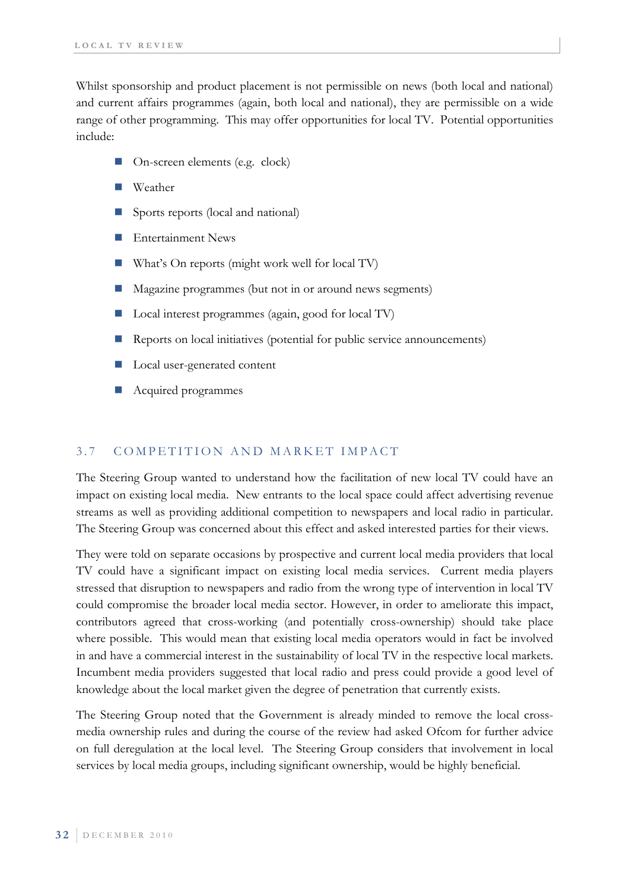Whilst sponsorship and product placement is not permissible on news (both local and national) and current affairs programmes (again, both local and national), they are permissible on a wide range of other programming. This may offer opportunities for local TV. Potential opportunities include:

- On-screen elements (e.g. clock)
- Weather
- Sports reports (local and national)
- Entertainment News
- What's On reports (might work well for local TV)
- Magazine programmes (but not in or around news segments)
- Local interest programmes (again, good for local TV)
- Reports on local initiatives (potential for public service announcements)
- Local user-generated content
- Acquired programmes

## 3.7 COMPETITION AND MARKET IMPACT

The Steering Group wanted to understand how the facilitation of new local TV could have an impact on existing local media. New entrants to the local space could affect advertising revenue streams as well as providing additional competition to newspapers and local radio in particular. The Steering Group was concerned about this effect and asked interested parties for their views.

They were told on separate occasions by prospective and current local media providers that local TV could have a significant impact on existing local media services. Current media players stressed that disruption to newspapers and radio from the wrong type of intervention in local TV could compromise the broader local media sector. However, in order to ameliorate this impact, contributors agreed that cross-working (and potentially cross-ownership) should take place where possible. This would mean that existing local media operators would in fact be involved in and have a commercial interest in the sustainability of local TV in the respective local markets. Incumbent media providers suggested that local radio and press could provide a good level of knowledge about the local market given the degree of penetration that currently exists.

The Steering Group noted that the Government is already minded to remove the local cross-media ownership rules and during the course of the review had asked Ofcom for further advice on full deregulation at the local level. The Steering Group considers that involvement in local services by local media groups, including significant ownership, would be highly beneficial.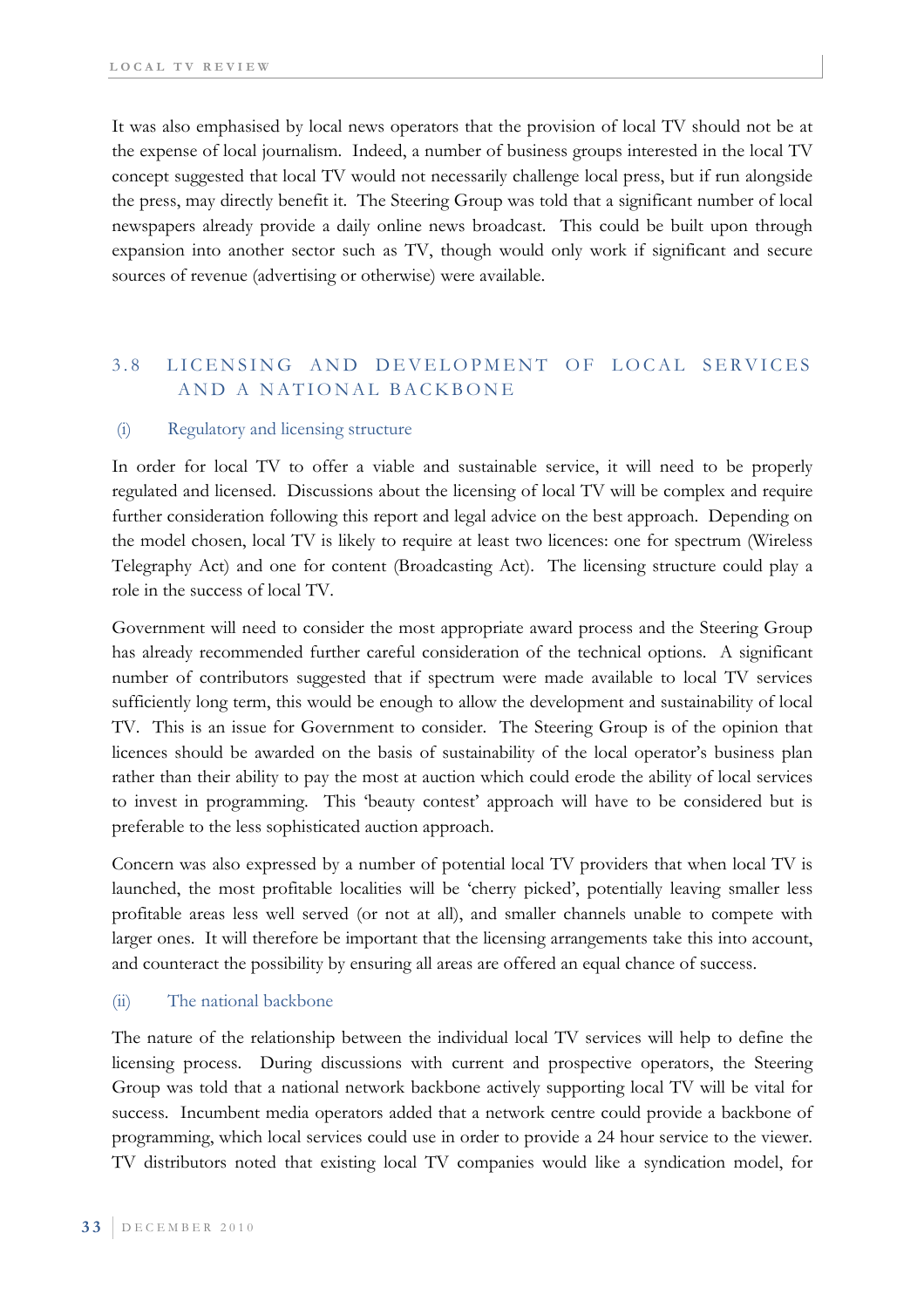It was also emphasised by local news operators that the provision of local TV should not be at the expense of local journalism. Indeed, a number of business groups interested in the local TV concept suggested that local TV would not necessarily challenge local press, but if run alongside the press, may directly benefit it. The Steering Group was told that a significant number of local newspapers already provide a daily online news broadcast. This could be built upon through expansion into another sector such as TV, though would only work if significant and secure sources of revenue (advertising or otherwise) were available.

## 3.8 LICENSING AND DEVELOPMENT OF LOCAL SERVICES AND A NATIONAL BACKBONE

### (i) Regulatory and licensing structure

In order for local TV to offer a viable and sustainable service, it will need to be properly regulated and licensed. Discussions about the licensing of local TV will be complex and require further consideration following this report and legal advice on the best approach. Depending on the model chosen, local TV is likely to require at least two licences: one for spectrum (Wireless Telegraphy Act) and one for content (Broadcasting Act). The licensing structure could play a role in the success of local TV.

Government will need to consider the most appropriate award process and the Steering Group has already recommended further careful consideration of the technical options. A significant number of contributors suggested that if spectrum were made available to local TV services sufficiently long term, this would be enough to allow the development and sustainability of local TV. This is an issue for Government to consider. The Steering Group is of the opinion that licences should be awarded on the basis of sustainability of the local operator's business plan rather than their ability to pay the most at auction which could erode the ability of local services to invest in programming. This 'beauty contest' approach will have to be considered but is preferable to the less sophisticated auction approach.

Concern was also expressed by a number of potential local TV providers that when local TV is launched, the most profitable localities will be 'cherry picked', potentially leaving smaller less profitable areas less well served (or not at all), and smaller channels unable to compete with larger ones. It will therefore be important that the licensing arrangements take this into account, and counteract the possibility by ensuring all areas are offered an equal chance of success.

### (ii) The national backbone

The nature of the relationship between the individual local TV services will help to define the licensing process. During discussions with current and prospective operators, the Steering Group was told that a national network backbone actively supporting local TV will be vital for success. Incumbent media operators added that a network centre could provide a backbone of programming, which local services could use in order to provide a 24 hour service to the viewer. TV distributors noted that existing local TV companies would like a syndication model, for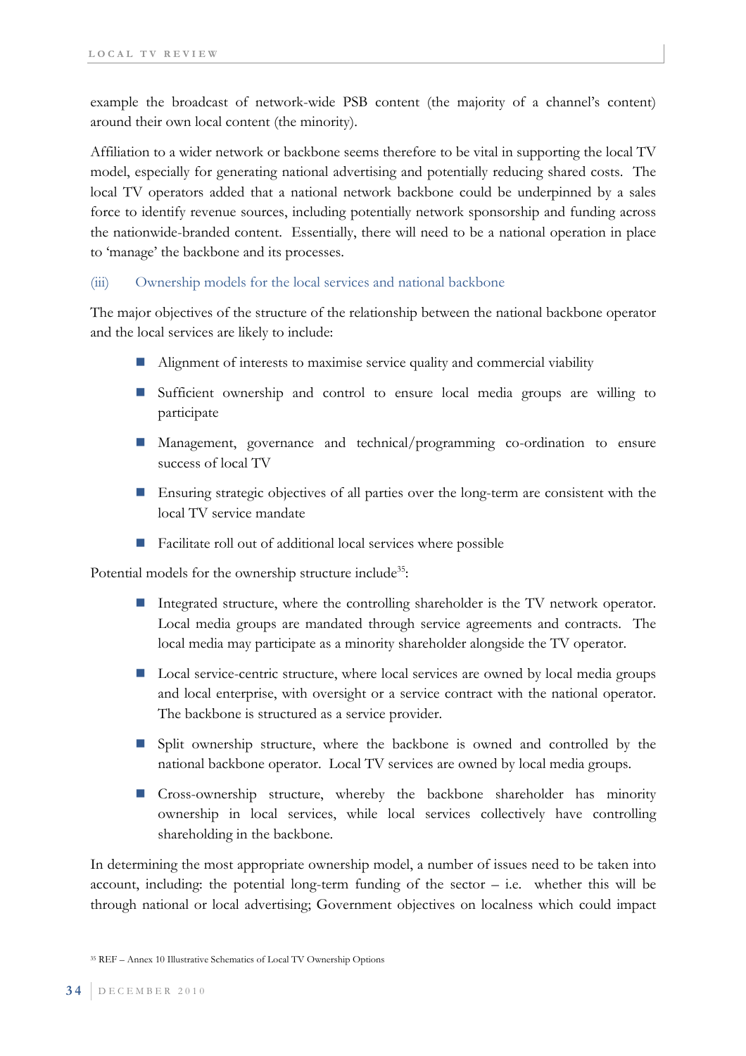example the broadcast of network-wide PSB content (the majority of a channel's content) around their own local content (the minority).

Affiliation to a wider network or backbone seems therefore to be vital in supporting the local TV model, especially for generating national advertising and potentially reducing shared costs. The local TV operators added that a national network backbone could be underpinned by a sales force to identify revenue sources, including potentially network sponsorship and funding across the nationwide-branded content. Essentially, there will need to be a national operation in place to 'manage' the backbone and its processes.

### (iii) Ownership models for the local services and national backbone

The major objectives of the structure of the relationship between the national backbone operator and the local services are likely to include:

- Alignment of interests to maximise service quality and commercial viability
- Sufficient ownership and control to ensure local media groups are willing to participate
- Management, governance and technical/programming co-ordination to ensure success of local TV
- Ensuring strategic objectives of all parties over the long-term are consistent with the local TV service mandate
- Facilitate roll out of additional local services where possible

Potential models for the ownership structure include[35]:

- Integrated structure, where the controlling shareholder is the TV network operator. Local media groups are mandated through service agreements and contracts. The local media may participate as a minority shareholder alongside the TV operator.
- Local service-centric structure, where local services are owned by local media groups and local enterprise, with oversight or a service contract with the national operator. The backbone is structured as a service provider.
- Split ownership structure, where the backbone is owned and controlled by the national backbone operator. Local TV services are owned by local media groups.
- Cross-ownership structure, whereby the backbone shareholder has minority ownership in local services, while local services collectively have controlling shareholding in the backbone.

In determining the most appropriate ownership model, a number of issues need to be taken into account, including: the potential long-term funding of the sector – i.e. whether this will be through national or local advertising; Government objectives on localness which could impact

[35] REF – Annex 10 Illustrative Schematics of Local TV Ownership Options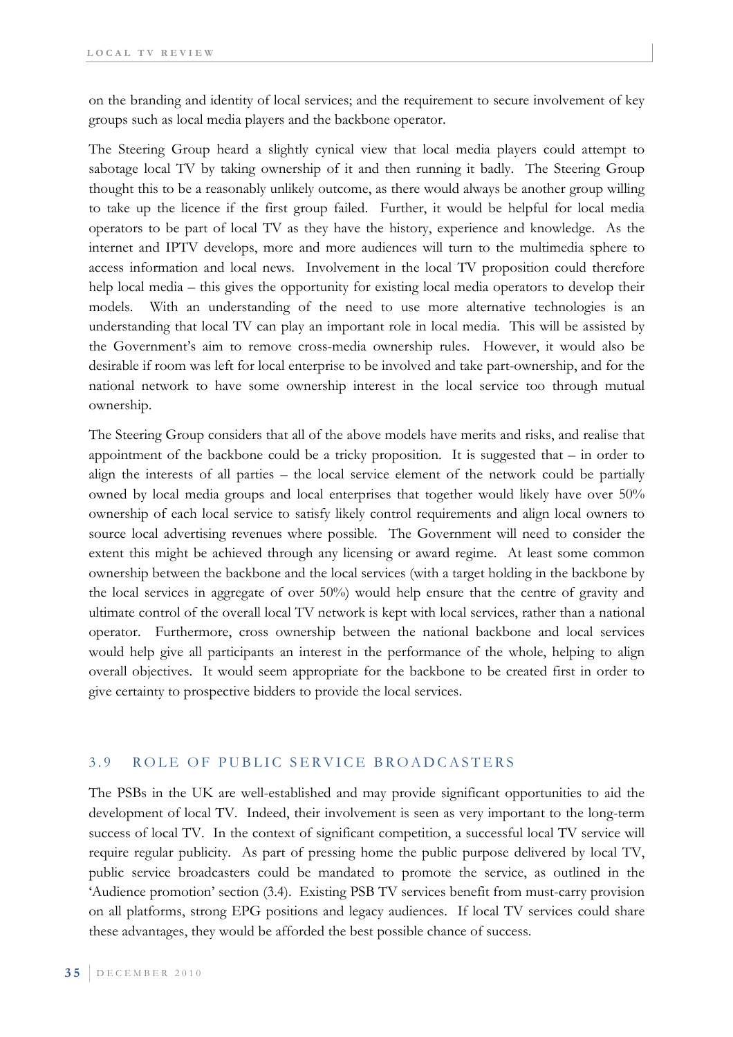on the branding and identity of local services; and the requirement to secure involvement of key groups such as local media players and the backbone operator.

The Steering Group heard a slightly cynical view that local media players could attempt to sabotage local TV by taking ownership of it and then running it badly. The Steering Group thought this to be a reasonably unlikely outcome, as there would always be another group willing to take up the licence if the first group failed. Further, it would be helpful for local media operators to be part of local TV as they have the history, experience and knowledge. As the internet and IPTV develops, more and more audiences will turn to the multimedia sphere to access information and local news. Involvement in the local TV proposition could therefore help local media – this gives the opportunity for existing local media operators to develop their models. With an understanding of the need to use more alternative technologies is an understanding that local TV can play an important role in local media. This will be assisted by the Government's aim to remove cross-media ownership rules. However, it would also be desirable if room was left for local enterprise to be involved and take part-ownership, and for the national network to have some ownership interest in the local service too through mutual ownership.

The Steering Group considers that all of the above models have merits and risks, and realise that appointment of the backbone could be a tricky proposition. It is suggested that – in order to align the interests of all parties – the local service element of the network could be partially owned by local media groups and local enterprises that together would likely have over 50% ownership of each local service to satisfy likely control requirements and align local owners to source local advertising revenues where possible. The Government will need to consider the extent this might be achieved through any licensing or award regime. At least some common ownership between the backbone and the local services (with a target holding in the backbone by the local services in aggregate of over 50%) would help ensure that the centre of gravity and ultimate control of the overall local TV network is kept with local services, rather than a national operator. Furthermore, cross ownership between the national backbone and local services would help give all participants an interest in the performance of the whole, helping to align overall objectives. It would seem appropriate for the backbone to be created first in order to give certainty to prospective bidders to provide the local services.

## 3.9 ROLE OF PUBLIC SERVICE BROADCASTERS

The PSBs in the UK are well-established and may provide significant opportunities to aid the development of local TV. Indeed, their involvement is seen as very important to the long-term success of local TV. In the context of significant competition, a successful local TV service will require regular publicity. As part of pressing home the public purpose delivered by local TV, public service broadcasters could be mandated to promote the service, as outlined in the 'Audience promotion' section (3.4). Existing PSB TV services benefit from must-carry provision on all platforms, strong EPG positions and legacy audiences. If local TV services could share these advantages, they would be afforded the best possible chance of success.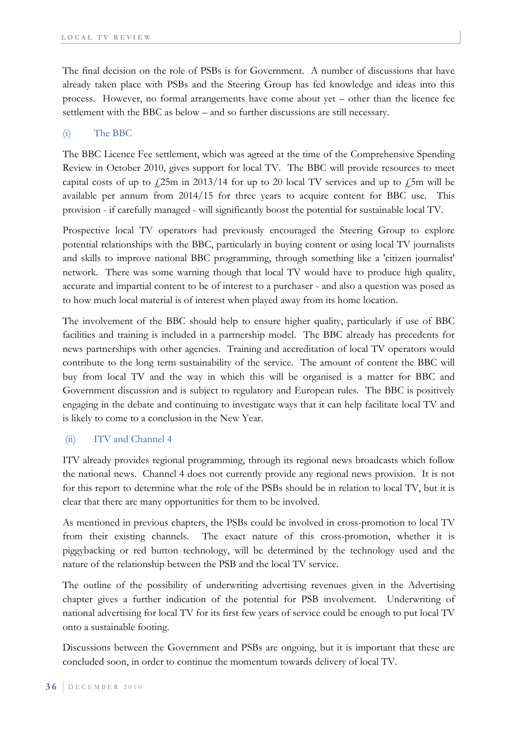The final decision on the role of PSBs is for Government. A number of discussions that have already taken place with PSBs and the Steering Group has fed knowledge and ideas into this process. However, no formal arrangements have come about yet – other than the licence fee settlement with the BBC as below – and so further discussions are still necessary.

### (i) The BBC

The BBC Licence Fee settlement, which was agreed at the time of the Comprehensive Spending Review in October 2010, gives support for local TV. The BBC will provide resources to meet capital costs of up to £25m in 2013/14 for up to 20 local TV services and up to £5m will be available per annum from 2014/15 for three years to acquire content for BBC use. This provision - if carefully managed - will significantly boost the potential for sustainable local TV.

Prospective local TV operators had previously encouraged the Steering Group to explore potential relationships with the BBC, particularly in buying content or using local TV journalists and skills to improve national BBC programming, through something like a 'citizen journalist' network. There was some warning though that local TV would have to produce high quality, accurate and impartial content to be of interest to a purchaser - and also a question was posed as to how much local material is of interest when played away from its home location.

The involvement of the BBC should help to ensure higher quality, particularly if use of BBC facilities and training is included in a partnership model. The BBC already has precedents for news partnerships with other agencies. Training and accreditation of local TV operators would contribute to the long term sustainability of the service. The amount of content the BBC will buy from local TV and the way in which this will be organised is a matter for BBC and Government discussion and is subject to regulatory and European rules. The BBC is positively engaging in the debate and continuing to investigate ways that it can help facilitate local TV and is likely to come to a conclusion in the New Year.

### (ii) ITV and Channel 4

ITV already provides regional programming, through its regional news broadcasts which follow the national news. Channel 4 does not currently provide any regional news provision. It is not for this report to determine what the role of the PSBs should be in relation to local TV, but it is clear that there are many opportunities for them to be involved.

As mentioned in previous chapters, the PSBs could be involved in cross-promotion to local TV from their existing channels. The exact nature of this cross-promotion, whether it is piggybacking or red button technology, will be determined by the technology used and the nature of the relationship between the PSB and the local TV service.

The outline of the possibility of underwriting advertising revenues given in the Advertising chapter gives a further indication of the potential for PSB involvement. Underwriting of national advertising for local TV for its first few years of service could be enough to put local TV onto a sustainable footing.

Discussions between the Government and PSBs are ongoing, but it is important that these are concluded soon, in order to continue the momentum towards delivery of local TV.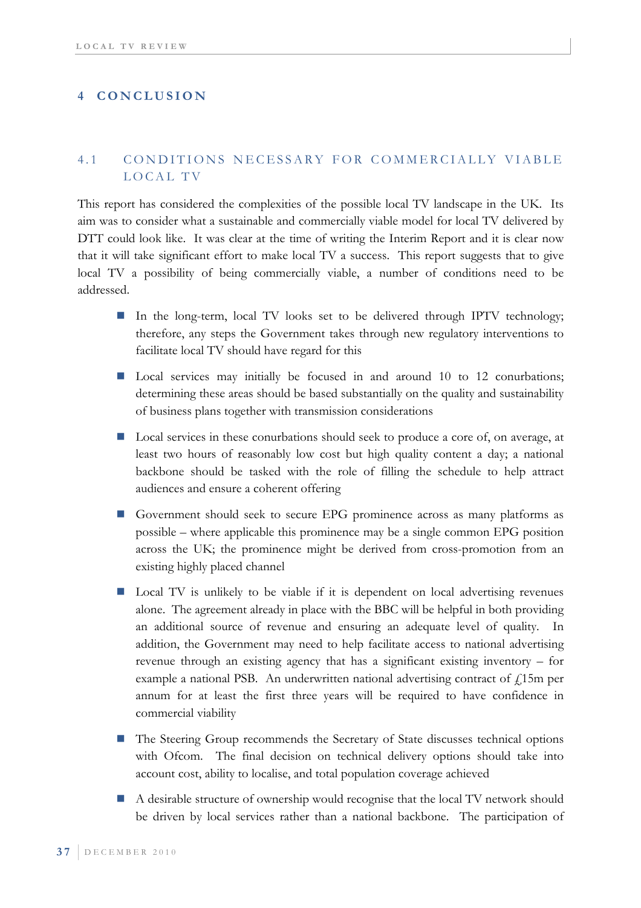# 4 CONCLUSION

## 4.1 CONDITIONS NECESSARY FOR COMMERCIALLY VIABLE LOCAL TV

This report has considered the complexities of the possible local TV landscape in the UK. Its aim was to consider what a sustainable and commercially viable model for local TV delivered by DTT could look like. It was clear at the time of writing the Interim Report and it is clear now that it will take significant effort to make local TV a success. This report suggests that to give local TV a possibility of being commercially viable, a number of conditions need to be addressed.

- In the long-term, local TV looks set to be delivered through IPTV technology; therefore, any steps the Government takes through new regulatory interventions to facilitate local TV should have regard for this
- Local services may initially be focused in and around 10 to 12 conurbations; determining these areas should be based substantially on the quality and sustainability of business plans together with transmission considerations
- Local services in these conurbations should seek to produce a core of, on average, at least two hours of reasonably low cost but high quality content a day; a national backbone should be tasked with the role of filling the schedule to help attract audiences and ensure a coherent offering
- Government should seek to secure EPG prominence across as many platforms as possible – where applicable this prominence may be a single common EPG position across the UK; the prominence might be derived from cross-promotion from an existing highly placed channel
- Local TV is unlikely to be viable if it is dependent on local advertising revenues alone. The agreement already in place with the BBC will be helpful in both providing an additional source of revenue and ensuring an adequate level of quality. In addition, the Government may need to help facilitate access to national advertising revenue through an existing agency that has a significant existing inventory – for example a national PSB. An underwritten national advertising contract of £15m per annum for at least the first three years will be required to have confidence in commercial viability
- The Steering Group recommends the Secretary of State discusses technical options with Ofcom. The final decision on technical delivery options should take into account cost, ability to localise, and total population coverage achieved
- A desirable structure of ownership would recognise that the local TV network should be driven by local services rather than a national backbone. The participation of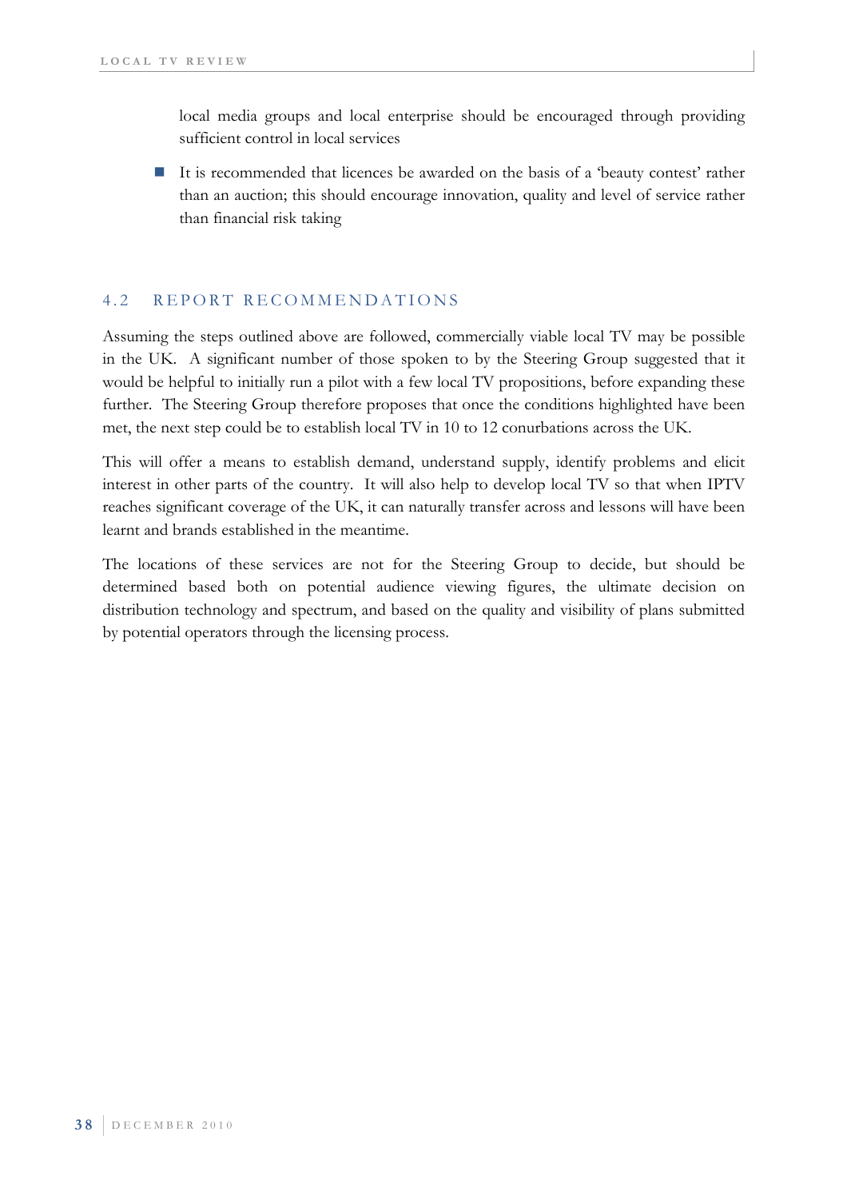local media groups and local enterprise should be encouraged through providing sufficient control in local services

- It is recommended that licences be awarded on the basis of a 'beauty contest' rather than an auction; this should encourage innovation, quality and level of service rather than financial risk taking

## 4.2 REPORT RECOMMENDATIONS

Assuming the steps outlined above are followed, commercially viable local TV may be possible in the UK. A significant number of those spoken to by the Steering Group suggested that it would be helpful to initially run a pilot with a few local TV propositions, before expanding these further. The Steering Group therefore proposes that once the conditions highlighted have been met, the next step could be to establish local TV in 10 to 12 conurbations across the UK.

This will offer a means to establish demand, understand supply, identify problems and elicit interest in other parts of the country. It will also help to develop local TV so that when IPTV reaches significant coverage of the UK, it can naturally transfer across and lessons will have been learnt and brands established in the meantime.

The locations of these services are not for the Steering Group to decide, but should be determined based both on potential audience viewing figures, the ultimate decision on distribution technology and spectrum, and based on the quality and visibility of plans submitted by potential operators through the licensing process.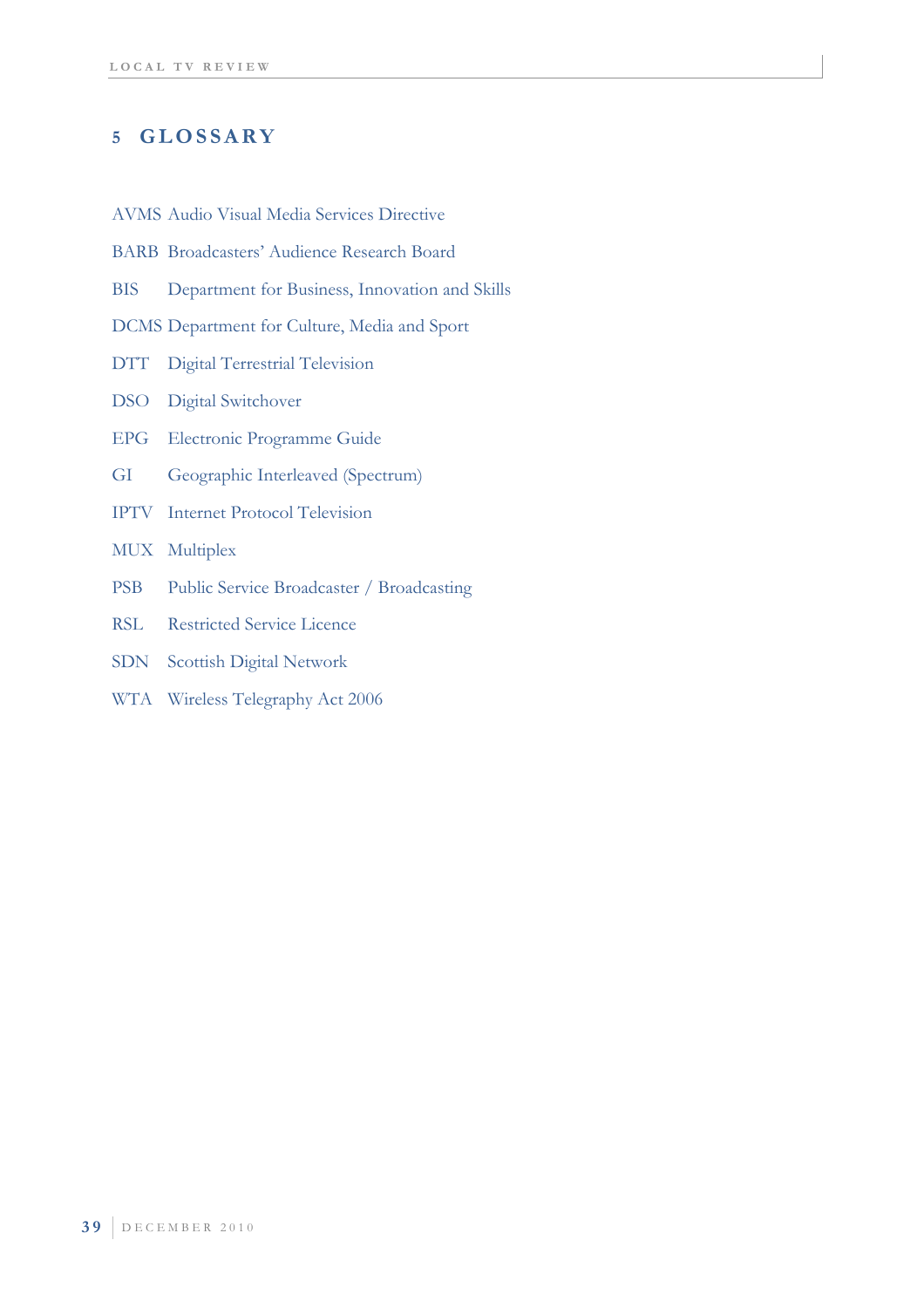# 5 GLOSSARY

| | |
|---|---|
| AVMS | Audio Visual Media Services Directive |
| BARB | Broadcasters' Audience Research Board |
| BIS | Department for Business, Innovation and Skills |
| DCMS | Department for Culture, Media and Sport |
| DTT | Digital Terrestrial Television |
| DSO | Digital Switchover |
| EPG | Electronic Programme Guide |
| GI | Geographic Interleaved (Spectrum) |
| IPTV | Internet Protocol Television |
| MUX | Multiplex |
| PSB | Public Service Broadcaster / Broadcasting |
| RSL | Restricted Service Licence |
| SDN | Scottish Digital Network |
| WTA | Wireless Telegraphy Act 2006 |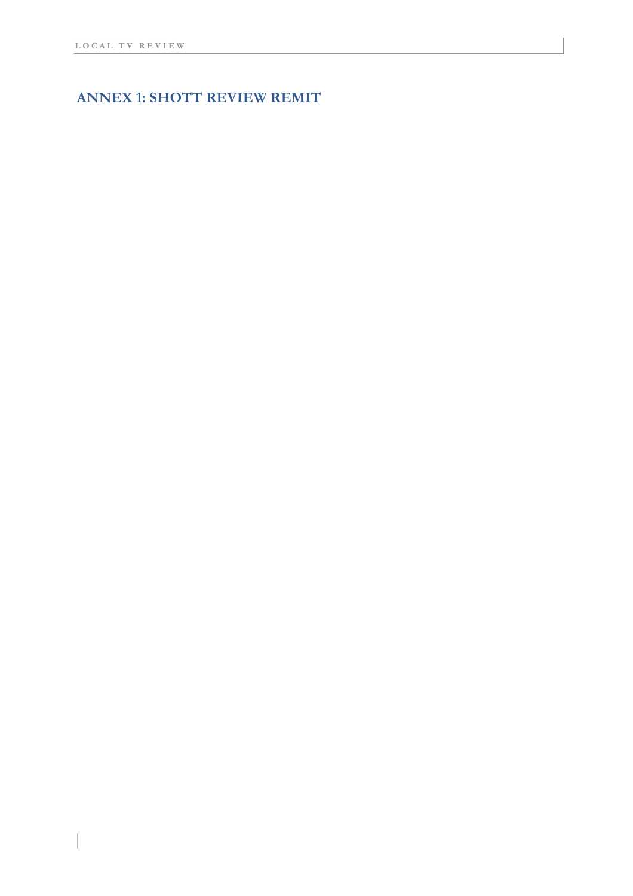# ANNEX 1: SHOTT REVIEW REMIT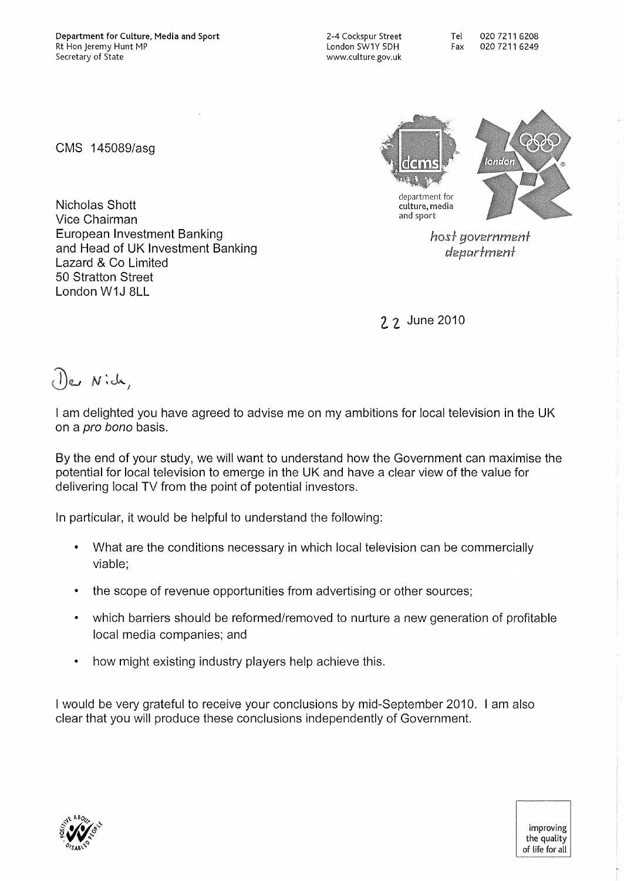**Department for Culture, Media and Sport**
Rt Hon Jeremy Hunt MP
Secretary of State

2-4 Cockspur Street
London SW1Y 5DH
www.culture.gov.uk

Tel 020 7211 6208
Fax 020 7211 6249

department for culture, media and sport

london

*host government department*

CMS 145089/asg

Nicholas Shott
Vice Chairman
European Investment Banking
and Head of UK Investment Banking
Lazard & Co Limited
50 Stratton Street
London W1J 8LL

22 June 2010

Dear Nick,

I am delighted you have agreed to advise me on my ambitions for local television in the UK on a *pro bono* basis.

By the end of your study, we will want to understand how the Government can maximise the potential for local television to emerge in the UK and have a clear view of the value for delivering local TV from the point of potential investors.

In particular, it would be helpful to understand the following:

- What are the conditions necessary in which local television can be commercially viable;
- the scope of revenue opportunities from advertising or other sources;
- which barriers should be reformed/removed to nurture a new generation of profitable local media companies; and
- how might existing industry players help achieve this.

I would be very grateful to receive your conclusions by mid-September 2010. I am also clear that you will produce these conclusions independently of Government.

POSITIVE ABOUT DISABLED PEOPLE

improving the quality of life for all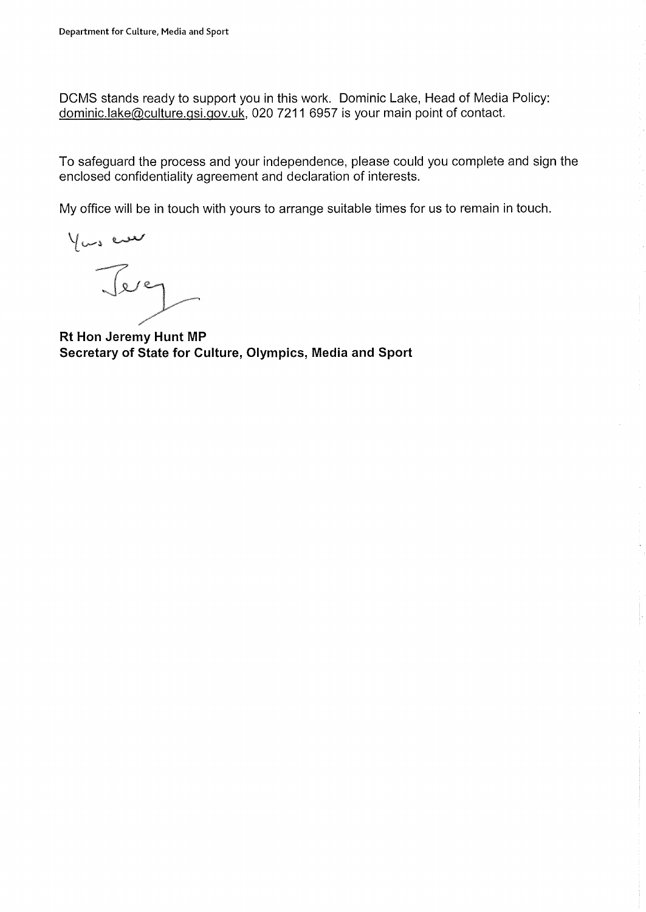DCMS stands ready to support you in this work. Dominic Lake, Head of Media Policy: dominic.lake@culture.gsi.gov.uk, 020 7211 6957 is your main point of contact.

To safeguard the process and your independence, please could you complete and sign the enclosed confidentiality agreement and declaration of interests.

My office will be in touch with yours to arrange suitable times for us to remain in touch.

Yours ever

Jeremy

**Rt Hon Jeremy Hunt MP**
**Secretary of State for Culture, Olympics, Media and Sport**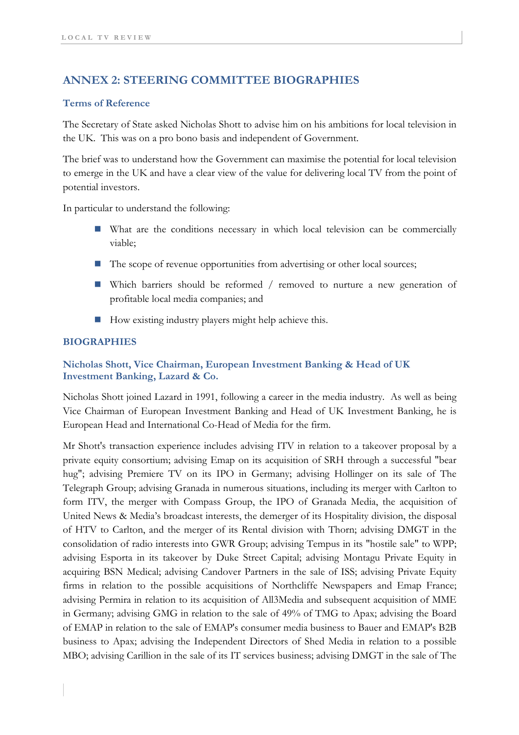## ANNEX 2: STEERING COMMITTEE BIOGRAPHIES

### Terms of Reference

The Secretary of State asked Nicholas Shott to advise him on his ambitions for local television in the UK. This was on a pro bono basis and independent of Government.

The brief was to understand how the Government can maximise the potential for local television to emerge in the UK and have a clear view of the value for delivering local TV from the point of potential investors.

In particular to understand the following:

- What are the conditions necessary in which local television can be commercially viable;
- The scope of revenue opportunities from advertising or other local sources;
- Which barriers should be reformed / removed to nurture a new generation of profitable local media companies; and
- How existing industry players might help achieve this.

### BIOGRAPHIES

#### Nicholas Shott, Vice Chairman, European Investment Banking & Head of UK Investment Banking, Lazard & Co.

Nicholas Shott joined Lazard in 1991, following a career in the media industry. As well as being Vice Chairman of European Investment Banking and Head of UK Investment Banking, he is European Head and International Co-Head of Media for the firm.

Mr Shott's transaction experience includes advising ITV in relation to a takeover proposal by a private equity consortium; advising Emap on its acquisition of SRH through a successful "bear hug"; advising Premiere TV on its IPO in Germany; advising Hollinger on its sale of The Telegraph Group; advising Granada in numerous situations, including its merger with Carlton to form ITV, the merger with Compass Group, the IPO of Granada Media, the acquisition of United News & Media's broadcast interests, the demerger of its Hospitality division, the disposal of HTV to Carlton, and the merger of its Rental division with Thorn; advising DMGT in the consolidation of radio interests into GWR Group; advising Tempus in its "hostile sale" to WPP; advising Esporta in its takeover by Duke Street Capital; advising Montagu Private Equity in acquiring BSN Medical; advising Candover Partners in the sale of ISS; advising Private Equity firms in relation to the possible acquisitions of Northcliffe Newspapers and Emap France; advising Permira in relation to its acquisition of All3Media and subsequent acquisition of MME in Germany; advising GMG in relation to the sale of 49% of TMG to Apax; advising the Board of EMAP in relation to the sale of EMAP's consumer media business to Bauer and EMAP's B2B business to Apax; advising the Independent Directors of Shed Media in relation to a possible MBO; advising Carillion in the sale of its IT services business; advising DMGT in the sale of The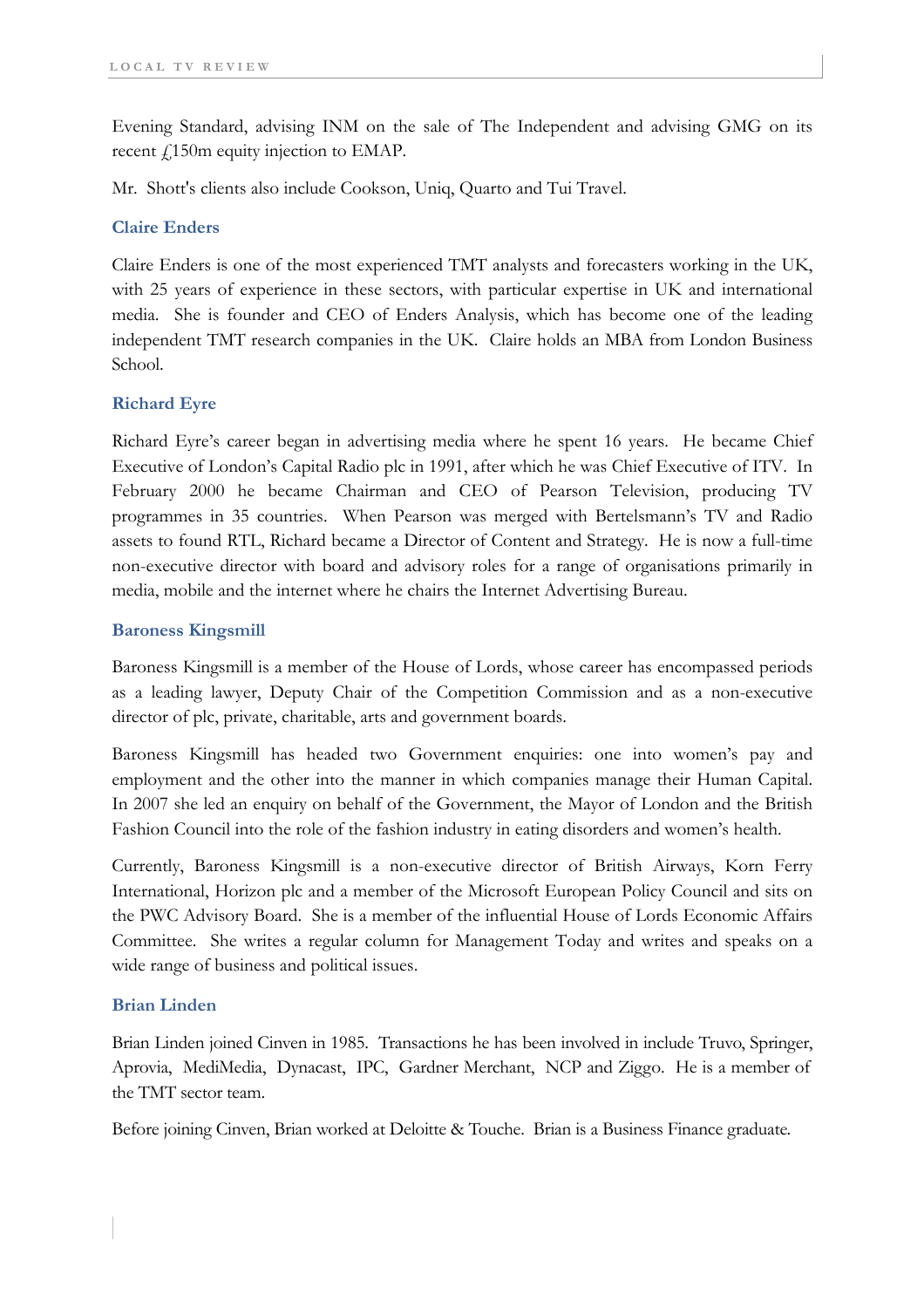Evening Standard, advising INM on the sale of The Independent and advising GMG on its recent £150m equity injection to EMAP.

Mr. Shott's clients also include Cookson, Uniq, Quarto and Tui Travel.

### Claire Enders

Claire Enders is one of the most experienced TMT analysts and forecasters working in the UK, with 25 years of experience in these sectors, with particular expertise in UK and international media. She is founder and CEO of Enders Analysis, which has become one of the leading independent TMT research companies in the UK. Claire holds an MBA from London Business School.

### Richard Eyre

Richard Eyre's career began in advertising media where he spent 16 years. He became Chief Executive of London's Capital Radio plc in 1991, after which he was Chief Executive of ITV. In February 2000 he became Chairman and CEO of Pearson Television, producing TV programmes in 35 countries. When Pearson was merged with Bertelsmann's TV and Radio assets to found RTL, Richard became a Director of Content and Strategy. He is now a full-time non-executive director with board and advisory roles for a range of organisations primarily in media, mobile and the internet where he chairs the Internet Advertising Bureau.

### Baroness Kingsmill

Baroness Kingsmill is a member of the House of Lords, whose career has encompassed periods as a leading lawyer, Deputy Chair of the Competition Commission and as a non-executive director of plc, private, charitable, arts and government boards.

Baroness Kingsmill has headed two Government enquiries: one into women's pay and employment and the other into the manner in which companies manage their Human Capital. In 2007 she led an enquiry on behalf of the Government, the Mayor of London and the British Fashion Council into the role of the fashion industry in eating disorders and women's health.

Currently, Baroness Kingsmill is a non-executive director of British Airways, Korn Ferry International, Horizon plc and a member of the Microsoft European Policy Council and sits on the PWC Advisory Board. She is a member of the influential House of Lords Economic Affairs Committee. She writes a regular column for Management Today and writes and speaks on a wide range of business and political issues.

### Brian Linden

Brian Linden joined Cinven in 1985. Transactions he has been involved in include Truvo, Springer, Aprovia, MediMedia, Dynacast, IPC, Gardner Merchant, NCP and Ziggo. He is a member of the TMT sector team.

Before joining Cinven, Brian worked at Deloitte & Touche. Brian is a Business Finance graduate.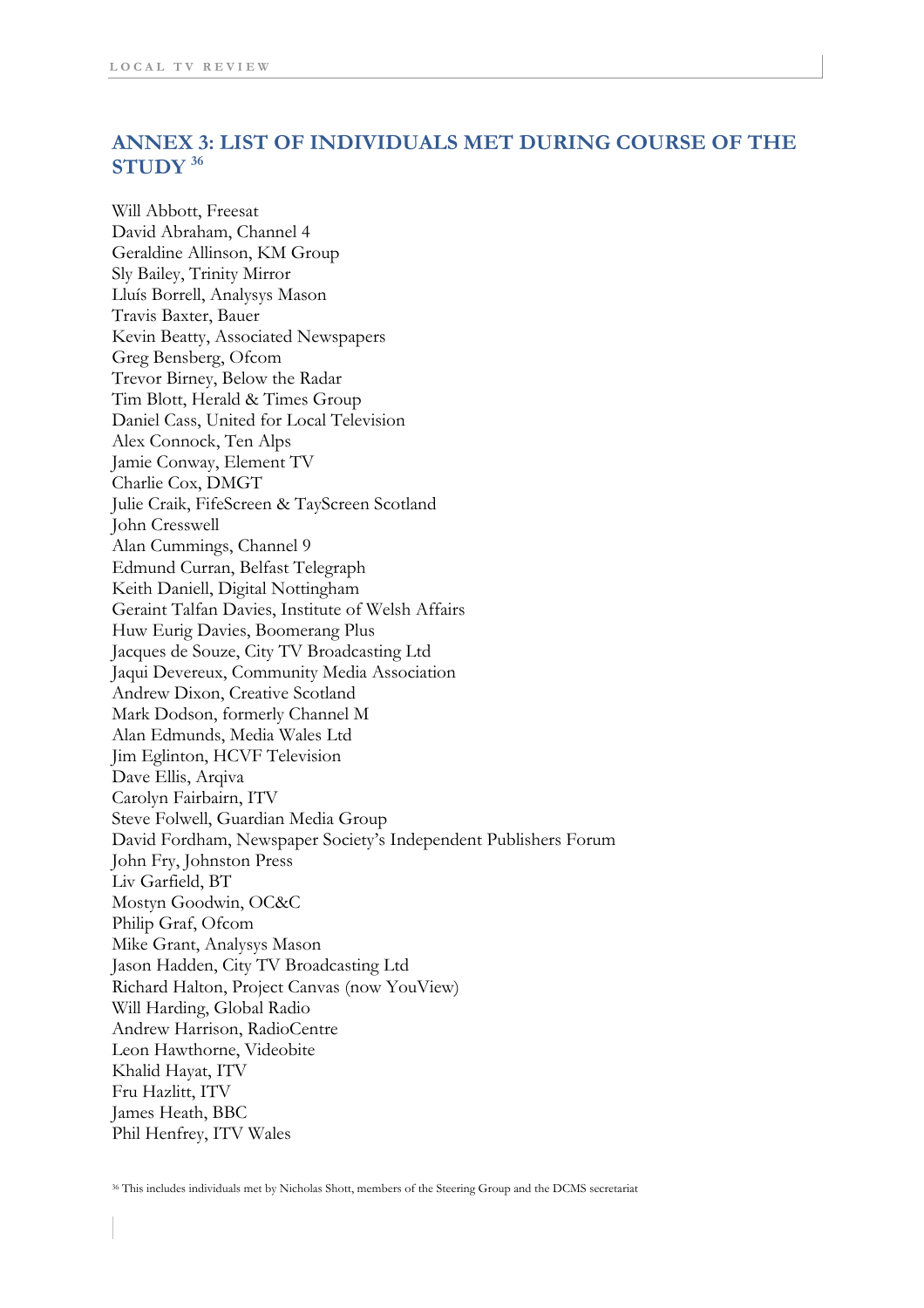## ANNEX 3: LIST OF INDIVIDUALS MET DURING COURSE OF THE STUDY [36]

Will Abbott, Freesat
David Abraham, Channel 4
Geraldine Allinson, KM Group
Sly Bailey, Trinity Mirror
Lluís Borrell, Analysys Mason
Travis Baxter, Bauer
Kevin Beatty, Associated Newspapers
Greg Bensberg, Ofcom
Trevor Birney, Below the Radar
Tim Blott, Herald & Times Group
Daniel Cass, United for Local Television
Alex Connock, Ten Alps
Jamie Conway, Element TV
Charlie Cox, DMGT
Julie Craik, FifeScreen & TayScreen Scotland
John Cresswell
Alan Cummings, Channel 9
Edmund Curran, Belfast Telegraph
Keith Daniell, Digital Nottingham
Geraint Talfan Davies, Institute of Welsh Affairs
Huw Eurig Davies, Boomerang Plus
Jacques de Souze, City TV Broadcasting Ltd
Jaqui Devereux, Community Media Association
Andrew Dixon, Creative Scotland
Mark Dodson, formerly Channel M
Alan Edmunds, Media Wales Ltd
Jim Eglinton, HCVF Television
Dave Ellis, Arqiva
Carolyn Fairbairn, ITV
Steve Folwell, Guardian Media Group
David Fordham, Newspaper Society's Independent Publishers Forum
John Fry, Johnston Press
Liv Garfield, BT
Mostyn Goodwin, OC&C
Philip Graf, Ofcom
Mike Grant, Analysys Mason
Jason Hadden, City TV Broadcasting Ltd
Richard Halton, Project Canvas (now YouView)
Will Harding, Global Radio
Andrew Harrison, RadioCentre
Leon Hawthorne, Videobite
Khalid Hayat, ITV
Fru Hazlitt, ITV
James Heath, BBC
Phil Henfrey, ITV Wales

[36] This includes individuals met by Nicholas Shott, members of the Steering Group and the DCMS secretariat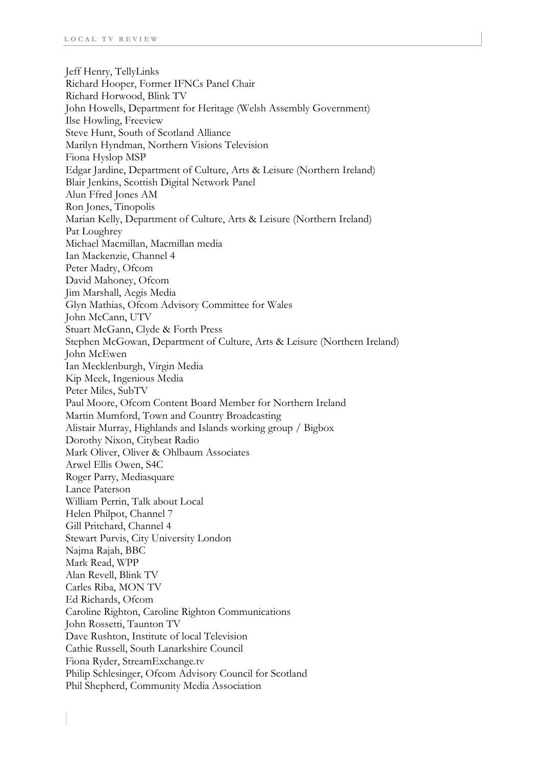Jeff Henry, TellyLinks
Richard Hooper, Former IFNCs Panel Chair
Richard Horwood, Blink TV
John Howells, Department for Heritage (Welsh Assembly Government)
Ilse Howling, Freeview
Steve Hunt, South of Scotland Alliance
Marilyn Hyndman, Northern Visions Television
Fiona Hyslop MSP
Edgar Jardine, Department of Culture, Arts & Leisure (Northern Ireland)
Blair Jenkins, Scottish Digital Network Panel
Alun Ffred Jones AM
Ron Jones, Tinopolis
Marian Kelly, Department of Culture, Arts & Leisure (Northern Ireland)
Pat Loughrey
Michael Macmillan, Macmillan media
Ian Mackenzie, Channel 4
Peter Madry, Ofcom
David Mahoney, Ofcom
Jim Marshall, Aegis Media
Glyn Mathias, Ofcom Advisory Committee for Wales
John McCann, UTV
Stuart McGann, Clyde & Forth Press
Stephen McGowan, Department of Culture, Arts & Leisure (Northern Ireland)
John McEwen
Ian Mecklenburgh, Virgin Media
Kip Meek, Ingenious Media
Peter Miles, SubTV
Paul Moore, Ofcom Content Board Member for Northern Ireland
Martin Mumford, Town and Country Broadcasting
Alistair Murray, Highlands and Islands working group / Bigbox
Dorothy Nixon, Citybeat Radio
Mark Oliver, Oliver & Ohlbaum Associates
Arwel Ellis Owen, S4C
Roger Parry, Mediasquare
Lance Paterson
William Perrin, Talk about Local
Helen Philpot, Channel 7
Gill Pritchard, Channel 4
Stewart Purvis, City University London
Najma Rajah, BBC
Mark Read, WPP
Alan Revell, Blink TV
Carles Riba, MON TV
Ed Richards, Ofcom
Caroline Righton, Caroline Righton Communications
John Rossetti, Taunton TV
Dave Rushton, Institute of local Television
Cathie Russell, South Lanarkshire Council
Fiona Ryder, StreamExchange.tv
Philip Schlesinger, Ofcom Advisory Council for Scotland
Phil Shepherd, Community Media Association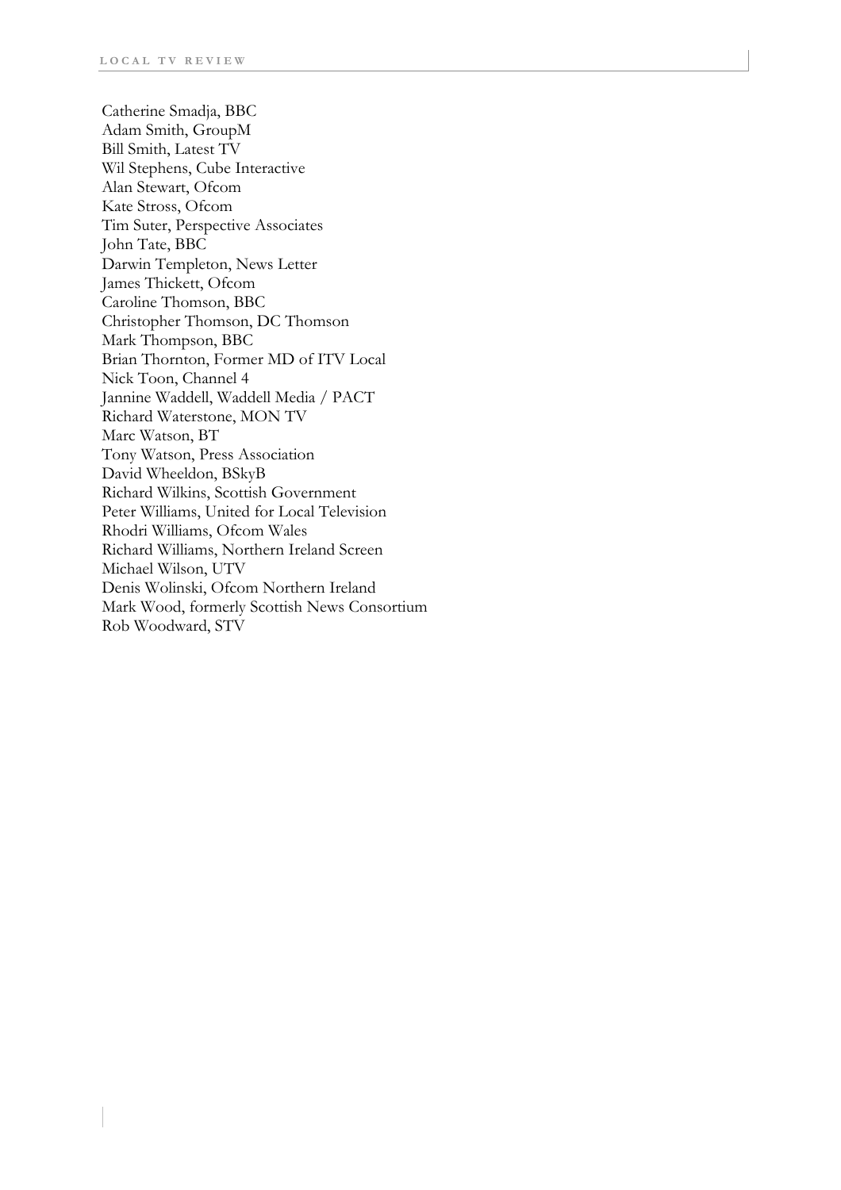Catherine Smadja, BBC
Adam Smith, GroupM
Bill Smith, Latest TV
Wil Stephens, Cube Interactive
Alan Stewart, Ofcom
Kate Stross, Ofcom
Tim Suter, Perspective Associates
John Tate, BBC
Darwin Templeton, News Letter
James Thickett, Ofcom
Caroline Thomson, BBC
Christopher Thomson, DC Thomson
Mark Thompson, BBC
Brian Thornton, Former MD of ITV Local
Nick Toon, Channel 4
Jannine Waddell, Waddell Media / PACT
Richard Waterstone, MON TV
Marc Watson, BT
Tony Watson, Press Association
David Wheeldon, BSkyB
Richard Wilkins, Scottish Government
Peter Williams, United for Local Television
Rhodri Williams, Ofcom Wales
Richard Williams, Northern Ireland Screen
Michael Wilson, UTV
Denis Wolinski, Ofcom Northern Ireland
Mark Wood, formerly Scottish News Consortium
Rob Woodward, STV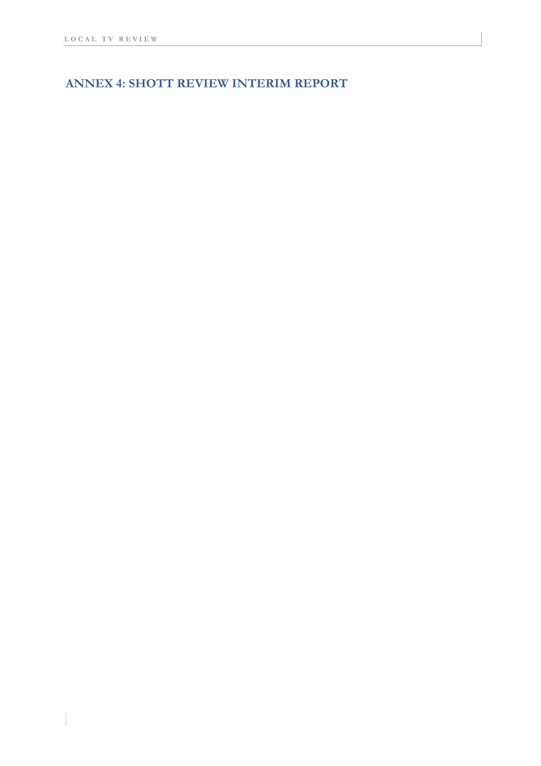## ANNEX 4: SHOTT REVIEW INTERIM REPORT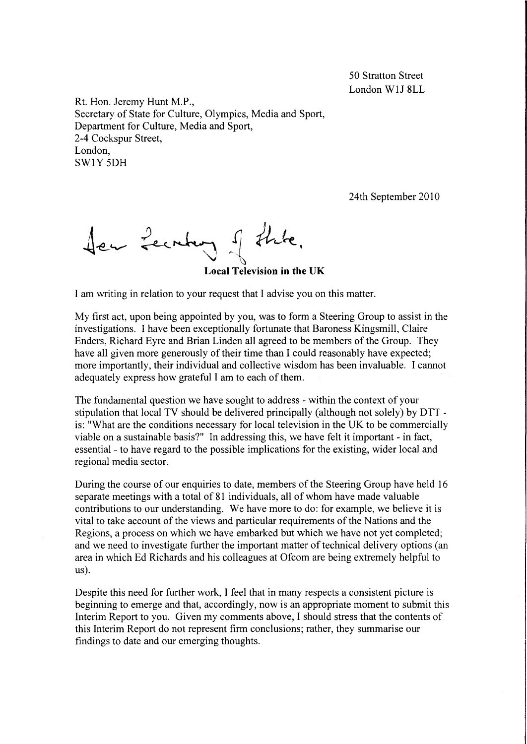50 Stratton Street
London W1J 8LL

Rt. Hon. Jeremy Hunt M.P.,
Secretary of State for Culture, Olympics, Media and Sport,
Department for Culture, Media and Sport,
2-4 Cockspur Street,
London,
SW1Y 5DH

24th September 2010

Dear Secretary of State,

**Local Television in the UK**

I am writing in relation to your request that I advise you on this matter.

My first act, upon being appointed by you, was to form a Steering Group to assist in the investigations. I have been exceptionally fortunate that Baroness Kingsmill, Claire Enders, Richard Eyre and Brian Linden all agreed to be members of the Group. They have all given more generously of their time than I could reasonably have expected; more importantly, their individual and collective wisdom has been invaluable. I cannot adequately express how grateful I am to each of them.

The fundamental question we have sought to address - within the context of your stipulation that local TV should be delivered principally (although not solely) by DTT - is: "What are the conditions necessary for local television in the UK to be commercially viable on a sustainable basis?" In addressing this, we have felt it important - in fact, essential - to have regard to the possible implications for the existing, wider local and regional media sector.

During the course of our enquiries to date, members of the Steering Group have held 16 separate meetings with a total of 81 individuals, all of whom have made valuable contributions to our understanding. We have more to do: for example, we believe it is vital to take account of the views and particular requirements of the Nations and the Regions, a process on which we have embarked but which we have not yet completed; and we need to investigate further the important matter of technical delivery options (an area in which Ed Richards and his colleagues at Ofcom are being extremely helpful to us).

Despite this need for further work, I feel that in many respects a consistent picture is beginning to emerge and that, accordingly, now is an appropriate moment to submit this Interim Report to you. Given my comments above, I should stress that the contents of this Interim Report do not represent firm conclusions; rather, they summarise our findings to date and our emerging thoughts.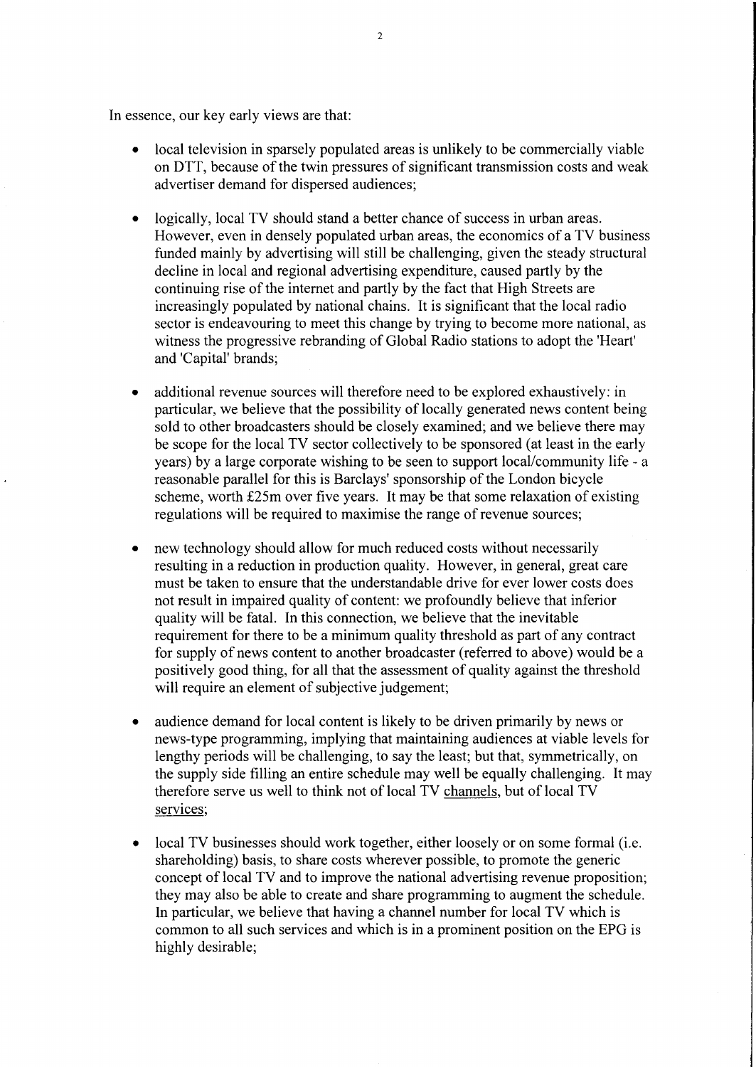In essence, our key early views are that:

- local television in sparsely populated areas is unlikely to be commercially viable on DTT, because of the twin pressures of significant transmission costs and weak advertiser demand for dispersed audiences;

- logically, local TV should stand a better chance of success in urban areas. However, even in densely populated urban areas, the economics of a TV business funded mainly by advertising will still be challenging, given the steady structural decline in local and regional advertising expenditure, caused partly by the continuing rise of the internet and partly by the fact that High Streets are increasingly populated by national chains. It is significant that the local radio sector is endeavouring to meet this change by trying to become more national, as witness the progressive rebranding of Global Radio stations to adopt the 'Heart' and 'Capital' brands;

- additional revenue sources will therefore need to be explored exhaustively: in particular, we believe that the possibility of locally generated news content being sold to other broadcasters should be closely examined; and we believe there may be scope for the local TV sector collectively to be sponsored (at least in the early years) by a large corporate wishing to be seen to support local/community life - a reasonable parallel for this is Barclays' sponsorship of the London bicycle scheme, worth £25m over five years. It may be that some relaxation of existing regulations will be required to maximise the range of revenue sources;

- new technology should allow for much reduced costs without necessarily resulting in a reduction in production quality. However, in general, great care must be taken to ensure that the understandable drive for ever lower costs does not result in impaired quality of content: we profoundly believe that inferior quality will be fatal. In this connection, we believe that the inevitable requirement for there to be a minimum quality threshold as part of any contract for supply of news content to another broadcaster (referred to above) would be a positively good thing, for all that the assessment of quality against the threshold will require an element of subjective judgement;

- audience demand for local content is likely to be driven primarily by news or news-type programming, implying that maintaining audiences at viable levels for lengthy periods will be challenging, to say the least; but that, symmetrically, on the supply side filling an entire schedule may well be equally challenging. It may therefore serve us well to think not of local TV channels, but of local TV services;

- local TV businesses should work together, either loosely or on some formal (i.e. shareholding) basis, to share costs wherever possible, to promote the generic concept of local TV and to improve the national advertising revenue proposition; they may also be able to create and share programming to augment the schedule. In particular, we believe that having a channel number for local TV which is common to all such services and which is in a prominent position on the EPG is highly desirable;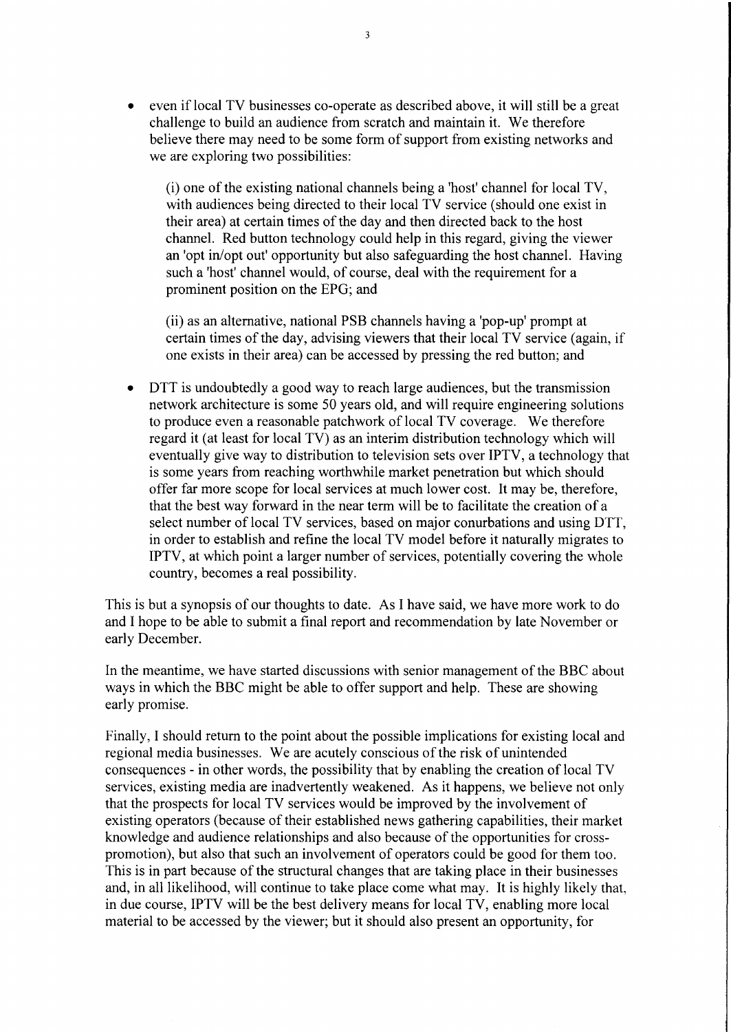- even if local TV businesses co-operate as described above, it will still be a great challenge to build an audience from scratch and maintain it. We therefore believe there may need to be some form of support from existing networks and we are exploring two possibilities:

  (i) one of the existing national channels being a 'host' channel for local TV, with audiences being directed to their local TV service (should one exist in their area) at certain times of the day and then directed back to the host channel. Red button technology could help in this regard, giving the viewer an 'opt in/opt out' opportunity but also safeguarding the host channel. Having such a 'host' channel would, of course, deal with the requirement for a prominent position on the EPG; and

  (ii) as an alternative, national PSB channels having a 'pop-up' prompt at certain times of the day, advising viewers that their local TV service (again, if one exists in their area) can be accessed by pressing the red button; and

- DTT is undoubtedly a good way to reach large audiences, but the transmission network architecture is some 50 years old, and will require engineering solutions to produce even a reasonable patchwork of local TV coverage. We therefore regard it (at least for local TV) as an interim distribution technology which will eventually give way to distribution to television sets over IPTV, a technology that is some years from reaching worthwhile market penetration but which should offer far more scope for local services at much lower cost. It may be, therefore, that the best way forward in the near term will be to facilitate the creation of a select number of local TV services, based on major conurbations and using DTT, in order to establish and refine the local TV model before it naturally migrates to IPTV, at which point a larger number of services, potentially covering the whole country, becomes a real possibility.

This is but a synopsis of our thoughts to date. As I have said, we have more work to do and I hope to be able to submit a final report and recommendation by late November or early December.

In the meantime, we have started discussions with senior management of the BBC about ways in which the BBC might be able to offer support and help. These are showing early promise.

Finally, I should return to the point about the possible implications for existing local and regional media businesses. We are acutely conscious of the risk of unintended consequences - in other words, the possibility that by enabling the creation of local TV services, existing media are inadvertently weakened. As it happens, we believe not only that the prospects for local TV services would be improved by the involvement of existing operators (because of their established news gathering capabilities, their market knowledge and audience relationships and also because of the opportunities for cross-promotion), but also that such an involvement of operators could be good for them too. This is in part because of the structural changes that are taking place in their businesses and, in all likelihood, will continue to take place come what may. It is highly likely that, in due course, IPTV will be the best delivery means for local TV, enabling more local material to be accessed by the viewer; but it should also present an opportunity, for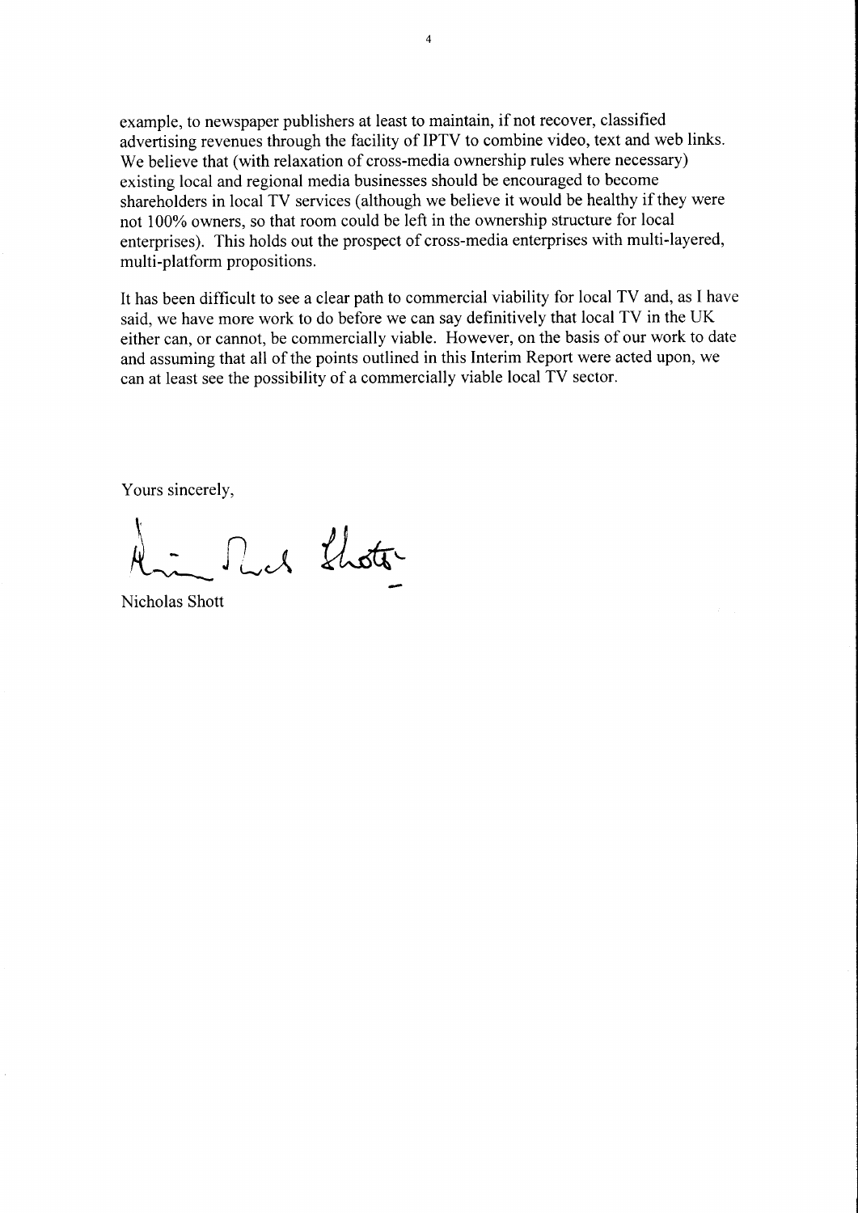example, to newspaper publishers at least to maintain, if not recover, classified advertising revenues through the facility of IPTV to combine video, text and web links. We believe that (with relaxation of cross-media ownership rules where necessary) existing local and regional media businesses should be encouraged to become shareholders in local TV services (although we believe it would be healthy if they were not 100% owners, so that room could be left in the ownership structure for local enterprises). This holds out the prospect of cross-media enterprises with multi-layered, multi-platform propositions.

It has been difficult to see a clear path to commercial viability for local TV and, as I have said, we have more work to do before we can say definitively that local TV in the UK either can, or cannot, be commercially viable. However, on the basis of our work to date and assuming that all of the points outlined in this Interim Report were acted upon, we can at least see the possibility of a commercially viable local TV sector.

Yours sincerely,

Nicholas Shott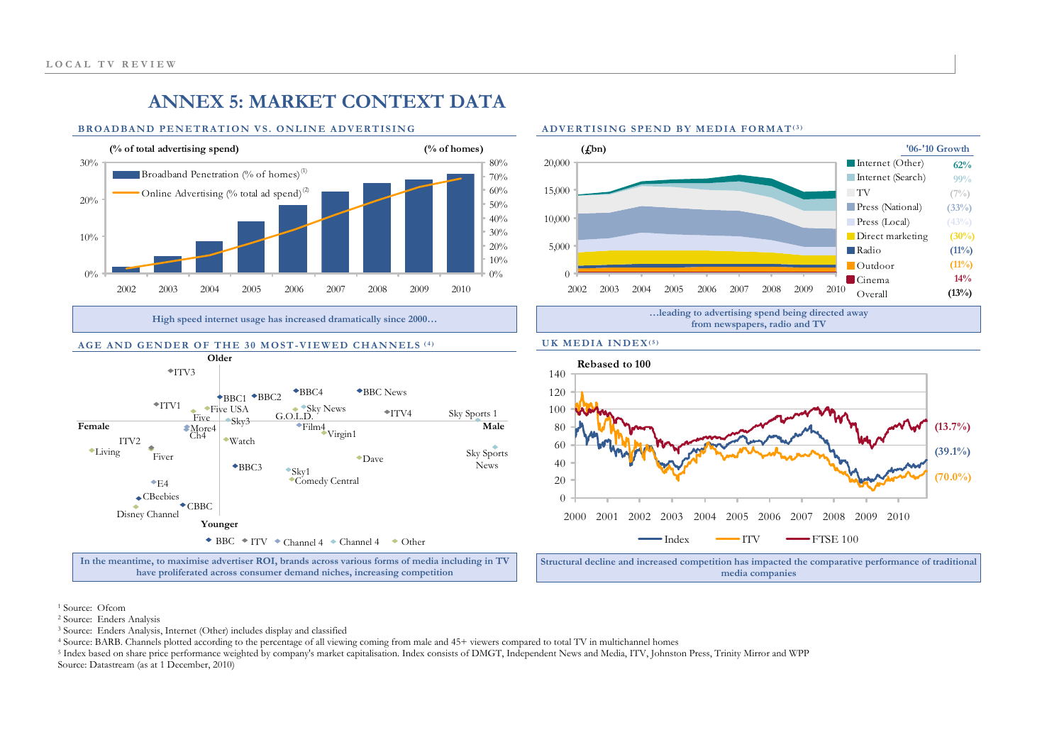# ANNEX 5: MARKET CONTEXT DATA

### BROADBAND PENETRATION VS. ONLINE ADVERTISING

(% of total advertising spend) (% of homes)

Broadband Penetration (% of homes)[1]
Online Advertising (% total ad spend)[2]

2002 2003 2004 2005 2006 2007 2008 2009 2010

**High speed internet usage has increased dramatically since 2000…**

### ADVERTISING SPEND BY MEDIA FORMAT[3]

(£bn)

| | '06-'10 Growth |
|---|---|
| Internet (Other) | 62% |
| Internet (Search) | 99% |
| TV | (7%) |
| Press (National) | (33%) |
| Press (Local) | (43%) |
| Direct marketing | (30%) |
| Radio | (11%) |
| Outdoor | (11%) |
| Cinema | 14% |
| Overall | (13%) |

**…leading to advertising spend being directed away from newspapers, radio and TV**

### AGE AND GENDER OF THE 30 MOST-VIEWED CHANNELS [4]

Older / Younger / Female / Male

ITV3, ITV1, BBC1, BBC2, BBC4, BBC News, Five USA, Sky News, ITV4, Sky Sports 1, Five, G.O.L.D., Sky3, More4, Ch4, Film4, Virgin1, ITV2, Watch, Living, Fiver, Dave, Sky Sports News, BBC3, Sky1, Comedy Central, E4, CBeebies, CBBC, Disney Channel

BBC · ITV · Channel 4 · Channel 4 · Other

**In the meantime, to maximise advertiser ROI, brands across various forms of media including in TV have proliferated across consumer demand niches, increasing competition**

### UK MEDIA INDEX[5]

**Rebased to 100**

Index (39.1%) · ITV (70.0%) · FTSE 100 (13.7%)

2000 2001 2002 2003 2004 2005 2006 2007 2008 2009 2010

**Structural decline and increased competition has impacted the comparative performance of traditional media companies**

[1] Source: Ofcom
[2] Source: Enders Analysis
[3] Source: Enders Analysis, Internet (Other) includes display and classified
[4] Source: BARB. Channels plotted according to the percentage of all viewing coming from male and 45+ viewers compared to total TV in multichannel homes
[5] Index based on share price performance weighted by company's market capitalisation. Index consists of DMGT, Independent News and Media, ITV, Johnston Press, Trinity Mirror and WPP
Source: Datastream (as at 1 December, 2010)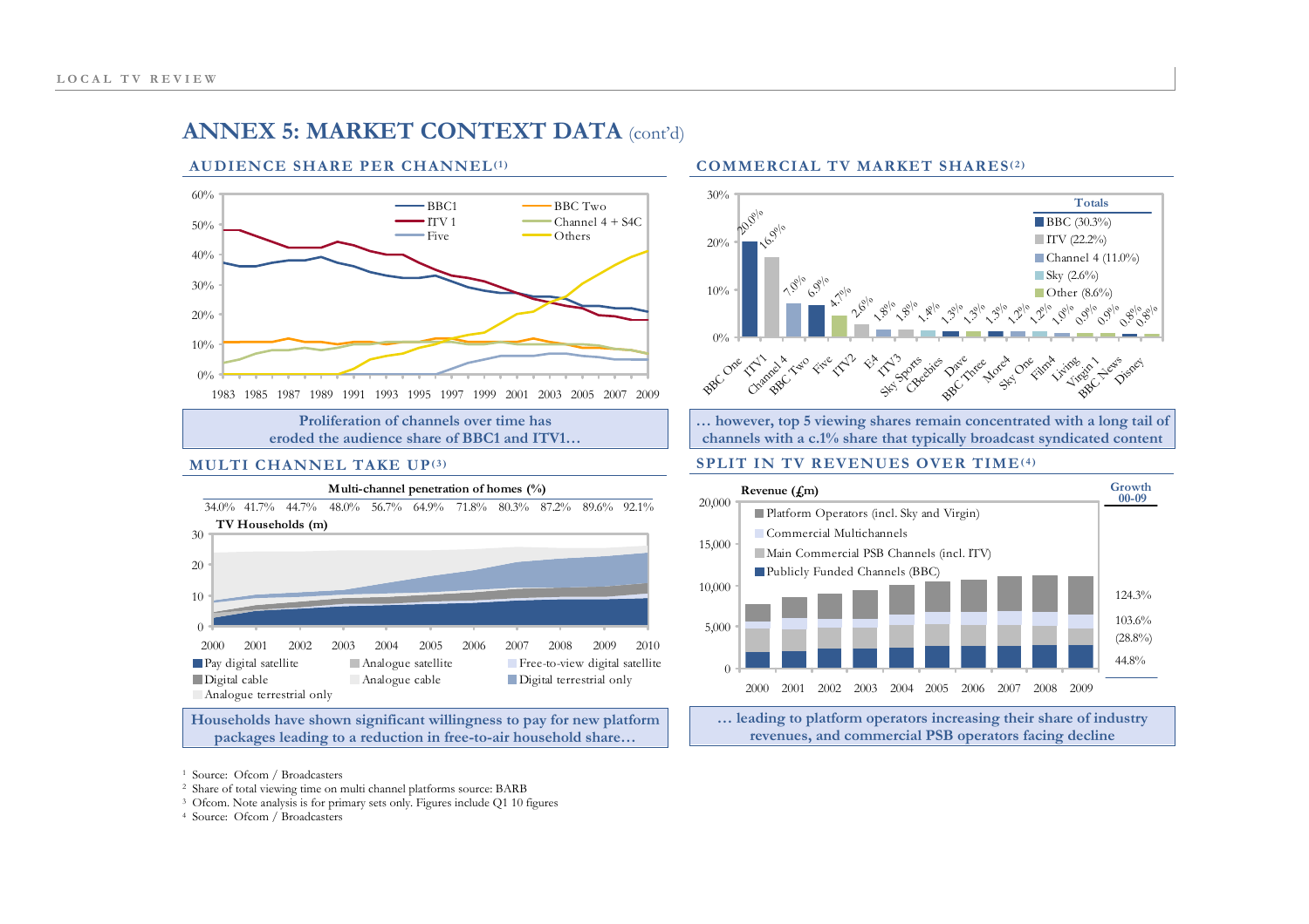# ANNEX 5: MARKET CONTEXT DATA (cont'd)

## AUDIENCE SHARE PER CHANNEL[1]

Proliferation of channels over time has eroded the audience share of BBC1 and ITV1…

## COMMERCIAL TV MARKET SHARES[2]

| Channel | Share |
|---|---|
| BBC One | 20.0% |
| ITV1 | 16.9% |
| Channel 4 | 7.0% |
| BBC Two | 6.9% |
| Five | 4.7% |
| ITV2 | 2.6% |
| E4 | 1.8% |
| ITV3 | 1.8% |
| Sky Sports | 1.4% |
| CBeebies | 1.3% |
| Dave | 1.3% |
| BBC Three | 1.3% |
| More4 | 1.2% |
| Sky One | 1.2% |
| Film4 | 1.0% |
| Living | 0.9% |
| Virgin 1 | 0.9% |
| BBC News | 0.8% |
| Disney | 0.8% |

Totals: BBC (30.3%), ITV (22.2%), Channel 4 (11.0%), Sky (2.6%), Other (8.6%)

… however, top 5 viewing shares remain concentrated with a long tail of channels with a c.1% share that typically broadcast syndicated content

## MULTI CHANNEL TAKE UP[3]

Multi-channel penetration of homes (%)

| 2000 | 2001 | 2002 | 2003 | 2004 | 2005 | 2006 | 2007 | 2008 | 2009 | 2010 |
|---|---|---|---|---|---|---|---|---|---|---|
| 34.0% | 41.7% | 44.7% | 48.0% | 56.7% | 64.9% | 71.8% | 80.3% | 87.2% | 89.6% | 92.1% |

TV Households (m) — Pay digital satellite, Analogue satellite, Free-to-view digital satellite, Digital cable, Analogue cable, Digital terrestrial only, Analogue terrestrial only

Households have shown significant willingness to pay for new platform packages leading to a reduction in free-to-air household share…

## SPLIT IN TV REVENUES OVER TIME[4]

Revenue (£m), 2000–2009

| Segment | Growth 00-09 |
|---|---|
| Platform Operators (incl. Sky and Virgin) | 124.3% |
| Commercial Multichannels | 103.6% |
| Main Commercial PSB Channels (incl. ITV) | (28.8%) |
| Publicly Funded Channels (BBC) | 44.8% |

… leading to platform operators increasing their share of industry revenues, and commercial PSB operators facing decline

[1] Source: Ofcom / Broadcasters
[2] Share of total viewing time on multi channel platforms source: BARB
[3] Ofcom. Note analysis is for primary sets only. Figures include Q1 10 figures
[4] Source: Ofcom / Broadcasters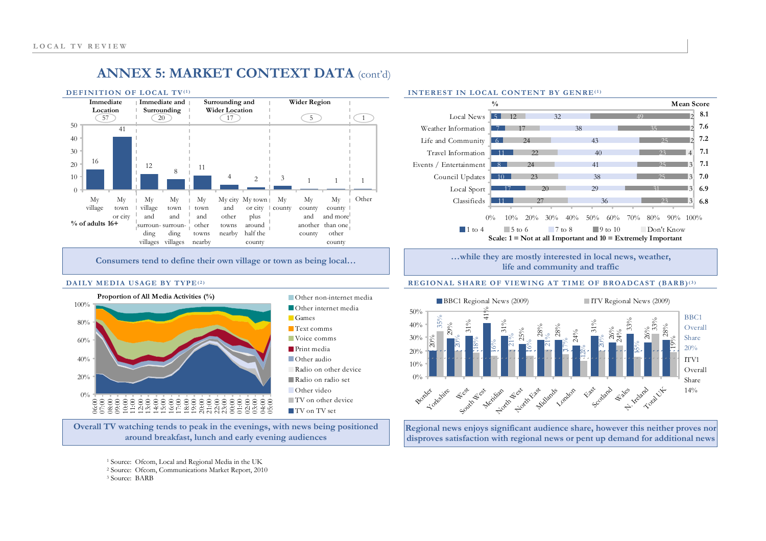# ANNEX 5: MARKET CONTEXT DATA (cont'd)

## DEFINITION OF LOCAL TV[1]

% of adults 16+

| Category | Item | % |
|---|---|---|
| Immediate Location (57) | My village | 16 |
| | My town or city | 41 |
| Immediate and Surrounding (20) | My village and surrounding villages | 12 |
| | My town and surrounding villages | 8 |
| Surrounding and Wider Location (17) | My town and other towns nearby | 11 |
| | My city and other towns nearby | 4 |
| | My town or city plus around half the county | 2 |
| Wider Region (5) | My county | 3 |
| | My county and another county | 1 |
| | My county and more than one other county | 1 |
| Other (1) | Other | 1 |

Consumers tend to define their own village or town as being local…

## INTEREST IN LOCAL CONTENT BY GENRE[1]

| Genre | 1 to 4 | 5 to 6 | 7 to 8 | 9 to 10 | Don't Know | Mean Score |
|---|---|---|---|---|---|---|
| Local News | 5 | 12 | 32 | 49 | 2 | 8.1 |
| Weather Information | 7 | 17 | 38 | 35 | 2 | 7.6 |
| Life and Community | 6 | 24 | 43 | 25 | 2 | 7.2 |
| Travel Information | 11 | 22 | 40 | 23 | 4 | 7.1 |
| Events / Entertainment | 8 | 24 | 41 | 25 | 3 | 7.1 |
| Council Updates | 10 | 23 | 38 | 25 | 3 | 7.0 |
| Local Sport | 17 | 20 | 29 | 31 | 3 | 6.9 |
| Classifieds | 11 | 27 | 36 | 23 | 3 | 6.8 |

Scale: 1 = Not at all Important and 10 = Extremely Important

…while they are mostly interested in local news, weather, life and community and traffic

## DAILY MEDIA USAGE BY TYPE[2]

Proportion of All Media Activities (%)

Categories: Other non-internet media, Other internet media, Games, Text comms, Voice comms, Print media, Other audio, Radio on other device, Radio on radio set, Other video, TV on other device, TV on TV set (06:00 to 05:00)

Overall TV watching tends to peak in the evenings, with news being positioned around breakfast, lunch and early evening audiences

## REGIONAL SHARE OF VIEWING AT TIME OF BROADCAST (BARB)[3]

| Region | BBC1 Regional News (2009) | ITV Regional News (2009) |
|---|---|---|
| Border | 20% | 35% |
| Yorkshire | 29% | 20% |
| West | 31% | 18% |
| South West | 41% | 16% |
| Meridian | 31% | 21% |
| North West | 25% | 16% |
| North East | 28% | 21% |
| Midlands | 28% | 17% |
| London | 24% | 12% |
| East | 31% | 20% |
| Scotland | 26% | 24% |
| Wales | 33% | 15% |
| N. Ireland | 26% | 33% |
| Total UK | 28% | 19% |

BBC1 Overall Share 20%

ITV1 Overall Share 14%

Regional news enjoys significant audience share, however this neither proves nor disproves satisfaction with regional news or pent up demand for additional news

[1] Source: Ofcom, Local and Regional Media in the UK
[2] Source: Ofcom, Communications Market Report, 2010
[3] Source: BARB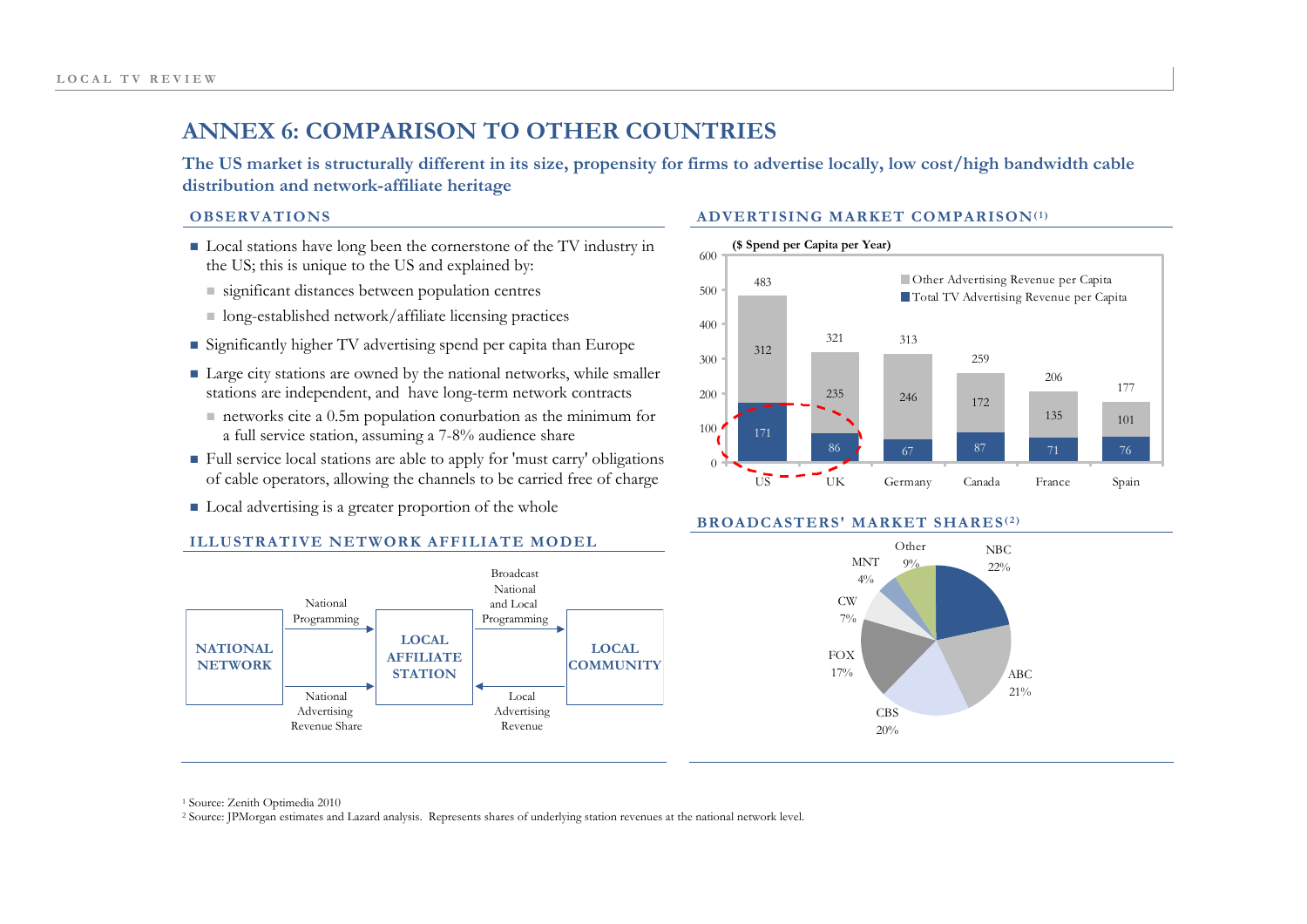# ANNEX 6: COMPARISON TO OTHER COUNTRIES

**The US market is structurally different in its size, propensity for firms to advertise locally, low cost/high bandwidth cable distribution and network-affiliate heritage**

## OBSERVATIONS

- Local stations have long been the cornerstone of the TV industry in the US; this is unique to the US and explained by:
  - significant distances between population centres
  - long-established network/affiliate licensing practices
- Significantly higher TV advertising spend per capita than Europe
- Large city stations are owned by the national networks, while smaller stations are independent, and have long-term network contracts
  - networks cite a 0.5m population conurbation as the minimum for a full service station, assuming a 7-8% audience share
- Full service local stations are able to apply for 'must carry' obligations of cable operators, allowing the channels to be carried free of charge
- Local advertising is a greater proportion of the whole

## ILLUSTRATIVE NETWORK AFFILIATE MODEL

NATIONAL NETWORK → (National Programming) → LOCAL AFFILIATE STATION → (Broadcast National and Local Programming) → LOCAL COMMUNITY

NATIONAL NETWORK → (National Advertising Revenue Share) → LOCAL AFFILIATE STATION ← (Local Advertising Revenue) ← LOCAL COMMUNITY

## ADVERTISING MARKET COMPARISON[1]

**($ Spend per Capita per Year)**

| Country | Total TV Advertising Revenue per Capita | Other Advertising Revenue per Capita | Total |
|---|---|---|---|
| US | 171 | 312 | 483 |
| UK | 86 | 235 | 321 |
| Germany | 67 | 246 | 313 |
| Canada | 87 | 172 | 259 |
| France | 71 | 135 | 206 |
| Spain | 76 | 101 | 177 |

## BROADCASTERS' MARKET SHARES[2]

| Broadcaster | Share |
|---|---|
| NBC | 22% |
| ABC | 21% |
| CBS | 20% |
| FOX | 17% |
| CW | 7% |
| MNT | 4% |
| Other | 9% |

[1] Source: Zenith Optimedia 2010

[2] Source: JPMorgan estimates and Lazard analysis. Represents shares of underlying station revenues at the national network level.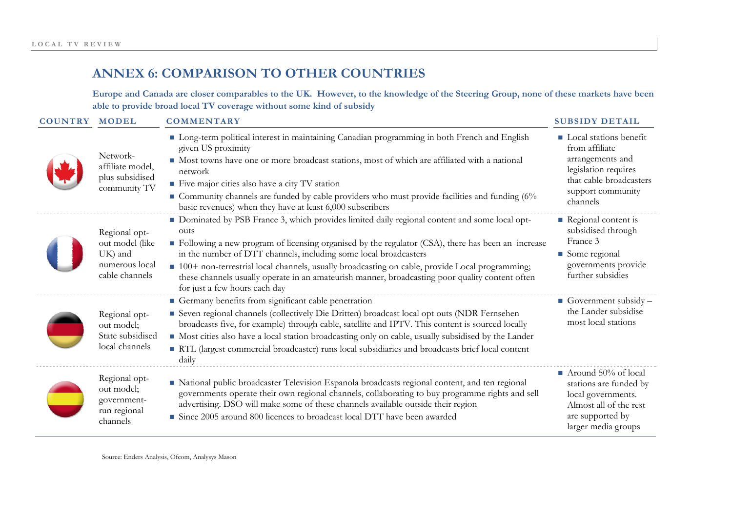# ANNEX 6: COMPARISON TO OTHER COUNTRIES

**Europe and Canada are closer comparables to the UK. However, to the knowledge of the Steering Group, none of these markets have been able to provide broad local TV coverage without some kind of subsidy**

| COUNTRY | MODEL | COMMENTARY | SUBSIDY DETAIL |
|---|---|---|---|
| Canada | Network-affiliate model, plus subsidised community TV | ■ Long-term political interest in maintaining Canadian programming in both French and English given US proximity<br>■ Most towns have one or more broadcast stations, most of which are affiliated with a national network<br>■ Five major cities also have a city TV station<br>■ Community channels are funded by cable providers who must provide facilities and funding (6% basic revenues) when they have at least 6,000 subscribers | ■ Local stations benefit from affiliate arrangements and legislation requires that cable broadcasters support community channels |
| France | Regional opt-out model (like UK) and numerous local cable channels | ■ Dominated by PSB France 3, which provides limited daily regional content and some local opt-outs<br>■ Following a new program of licensing organised by the regulator (CSA), there has been an increase in the number of DTT channels, including some local broadcasters<br>■ 100+ non-terrestrial local channels, usually broadcasting on cable, provide Local programming; these channels usually operate in an amateurish manner, broadcasting poor quality content often for just a few hours each day | ■ Regional content is subsidised through France 3<br>■ Some regional governments provide further subsidies |
| Germany | Regional opt-out model; State subsidised local channels | ■ Germany benefits from significant cable penetration<br>■ Seven regional channels (collectively Die Dritten) broadcast local opt outs (NDR Fernsehen broadcasts five, for example) through cable, satellite and IPTV. This content is sourced locally<br>■ Most cities also have a local station broadcasting only on cable, usually subsidised by the Lander<br>■ RTL (largest commercial broadcaster) runs local subsidiaries and broadcasts brief local content daily | ■ Government subsidy – the Lander subsidise most local stations |
| Spain | Regional opt-out model; government-run regional channels | ■ National public broadcaster Television Espanola broadcasts regional content, and ten regional governments operate their own regional channels, collaborating to buy programme rights and sell advertising. DSO will make some of these channels available outside their region<br>■ Since 2005 around 800 licences to broadcast local DTT have been awarded | ■ Around 50% of local stations are funded by local governments. Almost all of the rest are supported by larger media groups |

Source: Enders Analysis, Ofcom, Analysys Mason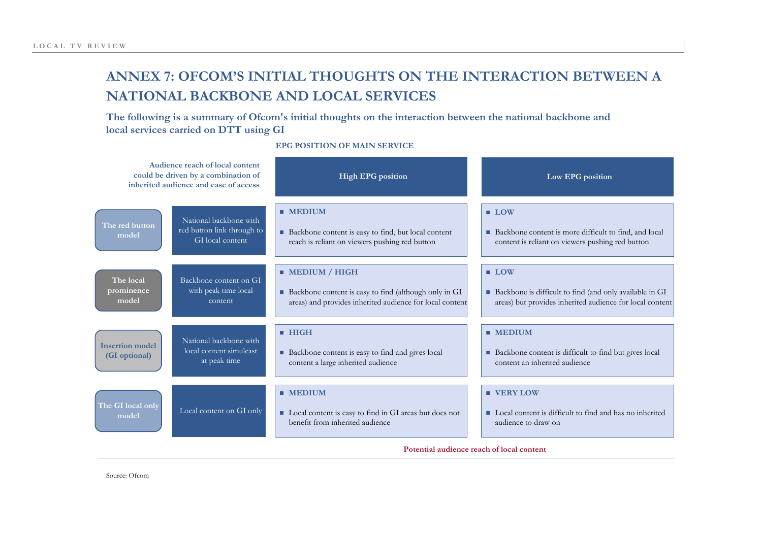# ANNEX 7: OFCOM'S INITIAL THOUGHTS ON THE INTERACTION BETWEEN A NATIONAL BACKBONE AND LOCAL SERVICES

**The following is a summary of Ofcom's initial thoughts on the interaction between the national backbone and local services carried on DTT using GI**

| Audience reach of local content could be driven by a combination of inherited audience and ease of access | | EPG POSITION OF MAIN SERVICE: High EPG position | EPG POSITION OF MAIN SERVICE: Low EPG position |
|---|---|---|---|
| The red button model | National backbone with red button link through to GI local content | **MEDIUM**<br>Backbone content is easy to find, but local content reach is reliant on viewers pushing red button | **LOW**<br>Backbone content is more difficult to find, and local content is reliant on viewers pushing red button |
| The local prominence model | Backbone content on GI with peak time local content | **MEDIUM / HIGH**<br>Backbone content is easy to find (although only in GI areas) and provides inherited audience for local content | **LOW**<br>Backbone is difficult to find (and only available in GI areas) but provides inherited audience for local content |
| Insertion model (GI optional) | National backbone with local content simulcast at peak time | **HIGH**<br>Backbone content is easy to find and gives local content a large inherited audience | **MEDIUM**<br>Backbone content is difficult to find but gives local content an inherited audience |
| The GI local only model | Local content on GI only | **MEDIUM**<br>Local content is easy to find in GI areas but does not benefit from inherited audience | **VERY LOW**<br>Local content is difficult to find and has no inherited audience to draw on |

Potential audience reach of local content

Source: Ofcom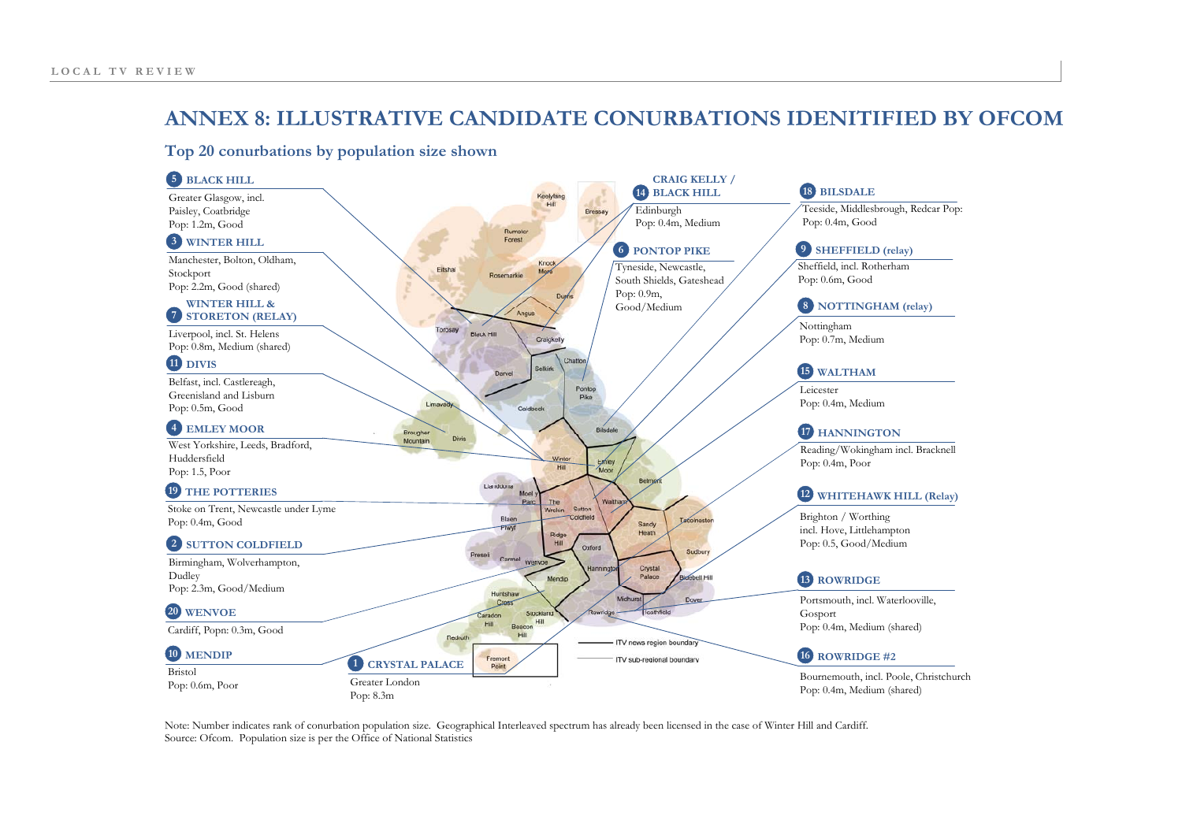# ANNEX 8: ILLUSTRATIVE CANDIDATE CONURBATIONS IDENITIFIED BY OFCOM

## Top 20 conurbations by population size shown

**5 BLACK HILL**
Greater Glasgow, incl. Paisley, Coatbridge
Pop: 1.2m, Good

**3 WINTER HILL**
Manchester, Bolton, Oldham, Stockport
Pop: 2.2m, Good (shared)

**7 WINTER HILL & STORETON (RELAY)**
Liverpool, incl. St. Helens
Pop: 0.8m, Medium (shared)

**11 DIVIS**
Belfast, incl. Castlereagh, Greenisland and Lisburn
Pop: 0.5m, Good

**4 EMLEY MOOR**
West Yorkshire, Leeds, Bradford, Huddersfield
Pop: 1.5, Poor

**19 THE POTTERIES**
Stoke on Trent, Newcastle under Lyme
Pop: 0.4m, Good

**2 SUTTON COLDFIELD**
Birmingham, Wolverhampton, Dudley
Pop: 2.3m, Good/Medium

**20 WENVOE**
Cardiff, Popn: 0.3m, Good

**10 MENDIP**
Bristol
Pop: 0.6m, Poor

**1 CRYSTAL PALACE**
Greater London
Pop: 8.3m

**14 CRAIG KELLY / BLACK HILL**
Edinburgh
Pop: 0.4m, Medium

**6 PONTOP PIKE**
Tyneside, Newcastle, South Shields, Gateshead
Pop: 0.9m, Good/Medium

**18 BILSDALE**
Teeside, Middlesbrough, Redcar Pop: 0.4m, Good

**9 SHEFFIELD (relay)**
Sheffield, incl. Rotherham
Pop: 0.6m, Good

**8 NOTTINGHAM (relay)**
Nottingham
Pop: 0.7m, Medium

**15 WALTHAM**
Leicester
Pop: 0.4m, Medium

**17 HANNINGTON**
Reading/Wokingham incl. Bracknell
Pop: 0.4m, Poor

**12 WHITEHAWK HILL (Relay)**
Brighton / Worthing incl. Hove, Littlehampton
Pop: 0.5, Good/Medium

**13 ROWRIDGE**
Portsmouth, incl. Waterlooville, Gosport
Pop: 0.4m, Medium (shared)

**16 ROWRIDGE #2**
Bournemouth, incl. Poole, Christchurch
Pop: 0.4m, Medium (shared)

Map legend: ITV news region boundary; ITV sub-regional boundary

Note: Number indicates rank of conurbation population size. Geographical Interleaved spectrum has already been licensed in the case of Winter Hill and Cardiff.
Source: Ofcom. Population size is per the Office of National Statistics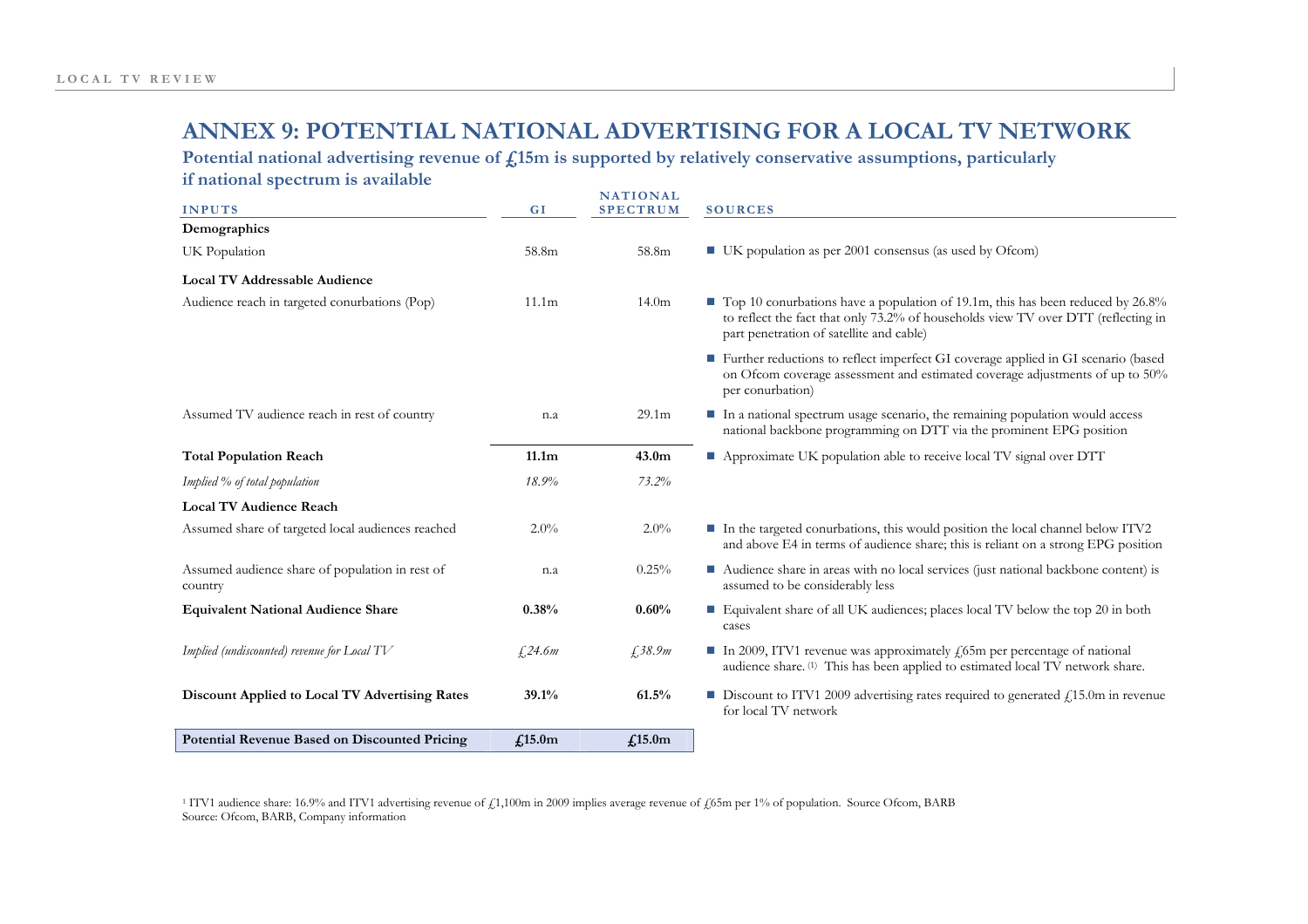# ANNEX 9: POTENTIAL NATIONAL ADVERTISING FOR A LOCAL TV NETWORK

**Potential national advertising revenue of £15m is supported by relatively conservative assumptions, particularly if national spectrum is available**

| INPUTS | GI | NATIONAL SPECTRUM | SOURCES |
|---|---|---|---|
| **Demographics** | | | |
| UK Population | 58.8m | 58.8m | ■ UK population as per 2001 consensus (as used by Ofcom) |
| **Local TV Addressable Audience** | | | |
| Audience reach in targeted conurbations (Pop) | 11.1m | 14.0m | ■ Top 10 conurbations have a population of 19.1m, this has been reduced by 26.8% to reflect the fact that only 73.2% of households view TV over DTT (reflecting in part penetration of satellite and cable)<br>■ Further reductions to reflect imperfect GI coverage applied in GI scenario (based on Ofcom coverage assessment and estimated coverage adjustments of up to 50% per conurbation) |
| Assumed TV audience reach in rest of country | n.a | 29.1m | ■ In a national spectrum usage scenario, the remaining population would access national backbone programming on DTT via the prominent EPG position |
| **Total Population Reach** | **11.1m** | **43.0m** | ■ Approximate UK population able to receive local TV signal over DTT |
| *Implied % of total population* | *18.9%* | *73.2%* | |
| **Local TV Audience Reach** | | | |
| Assumed share of targeted local audiences reached | 2.0% | 2.0% | ■ In the targeted conurbations, this would position the local channel below ITV2 and above E4 in terms of audience share; this is reliant on a strong EPG position |
| Assumed audience share of population in rest of country | n.a | 0.25% | ■ Audience share in areas with no local services (just national backbone content) is assumed to be considerably less |
| **Equivalent National Audience Share** | **0.38%** | **0.60%** | ■ Equivalent share of all UK audiences; places local TV below the top 20 in both cases |
| *Implied (undiscounted) revenue for Local TV* | *£24.6m* | *£38.9m* | ■ In 2009, ITV1 revenue was approximately £65m per percentage of national audience share. (1) This has been applied to estimated local TV network share. |
| **Discount Applied to Local TV Advertising Rates** | **39.1%** | **61.5%** | ■ Discount to ITV1 2009 advertising rates required to generated £15.0m in revenue for local TV network |
| **Potential Revenue Based on Discounted Pricing** | **£15.0m** | **£15.0m** | |

[1] ITV1 audience share: 16.9% and ITV1 advertising revenue of £1,100m in 2009 implies average revenue of £65m per 1% of population. Source Ofcom, BARB

Source: Ofcom, BARB, Company information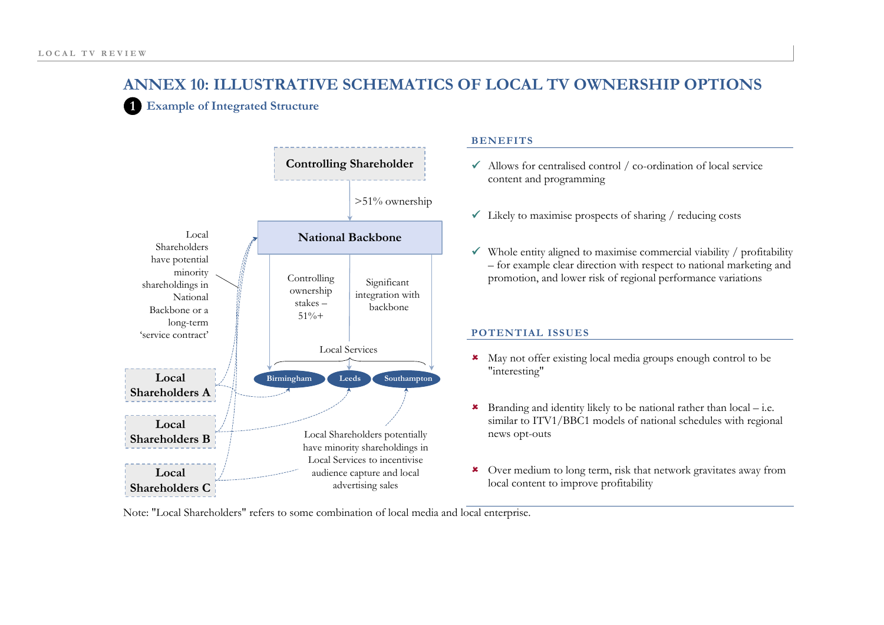# ANNEX 10: ILLUSTRATIVE SCHEMATICS OF LOCAL TV OWNERSHIP OPTIONS

## 1 Example of Integrated Structure

Controlling Shareholder

>51% ownership

National Backbone

Controlling ownership stakes – 51%+

Significant integration with backbone

Local Services

Birmingham

Leeds

Southampton

Local Shareholders have potential minority shareholdings in National Backbone or a long-term 'service contract'

Local Shareholders A

Local Shareholders B

Local Shareholders C

Local Shareholders potentially have minority shareholdings in Local Services to incentivise audience capture and local advertising sales

### BENEFITS

- ✔ Allows for centralised control / co-ordination of local service content and programming
- ✔ Likely to maximise prospects of sharing / reducing costs
- ✔ Whole entity aligned to maximise commercial viability / profitability – for example clear direction with respect to national marketing and promotion, and lower risk of regional performance variations

### POTENTIAL ISSUES

- ✖ May not offer existing local media groups enough control to be "interesting"
- ✖ Branding and identity likely to be national rather than local – i.e. similar to ITV1/BBC1 models of national schedules with regional news opt-outs
- ✖ Over medium to long term, risk that network gravitates away from local content to improve profitability

Note: "Local Shareholders" refers to some combination of local media and local enterprise.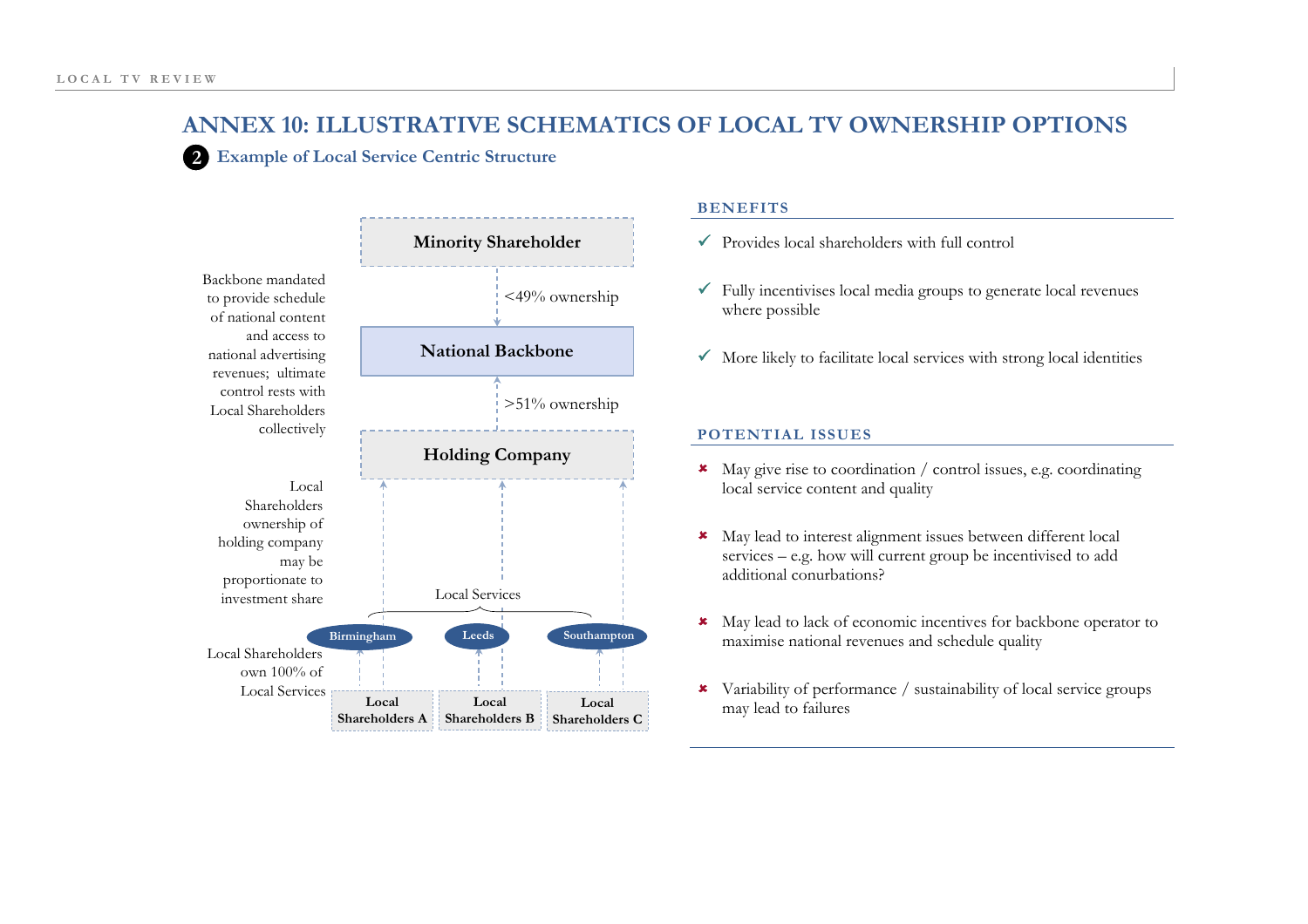# ANNEX 10: ILLUSTRATIVE SCHEMATICS OF LOCAL TV OWNERSHIP OPTIONS

## 2 Example of Local Service Centric Structure

**Minority Shareholder**

<49% ownership

**National Backbone**

>51% ownership

**Holding Company**

Local Services

Birmingham | Leeds | Southampton

**Local Shareholders A** | **Local Shareholders B** | **Local Shareholders C**

Backbone mandated to provide schedule of national content and access to national advertising revenues; ultimate control rests with Local Shareholders collectively

Local Shareholders ownership of holding company may be proportionate to investment share

Local Shareholders own 100% of Local Services

### BENEFITS

- ✓ Provides local shareholders with full control
- ✓ Fully incentivises local media groups to generate local revenues where possible
- ✓ More likely to facilitate local services with strong local identities

### POTENTIAL ISSUES

- ✗ May give rise to coordination / control issues, e.g. coordinating local service content and quality
- ✗ May lead to interest alignment issues between different local services – e.g. how will current group be incentivised to add additional conurbations?
- ✗ May lead to lack of economic incentives for backbone operator to maximise national revenues and schedule quality
- ✗ Variability of performance / sustainability of local service groups may lead to failures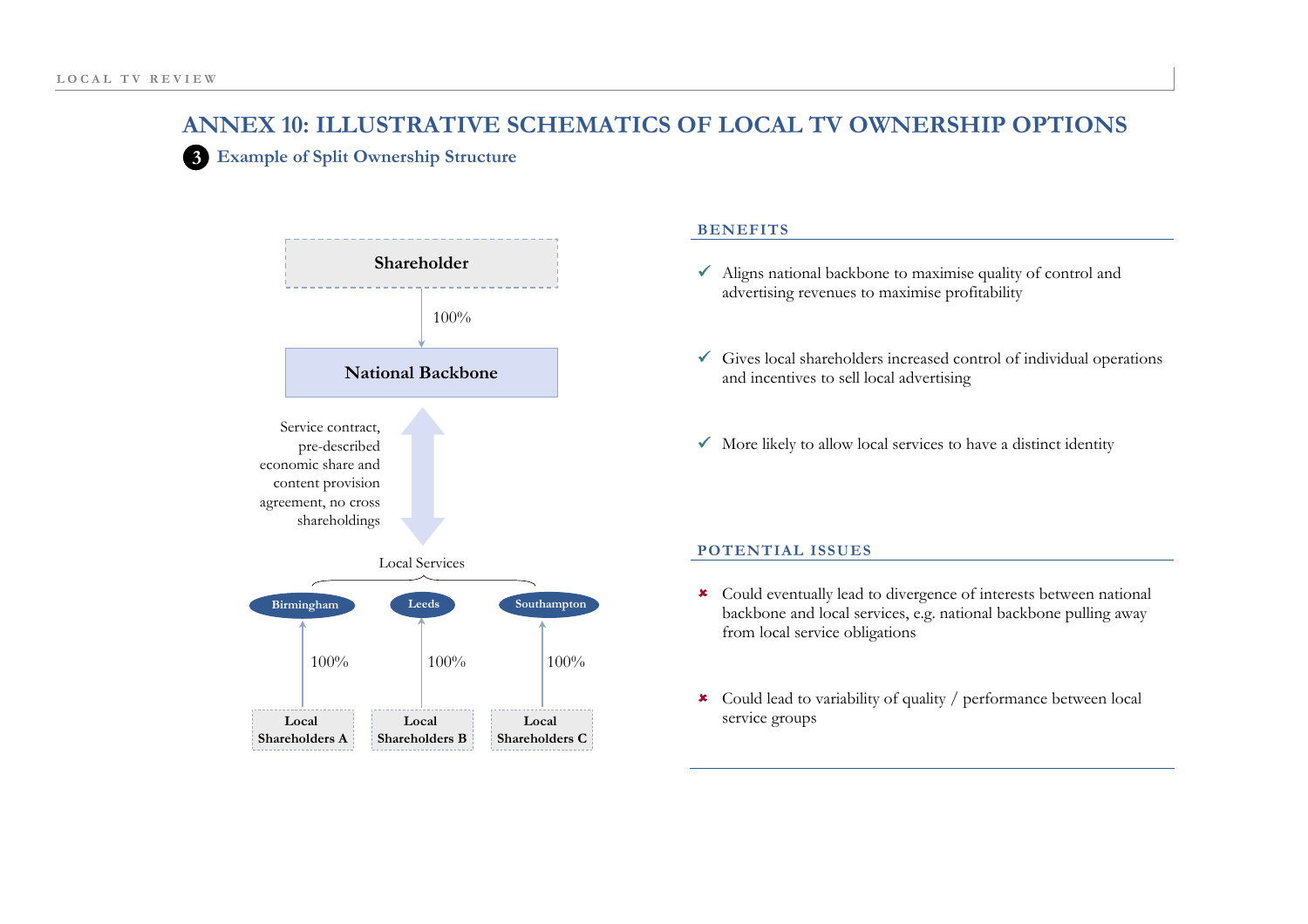# ANNEX 10: ILLUSTRATIVE SCHEMATICS OF LOCAL TV OWNERSHIP OPTIONS

## 3 Example of Split Ownership Structure

**Shareholder**

100%

**National Backbone**

Service contract, pre-described economic share and content provision agreement, no cross shareholdings

Local Services

**Birmingham** | **Leeds** | **Southampton**

100% | 100% | 100%

**Local Shareholders A** | **Local Shareholders B** | **Local Shareholders C**

### BENEFITS

- ✓ Aligns national backbone to maximise quality of control and advertising revenues to maximise profitability
- ✓ Gives local shareholders increased control of individual operations and incentives to sell local advertising
- ✓ More likely to allow local services to have a distinct identity

### POTENTIAL ISSUES

- ✖ Could eventually lead to divergence of interests between national backbone and local services, e.g. national backbone pulling away from local service obligations
- ✖ Could lead to variability of quality / performance between local service groups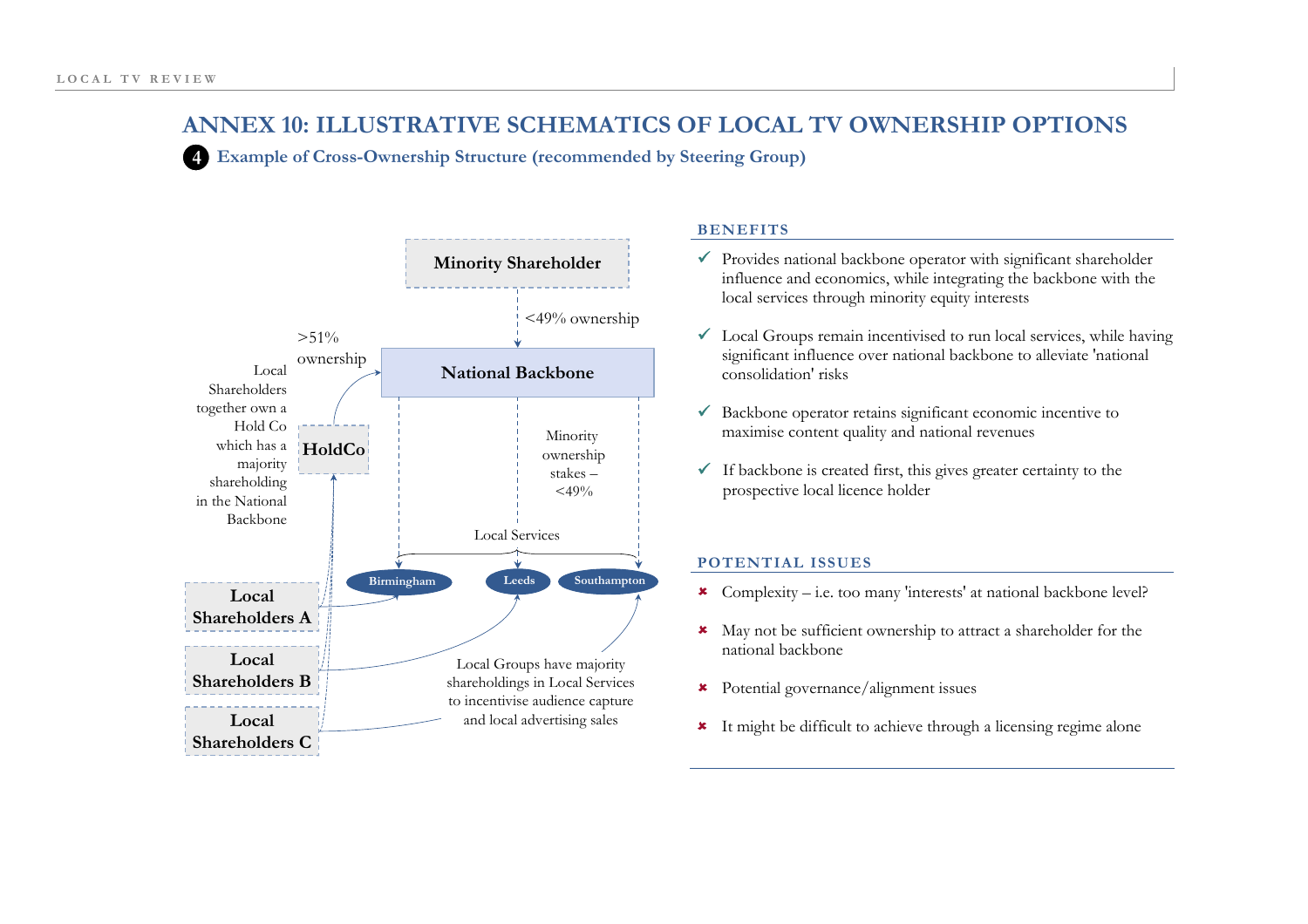# ANNEX 10: ILLUSTRATIVE SCHEMATICS OF LOCAL TV OWNERSHIP OPTIONS

## 4 Example of Cross-Ownership Structure (recommended by Steering Group)

Minority Shareholder

<49% ownership

>51% ownership

National Backbone

Local Shareholders together own a Hold Co which has a majority shareholding in the National Backbone

HoldCo

Minority ownership stakes – <49%

Local Services

Birmingham

Leeds

Southampton

Local Shareholders A

Local Shareholders B

Local Shareholders C

Local Groups have majority shareholdings in Local Services to incentivise audience capture and local advertising sales

### BENEFITS

- ✓ Provides national backbone operator with significant shareholder influence and economics, while integrating the backbone with the local services through minority equity interests
- ✓ Local Groups remain incentivised to run local services, while having significant influence over national backbone to alleviate 'national consolidation' risks
- ✓ Backbone operator retains significant economic incentive to maximise content quality and national revenues
- ✓ If backbone is created first, this gives greater certainty to the prospective local licence holder

### POTENTIAL ISSUES

- ✘ Complexity – i.e. too many 'interests' at national backbone level?
- ✘ May not be sufficient ownership to attract a shareholder for the national backbone
- ✘ Potential governance/alignment issues
- ✘ It might be difficult to achieve through a licensing regime alone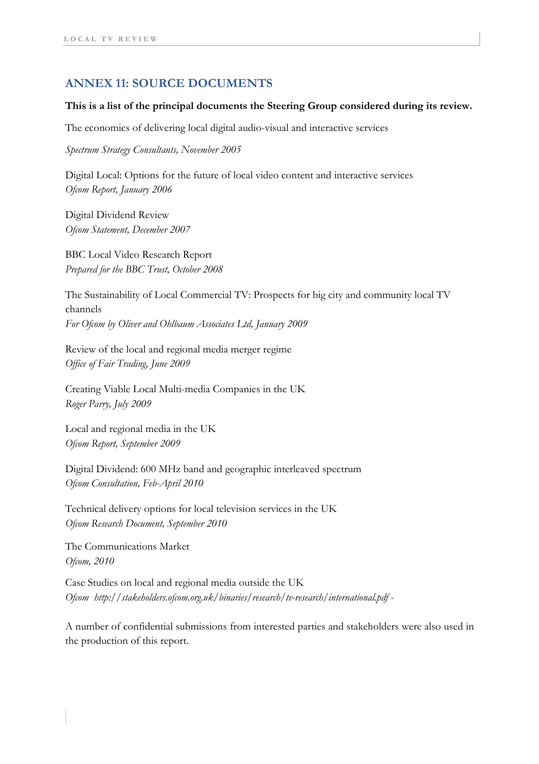## ANNEX 11: SOURCE DOCUMENTS

**This is a list of the principal documents the Steering Group considered during its review.**

The economics of delivering local digital audio-visual and interactive services

*Spectrum Strategy Consultants, November 2005*

Digital Local: Options for the future of local video content and interactive services
*Ofcom Report, January 2006*

Digital Dividend Review
*Ofcom Statement, December 2007*

BBC Local Video Research Report
*Prepared for the BBC Trust, October 2008*

The Sustainability of Local Commercial TV: Prospects for big city and community local TV channels
*For Ofcom by Oliver and Ohlbaum Associates Ltd, January 2009*

Review of the local and regional media merger regime
*Office of Fair Trading, June 2009*

Creating Viable Local Multi-media Companies in the UK
*Roger Parry, July 2009*

Local and regional media in the UK
*Ofcom Report, September 2009*

Digital Dividend: 600 MHz band and geographic interleaved spectrum
*Ofcom Consultation, Feb-April 2010*

Technical delivery options for local television services in the UK
*Ofcom Research Document, September 2010*

The Communications Market
*Ofcom, 2010*

Case Studies on local and regional media outside the UK
*Ofcom http://stakeholders.ofcom.org.uk/binaries/research/tv-research/international.pdf -*

A number of confidential submissions from interested parties and stakeholders were also used in the production of this report.